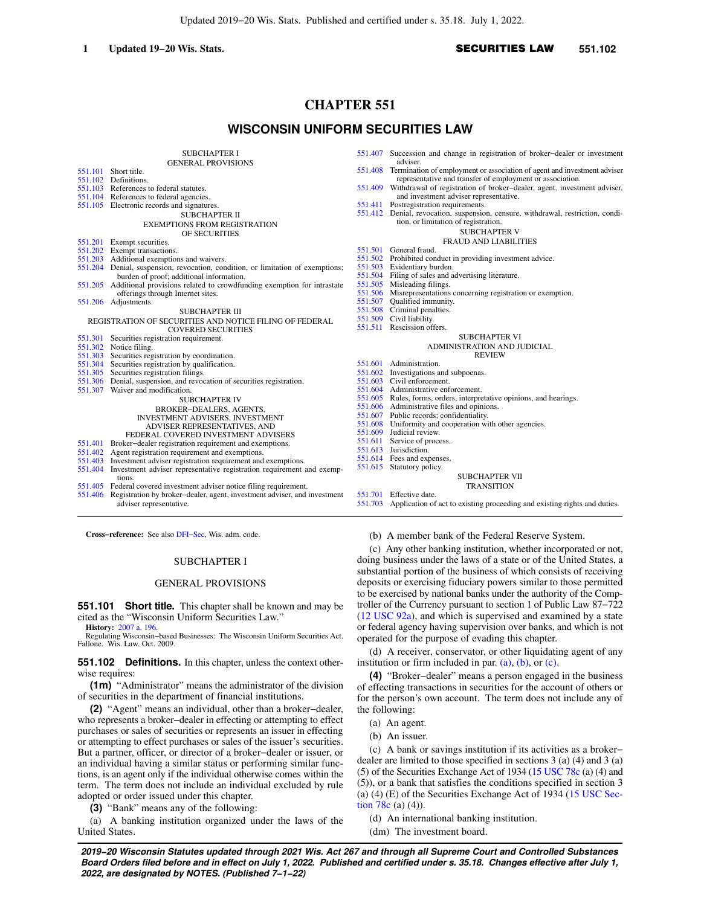# CHAPTER 551

## WISCONSIN UNIFORM SECURITIES LAW

SUBCHAPTER I
GENERAL PROVISIONS

551.101 Short title.
551.102 Definitions.
551.103 References to federal statutes.
551.104 References to federal agencies.
551.105 Electronic records and signatures.

SUBCHAPTER II
EXEMPTIONS FROM REGISTRATION OF SECURITIES

551.201 Exempt securities.
551.202 Exempt transactions.
551.203 Additional exemptions and waivers.
551.204 Denial, suspension, revocation, condition, or limitation of exemptions; burden of proof; additional information.
551.205 Additional provisions related to crowdfunding exemption for intrastate offerings through Internet sites.
551.206 Adjustments.

SUBCHAPTER III
REGISTRATION OF SECURITIES AND NOTICE FILING OF FEDERAL COVERED SECURITIES

551.301 Securities registration requirement.
551.302 Notice filing.
551.303 Securities registration by coordination.
551.304 Securities registration by qualification.
551.305 Securities registration filings.
551.306 Denial, suspension, and revocation of securities registration.
551.307 Waiver and modification.

SUBCHAPTER IV
BROKER−DEALERS, AGENTS, INVESTMENT ADVISERS, INVESTMENT ADVISER REPRESENTATIVES, AND FEDERAL COVERED INVESTMENT ADVISERS

551.401 Broker−dealer registration requirement and exemptions.
551.402 Agent registration requirement and exemptions.
551.403 Investment adviser registration requirement and exemptions.
551.404 Investment adviser representative registration requirement and exemptions.
551.405 Federal covered investment adviser notice filing requirement.
551.406 Registration by broker−dealer, agent, investment adviser, and investment adviser representative.
551.407 Succession and change in registration of broker−dealer or investment adviser.
551.408 Termination of employment or association of agent and investment adviser representative and transfer of employment or association.
551.409 Withdrawal of registration of broker−dealer, agent, investment adviser, and investment adviser representative.
551.411 Postregistration requirements.
551.412 Denial, revocation, suspension, censure, withdrawal, restriction, condition, or limitation of registration.

SUBCHAPTER V
FRAUD AND LIABILITIES

551.501 General fraud.
551.502 Prohibited conduct in providing investment advice.
551.503 Evidentiary burden.
551.504 Filing of sales and advertising literature.
551.505 Misleading filings.
551.506 Misrepresentations concerning registration or exemption.
551.507 Qualified immunity.
551.508 Criminal penalties.
551.509 Civil liability.
551.511 Rescission offers.

SUBCHAPTER VI
ADMINISTRATION AND JUDICIAL REVIEW

551.601 Administration.
551.602 Investigations and subpoenas.
551.603 Civil enforcement.
551.604 Administrative enforcement.
551.605 Rules, forms, orders, interpretative opinions, and hearings.
551.606 Administrative files and opinions.
551.607 Public records; confidentiality.
551.608 Uniformity and cooperation with other agencies.
551.609 Judicial review.
551.611 Service of process.
551.613 Jurisdiction.
551.614 Fees and expenses.
551.615 Statutory policy.

SUBCHAPTER VII
TRANSITION

551.701 Effective date.
551.703 Application of act to existing proceeding and existing rights and duties.

---

**Cross−reference:** See also DFI−Sec, Wis. adm. code.

SUBCHAPTER I

GENERAL PROVISIONS

**551.101 Short title.** This chapter shall be known and may be cited as the "Wisconsin Uniform Securities Law."

**History:** 2007 a. 196.

Regulating Wisconsin−based Businesses: The Wisconsin Uniform Securities Act. Fallone. Wis. Law. Oct. 2009.

**551.102 Definitions.** In this chapter, unless the context otherwise requires:

**(1m)** "Administrator" means the administrator of the division of securities in the department of financial institutions.

**(2)** "Agent" means an individual, other than a broker−dealer, who represents a broker−dealer in effecting or attempting to effect purchases or sales of securities or represents an issuer in effecting or attempting to effect purchases or sales of the issuer's securities. But a partner, officer, or director of a broker−dealer or issuer, or an individual having a similar status or performing similar functions, is an agent only if the individual otherwise comes within the term. The term does not include an individual excluded by rule adopted or order issued under this chapter.

**(3)** "Bank" means any of the following:

(a) A banking institution organized under the laws of the United States.

(b) A member bank of the Federal Reserve System.

(c) Any other banking institution, whether incorporated or not, doing business under the laws of a state or of the United States, a substantial portion of the business of which consists of receiving deposits or exercising fiduciary powers similar to those permitted to be exercised by national banks under the authority of the Comptroller of the Currency pursuant to section 1 of Public Law 87−722 (12 USC 92a), and which is supervised and examined by a state or federal agency having supervision over banks, and which is not operated for the purpose of evading this chapter.

(d) A receiver, conservator, or other liquidating agent of any institution or firm included in par. (a), (b), or (c).

**(4)** "Broker−dealer" means a person engaged in the business of effecting transactions in securities for the account of others or for the person's own account. The term does not include any of the following:

(a) An agent.

(b) An issuer.

(c) A bank or savings institution if its activities as a broker−dealer are limited to those specified in sections 3 (a) (4) and 3 (a) (5) of the Securities Exchange Act of 1934 (15 USC 78c (a) (4) and (5)), or a bank that satisfies the conditions specified in section 3 (a) (4) (E) of the Securities Exchange Act of 1934 (15 USC Section 78c (a) (4)).

(d) An international banking institution.

(dm) The investment board.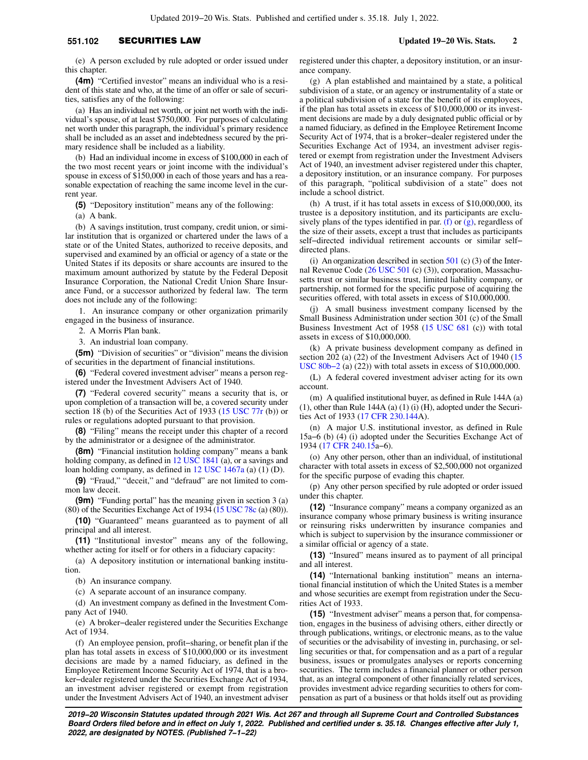(e) A person excluded by rule adopted or order issued under this chapter.

**(4m)** "Certified investor" means an individual who is a resident of this state and who, at the time of an offer or sale of securities, satisfies any of the following:

(a) Has an individual net worth, or joint net worth with the individual's spouse, of at least $750,000. For purposes of calculating net worth under this paragraph, the individual's primary residence shall be included as an asset and indebtedness secured by the primary residence shall be included as a liability.

(b) Had an individual income in excess of $100,000 in each of the two most recent years or joint income with the individual's spouse in excess of $150,000 in each of those years and has a reasonable expectation of reaching the same income level in the current year.

**(5)** "Depository institution" means any of the following:

(a) A bank.

(b) A savings institution, trust company, credit union, or similar institution that is organized or chartered under the laws of a state or of the United States, authorized to receive deposits, and supervised and examined by an official or agency of a state or the United States if its deposits or share accounts are insured to the maximum amount authorized by statute by the Federal Deposit Insurance Corporation, the National Credit Union Share Insurance Fund, or a successor authorized by federal law. The term does not include any of the following:

1. An insurance company or other organization primarily engaged in the business of insurance.

2. A Morris Plan bank.

3. An industrial loan company.

**(5m)** "Division of securities" or "division" means the division of securities in the department of financial institutions.

**(6)** "Federal covered investment adviser" means a person registered under the Investment Advisers Act of 1940.

**(7)** "Federal covered security" means a security that is, or upon completion of a transaction will be, a covered security under section 18 (b) of the Securities Act of 1933 (15 USC 77r (b)) or rules or regulations adopted pursuant to that provision.

**(8)** "Filing" means the receipt under this chapter of a record by the administrator or a designee of the administrator.

**(8m)** "Financial institution holding company" means a bank holding company, as defined in 12 USC 1841 (a), or a savings and loan holding company, as defined in 12 USC 1467a (a) (1) (D).

**(9)** "Fraud," "deceit," and "defraud" are not limited to common law deceit.

**(9m)** "Funding portal" has the meaning given in section 3 (a) (80) of the Securities Exchange Act of 1934 (15 USC 78c (a) (80)).

**(10)** "Guaranteed" means guaranteed as to payment of all principal and all interest.

**(11)** "Institutional investor" means any of the following, whether acting for itself or for others in a fiduciary capacity:

(a) A depository institution or international banking institution.

(b) An insurance company.

(c) A separate account of an insurance company.

(d) An investment company as defined in the Investment Company Act of 1940.

(e) A broker-dealer registered under the Securities Exchange Act of 1934.

(f) An employee pension, profit-sharing, or benefit plan if the plan has total assets in excess of $10,000,000 or its investment decisions are made by a named fiduciary, as defined in the Employee Retirement Income Security Act of 1974, that is a broker-dealer registered under the Securities Exchange Act of 1934, an investment adviser registered or exempt from registration under the Investment Advisers Act of 1940, an investment adviser registered under this chapter, a depository institution, or an insurance company.

(g) A plan established and maintained by a state, a political subdivision of a state, or an agency or instrumentality of a state or a political subdivision of a state for the benefit of its employees, if the plan has total assets in excess of $10,000,000 or its investment decisions are made by a duly designated public official or by a named fiduciary, as defined in the Employee Retirement Income Security Act of 1974, that is a broker-dealer registered under the Securities Exchange Act of 1934, an investment adviser registered or exempt from registration under the Investment Advisers Act of 1940, an investment adviser registered under this chapter, a depository institution, or an insurance company. For purposes of this paragraph, "political subdivision of a state" does not include a school district.

(h) A trust, if it has total assets in excess of $10,000,000, its trustee is a depository institution, and its participants are exclusively plans of the types identified in par. (f) or (g), regardless of the size of their assets, except a trust that includes as participants self-directed individual retirement accounts or similar self-directed plans.

(i) An organization described in section 501 (c) (3) of the Internal Revenue Code (26 USC 501 (c) (3)), corporation, Massachusetts trust or similar business trust, limited liability company, or partnership, not formed for the specific purpose of acquiring the securities offered, with total assets in excess of $10,000,000.

(j) A small business investment company licensed by the Small Business Administration under section 301 (c) of the Small Business Investment Act of 1958 (15 USC 681 (c)) with total assets in excess of $10,000,000.

(k) A private business development company as defined in section 202 (a) (22) of the Investment Advisers Act of 1940 (15 USC 80b-2 (a) (22)) with total assets in excess of $10,000,000.

(L) A federal covered investment adviser acting for its own account.

(m) A qualified institutional buyer, as defined in Rule 144A (a) (1), other than Rule 144A (a) (1) (i) (H), adopted under the Securities Act of 1933 (17 CFR 230.144A).

(n) A major U.S. institutional investor, as defined in Rule 15a-6 (b) (4) (i) adopted under the Securities Exchange Act of 1934 (17 CFR 240.15a-6).

(o) Any other person, other than an individual, of institutional character with total assets in excess of $2,500,000 not organized for the specific purpose of evading this chapter.

(p) Any other person specified by rule adopted or order issued under this chapter.

**(12)** "Insurance company" means a company organized as an insurance company whose primary business is writing insurance or reinsuring risks underwritten by insurance companies and which is subject to supervision by the insurance commissioner or a similar official or agency of a state.

**(13)** "Insured" means insured as to payment of all principal and all interest.

**(14)** "International banking institution" means an international financial institution of which the United States is a member and whose securities are exempt from registration under the Securities Act of 1933.

**(15)** "Investment adviser" means a person that, for compensation, engages in the business of advising others, either directly or through publications, writings, or electronic means, as to the value of securities or the advisability of investing in, purchasing, or selling securities or that, for compensation and as a part of a regular business, issues or promulgates analyses or reports concerning securities. The term includes a financial planner or other person that, as an integral component of other financially related services, provides investment advice regarding securities to others for compensation as part of a business or that holds itself out as providing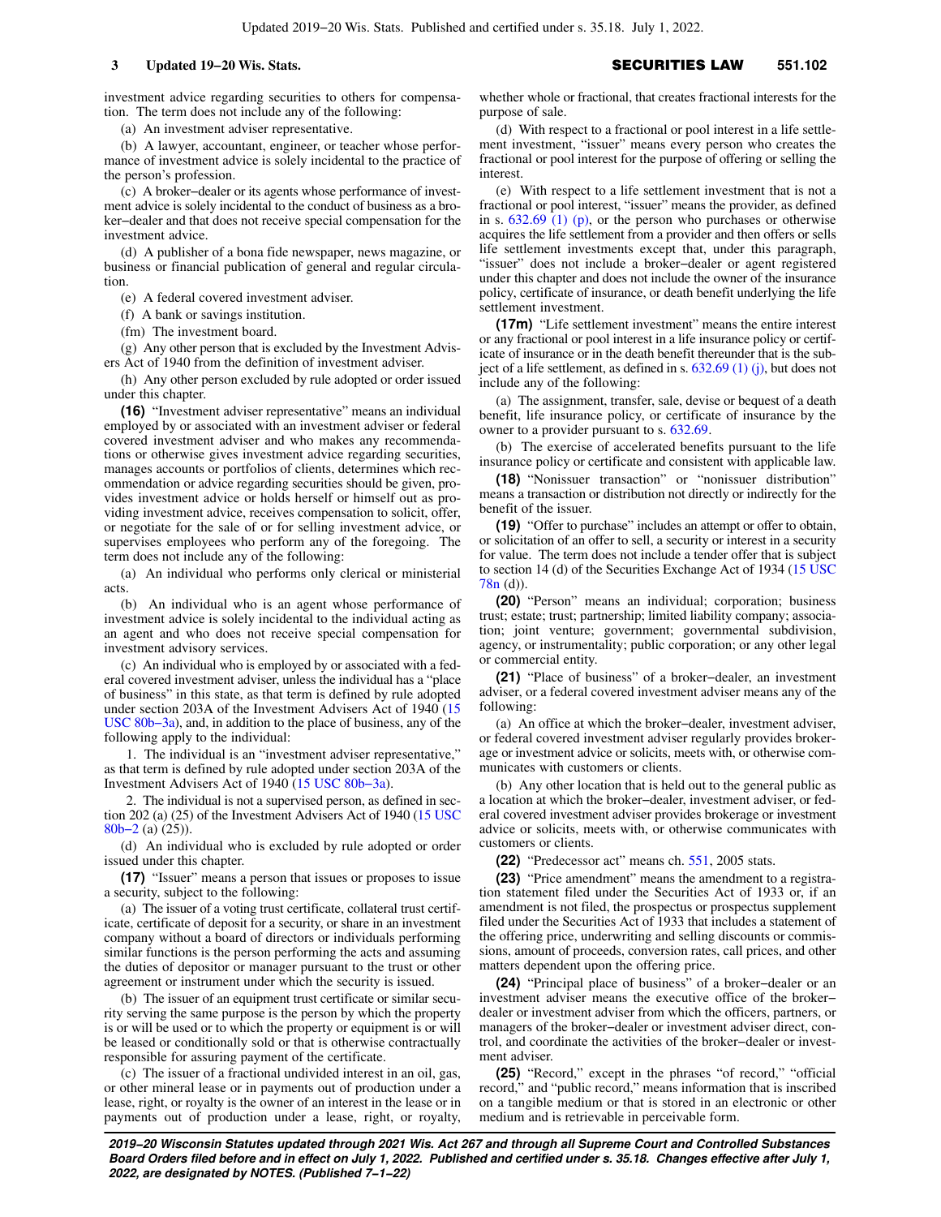investment advice regarding securities to others for compensation. The term does not include any of the following:

(a) An investment adviser representative.

(b) A lawyer, accountant, engineer, or teacher whose performance of investment advice is solely incidental to the practice of the person's profession.

(c) A broker−dealer or its agents whose performance of investment advice is solely incidental to the conduct of business as a broker−dealer and that does not receive special compensation for the investment advice.

(d) A publisher of a bona fide newspaper, news magazine, or business or financial publication of general and regular circulation.

(e) A federal covered investment adviser.

(f) A bank or savings institution.

(fm) The investment board.

(g) Any other person that is excluded by the Investment Advisers Act of 1940 from the definition of investment adviser.

(h) Any other person excluded by rule adopted or order issued under this chapter.

**(16)** "Investment adviser representative" means an individual employed by or associated with an investment adviser or federal covered investment adviser and who makes any recommendations or otherwise gives investment advice regarding securities, manages accounts or portfolios of clients, determines which recommendation or advice regarding securities should be given, provides investment advice or holds herself or himself out as providing investment advice, receives compensation to solicit, offer, or negotiate for the sale of or for selling investment advice, or supervises employees who perform any of the foregoing. The term does not include any of the following:

(a) An individual who performs only clerical or ministerial acts.

(b) An individual who is an agent whose performance of investment advice is solely incidental to the individual acting as an agent and who does not receive special compensation for investment advisory services.

(c) An individual who is employed by or associated with a federal covered investment adviser, unless the individual has a "place of business" in this state, as that term is defined by rule adopted under section 203A of the Investment Advisers Act of 1940 (15 USC 80b−3a), and, in addition to the place of business, any of the following apply to the individual:

1. The individual is an "investment adviser representative," as that term is defined by rule adopted under section 203A of the Investment Advisers Act of 1940 (15 USC 80b−3a).

2. The individual is not a supervised person, as defined in section 202 (a) (25) of the Investment Advisers Act of 1940 (15 USC 80b−2 (a) (25)).

(d) An individual who is excluded by rule adopted or order issued under this chapter.

**(17)** "Issuer" means a person that issues or proposes to issue a security, subject to the following:

(a) The issuer of a voting trust certificate, collateral trust certificate, certificate of deposit for a security, or share in an investment company without a board of directors or individuals performing similar functions is the person performing the acts and assuming the duties of depositor or manager pursuant to the trust or other agreement or instrument under which the security is issued.

(b) The issuer of an equipment trust certificate or similar security serving the same purpose is the person by which the property is or will be used or to which the property or equipment is or will be leased or conditionally sold or that is otherwise contractually responsible for assuring payment of the certificate.

(c) The issuer of a fractional undivided interest in an oil, gas, or other mineral lease or in payments out of production under a lease, right, or royalty is the owner of an interest in the lease or in payments out of production under a lease, right, or royalty, whether whole or fractional, that creates fractional interests for the purpose of sale.

(d) With respect to a fractional or pool interest in a life settlement investment, "issuer" means every person who creates the fractional or pool interest for the purpose of offering or selling the interest.

(e) With respect to a life settlement investment that is not a fractional or pool interest, "issuer" means the provider, as defined in s. 632.69 (1) (p), or the person who purchases or otherwise acquires the life settlement from a provider and then offers or sells life settlement investments except that, under this paragraph, "issuer" does not include a broker−dealer or agent registered under this chapter and does not include the owner of the insurance policy, certificate of insurance, or death benefit underlying the life settlement investment.

**(17m)** "Life settlement investment" means the entire interest or any fractional or pool interest in a life insurance policy or certificate of insurance or in the death benefit thereunder that is the subject of a life settlement, as defined in s. 632.69 (1) (j), but does not include any of the following:

(a) The assignment, transfer, sale, devise or bequest of a death benefit, life insurance policy, or certificate of insurance by the owner to a provider pursuant to s. 632.69.

(b) The exercise of accelerated benefits pursuant to the life insurance policy or certificate and consistent with applicable law.

**(18)** "Nonissuer transaction" or "nonissuer distribution" means a transaction or distribution not directly or indirectly for the benefit of the issuer.

**(19)** "Offer to purchase" includes an attempt or offer to obtain, or solicitation of an offer to sell, a security or interest in a security for value. The term does not include a tender offer that is subject to section 14 (d) of the Securities Exchange Act of 1934 (15 USC 78n (d)).

**(20)** "Person" means an individual; corporation; business trust; estate; trust; partnership; limited liability company; association; joint venture; government; governmental subdivision, agency, or instrumentality; public corporation; or any other legal or commercial entity.

**(21)** "Place of business" of a broker−dealer, an investment adviser, or a federal covered investment adviser means any of the following:

(a) An office at which the broker−dealer, investment adviser, or federal covered investment adviser regularly provides brokerage or investment advice or solicits, meets with, or otherwise communicates with customers or clients.

(b) Any other location that is held out to the general public as a location at which the broker−dealer, investment adviser, or federal covered investment adviser provides brokerage or investment advice or solicits, meets with, or otherwise communicates with customers or clients.

**(22)** "Predecessor act" means ch. 551, 2005 stats.

**(23)** "Price amendment" means the amendment to a registration statement filed under the Securities Act of 1933 or, if an amendment is not filed, the prospectus or prospectus supplement filed under the Securities Act of 1933 that includes a statement of the offering price, underwriting and selling discounts or commissions, amount of proceeds, conversion rates, call prices, and other matters dependent upon the offering price.

**(24)** "Principal place of business" of a broker−dealer or an investment adviser means the executive office of the broker−dealer or investment adviser from which the officers, partners, or managers of the broker−dealer or investment adviser direct, control, and coordinate the activities of the broker−dealer or investment adviser.

**(25)** "Record," except in the phrases "of record," "official record," and "public record," means information that is inscribed on a tangible medium or that is stored in an electronic or other medium and is retrievable in perceivable form.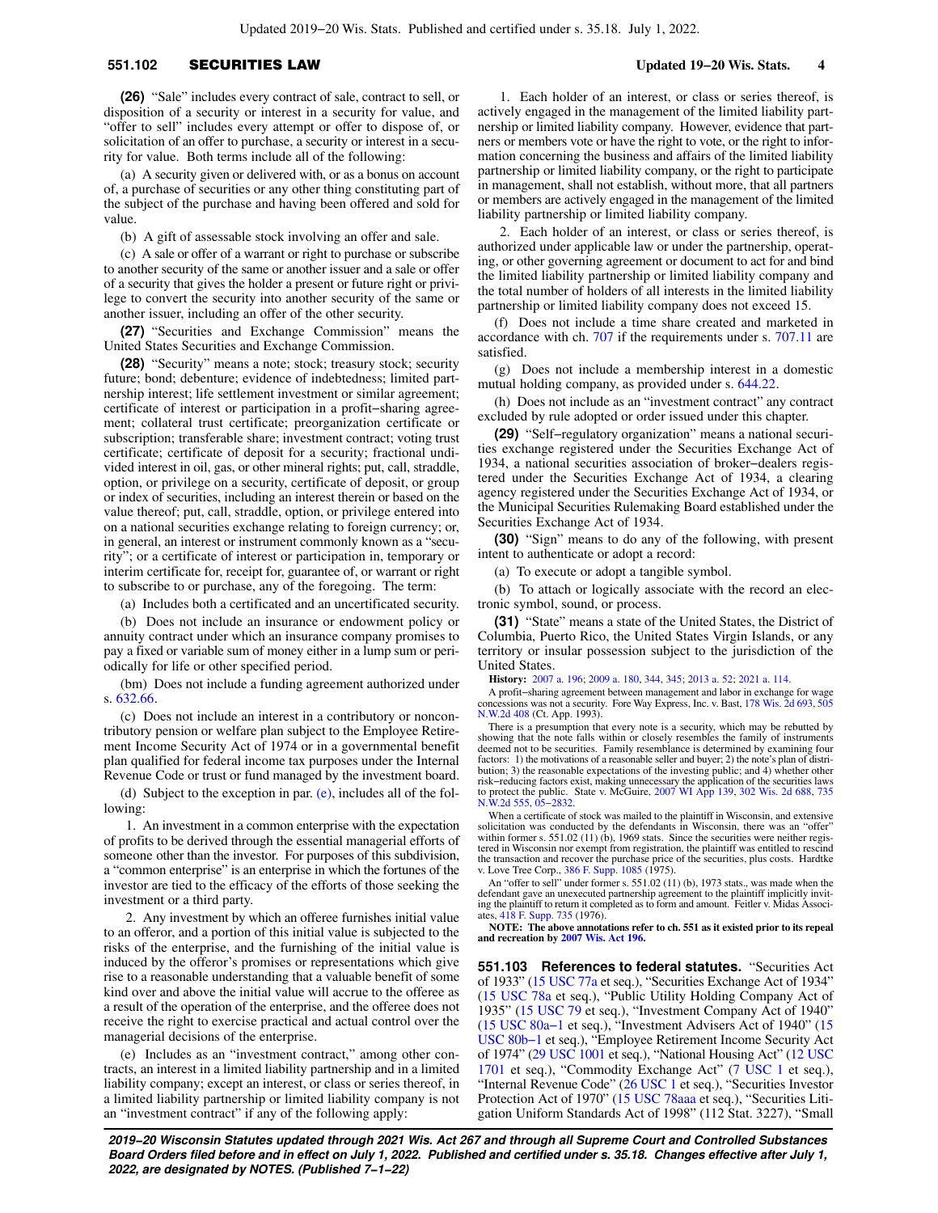**(26)** "Sale" includes every contract of sale, contract to sell, or disposition of a security or interest in a security for value, and "offer to sell" includes every attempt or offer to dispose of, or solicitation of an offer to purchase, a security or interest in a security for value. Both terms include all of the following:

(a) A security given or delivered with, or as a bonus on account of, a purchase of securities or any other thing constituting part of the subject of the purchase and having been offered and sold for value.

(b) A gift of assessable stock involving an offer and sale.

(c) A sale or offer of a warrant or right to purchase or subscribe to another security of the same or another issuer and a sale or offer of a security that gives the holder a present or future right or privilege to convert the security into another security of the same or another issuer, including an offer of the other security.

**(27)** "Securities and Exchange Commission" means the United States Securities and Exchange Commission.

**(28)** "Security" means a note; stock; treasury stock; security future; bond; debenture; evidence of indebtedness; limited partnership interest; life settlement investment or similar agreement; certificate of interest or participation in a profit−sharing agreement; collateral trust certificate; preorganization certificate or subscription; transferable share; investment contract; voting trust certificate; certificate of deposit for a security; fractional undivided interest in oil, gas, or other mineral rights; put, call, straddle, option, or privilege on a security, certificate of deposit, or group or index of securities, including an interest therein or based on the value thereof; put, call, straddle, option, or privilege entered into on a national securities exchange relating to foreign currency; or, in general, an interest or instrument commonly known as a "security"; or a certificate of interest or participation in, temporary or interim certificate for, receipt for, guarantee of, or warrant or right to subscribe to or purchase, any of the foregoing. The term:

(a) Includes both a certificated and an uncertificated security.

(b) Does not include an insurance or endowment policy or annuity contract under which an insurance company promises to pay a fixed or variable sum of money either in a lump sum or periodically for life or other specified period.

(bm) Does not include a funding agreement authorized under s. 632.66.

(c) Does not include an interest in a contributory or noncontributory pension or welfare plan subject to the Employee Retirement Income Security Act of 1974 or in a governmental benefit plan qualified for federal income tax purposes under the Internal Revenue Code or trust or fund managed by the investment board.

(d) Subject to the exception in par. (e), includes all of the following:

1. An investment in a common enterprise with the expectation of profits to be derived through the essential managerial efforts of someone other than the investor. For purposes of this subdivision, a "common enterprise" is an enterprise in which the fortunes of the investor are tied to the efficacy of the efforts of those seeking the investment or a third party.

2. Any investment by which an offeree furnishes initial value to an offeror, and a portion of this initial value is subjected to the risks of the enterprise, and the furnishing of the initial value is induced by the offeror's promises or representations which give rise to a reasonable understanding that a valuable benefit of some kind over and above the initial value will accrue to the offeree as a result of the operation of the enterprise, and the offeree does not receive the right to exercise practical and actual control over the managerial decisions of the enterprise.

(e) Includes as an "investment contract," among other contracts, an interest in a limited liability partnership and in a limited liability company; except an interest, or class or series thereof, in a limited liability partnership or limited liability company is not an "investment contract" if any of the following apply:

1. Each holder of an interest, or class or series thereof, is actively engaged in the management of the limited liability partnership or limited liability company. However, evidence that partners or members vote or have the right to vote, or the right to information concerning the business and affairs of the limited liability partnership or limited liability company, or the right to participate in management, shall not establish, without more, that all partners or members are actively engaged in the management of the limited liability partnership or limited liability company.

2. Each holder of an interest, or class or series thereof, is authorized under applicable law or under the partnership, operating, or other governing agreement or document to act for and bind the limited liability partnership or limited liability company and the total number of holders of all interests in the limited liability partnership or limited liability company does not exceed 15.

(f) Does not include a time share created and marketed in accordance with ch. 707 if the requirements under s. 707.11 are satisfied.

(g) Does not include a membership interest in a domestic mutual holding company, as provided under s. 644.22.

(h) Does not include as an "investment contract" any contract excluded by rule adopted or order issued under this chapter.

**(29)** "Self−regulatory organization" means a national securities exchange registered under the Securities Exchange Act of 1934, a national securities association of broker−dealers registered under the Securities Exchange Act of 1934, a clearing agency registered under the Securities Exchange Act of 1934, or the Municipal Securities Rulemaking Board established under the Securities Exchange Act of 1934.

**(30)** "Sign" means to do any of the following, with present intent to authenticate or adopt a record:

(a) To execute or adopt a tangible symbol.

(b) To attach or logically associate with the record an electronic symbol, sound, or process.

**(31)** "State" means a state of the United States, the District of Columbia, Puerto Rico, the United States Virgin Islands, or any territory or insular possession subject to the jurisdiction of the United States.

**History:** 2007 a. 196; 2009 a. 180, 344, 345; 2013 a. 52; 2021 a. 114.

A profit−sharing agreement between management and labor in exchange for wage concessions was not a security. Fore Way Express, Inc. v. Bast, 178 Wis. 2d 693, 505 N.W.2d 408 (Ct. App. 1993).

There is a presumption that every note is a security, which may be rebutted by showing that the note falls within or closely resembles the family of instruments deemed not to be securities. Family resemblance is determined by examining four factors: 1) the motivations of a reasonable seller and buyer; 2) the note's plan of distribution; 3) the reasonable expectations of the investing public; and 4) whether other risk−reducing factors exist, making unnecessary the application of the securities laws to protect the public. State v. McGuire, 2007 WI App 139, 302 Wis. 2d 688, 735 N.W.2d 555, 05−2832.

When a certificate of stock was mailed to the plaintiff in Wisconsin, and extensive solicitation was conducted by the defendants in Wisconsin, there was an "offer" within former s. 551.02 (11) (b), 1969 stats. Since the securities were neither registered in Wisconsin nor exempt from registration, the plaintiff was entitled to rescind the transaction and recover the purchase price of the securities, plus costs. Hardtke v. Love Tree Corp., 386 F. Supp. 1085 (1975).

An "offer to sell" under former s. 551.02 (11) (b), 1973 stats., was made when the defendant gave an unexecuted partnership agreement to the plaintiff implicitly inviting the plaintiff to return it completed as to form and amount. Feitler v. Midas Associates, 418 F. Supp. 735 (1976).

**NOTE: The above annotations refer to ch. 551 as it existed prior to its repeal and recreation by 2007 Wis. Act 196.**

**551.103 References to federal statutes.** "Securities Act of 1933" (15 USC 77a et seq.), "Securities Exchange Act of 1934" (15 USC 78a et seq.), "Public Utility Holding Company Act of 1935" (15 USC 79 et seq.), "Investment Company Act of 1940" (15 USC 80a−1 et seq.), "Investment Advisers Act of 1940" (15 USC 80b−1 et seq.), "Employee Retirement Income Security Act of 1974" (29 USC 1001 et seq.), "National Housing Act" (12 USC 1701 et seq.), "Commodity Exchange Act" (7 USC 1 et seq.), "Internal Revenue Code" (26 USC 1 et seq.), "Securities Investor Protection Act of 1970" (15 USC 78aaa et seq.), "Securities Litigation Uniform Standards Act of 1998" (112 Stat. 3227), "Small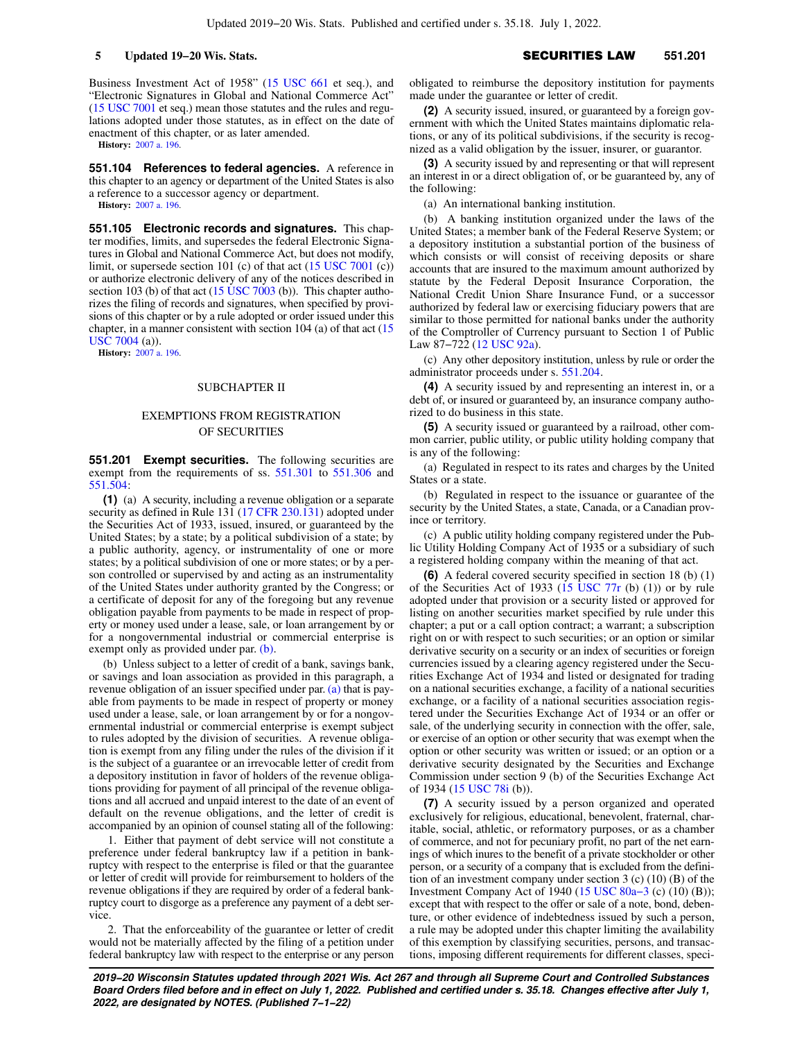Business Investment Act of 1958" (15 USC 661 et seq.), and "Electronic Signatures in Global and National Commerce Act" (15 USC 7001 et seq.) mean those statutes and the rules and regulations adopted under those statutes, as in effect on the date of enactment of this chapter, or as later amended.

**History:** 2007 a. 196.

**551.104 References to federal agencies.** A reference in this chapter to an agency or department of the United States is also a reference to a successor agency or department.

**History:** 2007 a. 196.

**551.105 Electronic records and signatures.** This chapter modifies, limits, and supersedes the federal Electronic Signatures in Global and National Commerce Act, but does not modify, limit, or supersede section 101 (c) of that act (15 USC 7001 (c)) or authorize electronic delivery of any of the notices described in section 103 (b) of that act (15 USC 7003 (b)). This chapter authorizes the filing of records and signatures, when specified by provisions of this chapter or by a rule adopted or order issued under this chapter, in a manner consistent with section 104 (a) of that act (15 USC 7004 (a)).

**History:** 2007 a. 196.

## SUBCHAPTER II

## EXEMPTIONS FROM REGISTRATION OF SECURITIES

**551.201 Exempt securities.** The following securities are exempt from the requirements of ss. 551.301 to 551.306 and 551.504:

**(1)** (a) A security, including a revenue obligation or a separate security as defined in Rule 131 (17 CFR 230.131) adopted under the Securities Act of 1933, issued, insured, or guaranteed by the United States; by a state; by a political subdivision of a state; by a public authority, agency, or instrumentality of one or more states; by a political subdivision of one or more states; or by a person controlled or supervised by and acting as an instrumentality of the United States under authority granted by the Congress; or a certificate of deposit for any of the foregoing but any revenue obligation payable from payments to be made in respect of property or money used under a lease, sale, or loan arrangement by or for a nongovernmental industrial or commercial enterprise is exempt only as provided under par. (b).

(b) Unless subject to a letter of credit of a bank, savings bank, or savings and loan association as provided in this paragraph, a revenue obligation of an issuer specified under par. (a) that is payable from payments to be made in respect of property or money used under a lease, sale, or loan arrangement by or for a nongovernmental industrial or commercial enterprise is exempt subject to rules adopted by the division of securities. A revenue obligation is exempt from any filing under the rules of the division if it is the subject of a guarantee or an irrevocable letter of credit from a depository institution in favor of holders of the revenue obligations providing for payment of all principal of the revenue obligations and all accrued and unpaid interest to the date of an event of default on the revenue obligations, and the letter of credit is accompanied by an opinion of counsel stating all of the following:

1. Either that payment of debt service will not constitute a preference under federal bankruptcy law if a petition in bankruptcy with respect to the enterprise is filed or that the guarantee or letter of credit will provide for reimbursement to holders of the revenue obligations if they are required by order of a federal bankruptcy court to disgorge as a preference any payment of a debt service.

2. That the enforceability of the guarantee or letter of credit would not be materially affected by the filing of a petition under federal bankruptcy law with respect to the enterprise or any person obligated to reimburse the depository institution for payments made under the guarantee or letter of credit.

**(2)** A security issued, insured, or guaranteed by a foreign government with which the United States maintains diplomatic relations, or any of its political subdivisions, if the security is recognized as a valid obligation by the issuer, insurer, or guarantor.

**(3)** A security issued by and representing or that will represent an interest in or a direct obligation of, or be guaranteed by, any of the following:

(a) An international banking institution.

(b) A banking institution organized under the laws of the United States; a member bank of the Federal Reserve System; or a depository institution a substantial portion of the business of which consists or will consist of receiving deposits or share accounts that are insured to the maximum amount authorized by statute by the Federal Deposit Insurance Corporation, the National Credit Union Share Insurance Fund, or a successor authorized by federal law or exercising fiduciary powers that are similar to those permitted for national banks under the authority of the Comptroller of Currency pursuant to Section 1 of Public Law 87−722 (12 USC 92a).

(c) Any other depository institution, unless by rule or order the administrator proceeds under s. 551.204.

**(4)** A security issued by and representing an interest in, or a debt of, or insured or guaranteed by, an insurance company authorized to do business in this state.

**(5)** A security issued or guaranteed by a railroad, other common carrier, public utility, or public utility holding company that is any of the following:

(a) Regulated in respect to its rates and charges by the United States or a state.

(b) Regulated in respect to the issuance or guarantee of the security by the United States, a state, Canada, or a Canadian province or territory.

(c) A public utility holding company registered under the Public Utility Holding Company Act of 1935 or a subsidiary of such a registered holding company within the meaning of that act.

**(6)** A federal covered security specified in section 18 (b) (1) of the Securities Act of 1933 (15 USC 77r (b) (1)) or by rule adopted under that provision or a security listed or approved for listing on another securities market specified by rule under this chapter; a put or a call option contract; a warrant; a subscription right on or with respect to such securities; or an option or similar derivative security on a security or an index of securities or foreign currencies issued by a clearing agency registered under the Securities Exchange Act of 1934 and listed or designated for trading on a national securities exchange, a facility of a national securities exchange, or a facility of a national securities association registered under the Securities Exchange Act of 1934 or an offer or sale, of the underlying security in connection with the offer, sale, or exercise of an option or other security that was exempt when the option or other security was written or issued; or an option or a derivative security designated by the Securities and Exchange Commission under section 9 (b) of the Securities Exchange Act of 1934 (15 USC 78i (b)).

**(7)** A security issued by a person organized and operated exclusively for religious, educational, benevolent, fraternal, charitable, social, athletic, or reformatory purposes, or as a chamber of commerce, and not for pecuniary profit, no part of the net earnings of which inures to the benefit of a private stockholder or other person, or a security of a company that is excluded from the definition of an investment company under section 3 (c) (10) (B) of the Investment Company Act of 1940 (15 USC 80a−3 (c) (10) (B)); except that with respect to the offer or sale of a note, bond, debenture, or other evidence of indebtedness issued by such a person, a rule may be adopted under this chapter limiting the availability of this exemption by classifying securities, persons, and transactions, imposing different requirements for different classes, speci-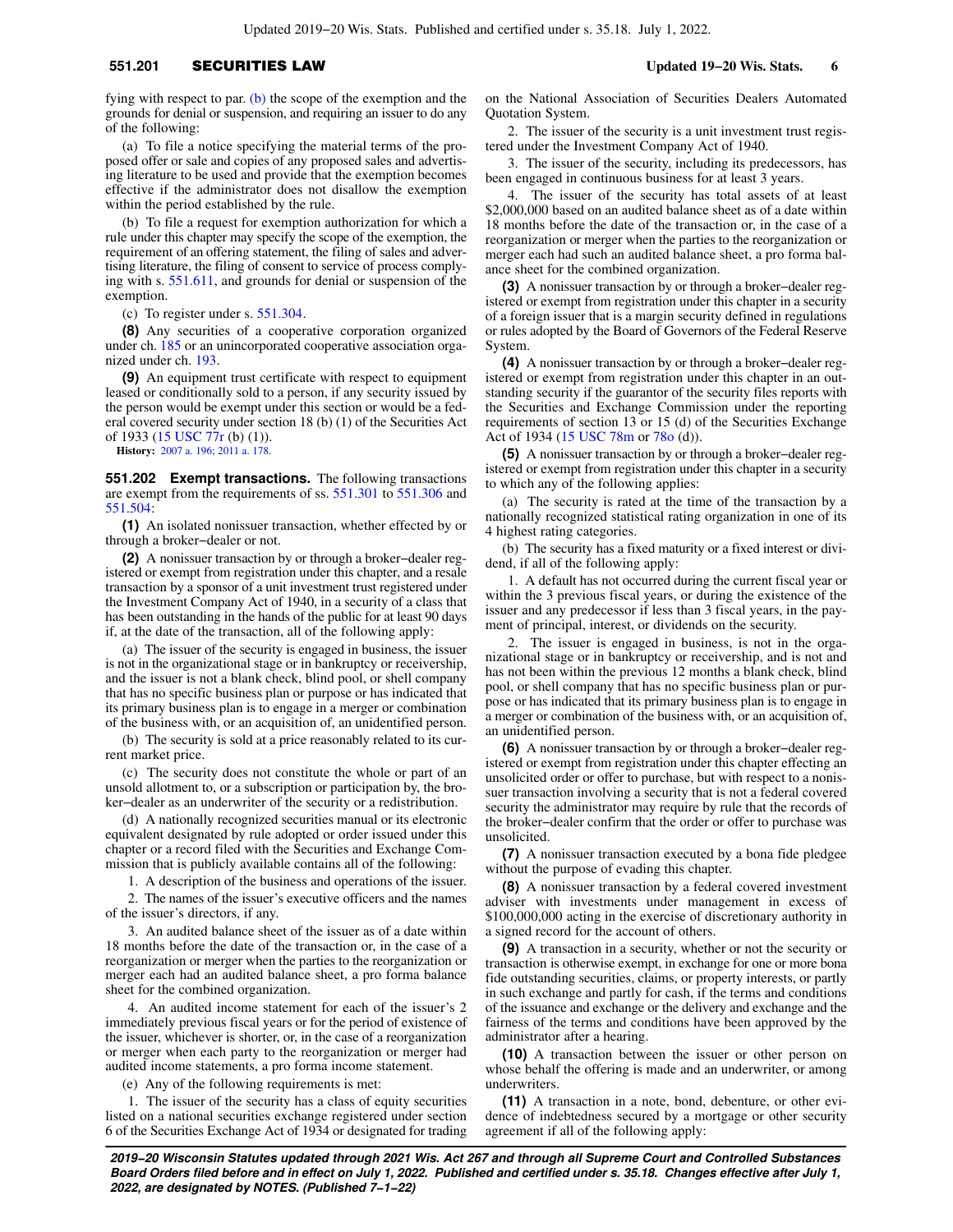fying with respect to par. (b) the scope of the exemption and the grounds for denial or suspension, and requiring an issuer to do any of the following:

(a) To file a notice specifying the material terms of the proposed offer or sale and copies of any proposed sales and advertising literature to be used and provide that the exemption becomes effective if the administrator does not disallow the exemption within the period established by the rule.

(b) To file a request for exemption authorization for which a rule under this chapter may specify the scope of the exemption, the requirement of an offering statement, the filing of sales and advertising literature, the filing of consent to service of process complying with s. 551.611, and grounds for denial or suspension of the exemption.

(c) To register under s. 551.304.

**(8)** Any securities of a cooperative corporation organized under ch. 185 or an unincorporated cooperative association organized under ch. 193.

**(9)** An equipment trust certificate with respect to equipment leased or conditionally sold to a person, if any security issued by the person would be exempt under this section or would be a federal covered security under section 18 (b) (1) of the Securities Act of 1933 (15 USC 77r (b) (1)).

**History:** 2007 a. 196; 2011 a. 178.

**551.202 Exempt transactions.** The following transactions are exempt from the requirements of ss. 551.301 to 551.306 and 551.504:

**(1)** An isolated nonissuer transaction, whether effected by or through a broker−dealer or not.

**(2)** A nonissuer transaction by or through a broker−dealer registered or exempt from registration under this chapter, and a resale transaction by a sponsor of a unit investment trust registered under the Investment Company Act of 1940, in a security of a class that has been outstanding in the hands of the public for at least 90 days if, at the date of the transaction, all of the following apply:

(a) The issuer of the security is engaged in business, the issuer is not in the organizational stage or in bankruptcy or receivership, and the issuer is not a blank check, blind pool, or shell company that has no specific business plan or purpose or has indicated that its primary business plan is to engage in a merger or combination of the business with, or an acquisition of, an unidentified person.

(b) The security is sold at a price reasonably related to its current market price.

(c) The security does not constitute the whole or part of an unsold allotment to, or a subscription or participation by, the broker−dealer as an underwriter of the security or a redistribution.

(d) A nationally recognized securities manual or its electronic equivalent designated by rule adopted or order issued under this chapter or a record filed with the Securities and Exchange Commission that is publicly available contains all of the following:

1. A description of the business and operations of the issuer.

2. The names of the issuer's executive officers and the names of the issuer's directors, if any.

3. An audited balance sheet of the issuer as of a date within 18 months before the date of the transaction or, in the case of a reorganization or merger when the parties to the reorganization or merger each had an audited balance sheet, a pro forma balance sheet for the combined organization.

4. An audited income statement for each of the issuer's 2 immediately previous fiscal years or for the period of existence of the issuer, whichever is shorter, or, in the case of a reorganization or merger when each party to the reorganization or merger had audited income statements, a pro forma income statement.

(e) Any of the following requirements is met:

1. The issuer of the security has a class of equity securities listed on a national securities exchange registered under section 6 of the Securities Exchange Act of 1934 or designated for trading on the National Association of Securities Dealers Automated Quotation System.

2. The issuer of the security is a unit investment trust registered under the Investment Company Act of 1940.

3. The issuer of the security, including its predecessors, has been engaged in continuous business for at least 3 years.

4. The issuer of the security has total assets of at least $2,000,000 based on an audited balance sheet as of a date within 18 months before the date of the transaction or, in the case of a reorganization or merger when the parties to the reorganization or merger each had such an audited balance sheet, a pro forma balance sheet for the combined organization.

**(3)** A nonissuer transaction by or through a broker−dealer registered or exempt from registration under this chapter in a security of a foreign issuer that is a margin security defined in regulations or rules adopted by the Board of Governors of the Federal Reserve System.

**(4)** A nonissuer transaction by or through a broker−dealer registered or exempt from registration under this chapter in an outstanding security if the guarantor of the security files reports with the Securities and Exchange Commission under the reporting requirements of section 13 or 15 (d) of the Securities Exchange Act of 1934 (15 USC 78m or 78o (d)).

**(5)** A nonissuer transaction by or through a broker−dealer registered or exempt from registration under this chapter in a security to which any of the following applies:

(a) The security is rated at the time of the transaction by a nationally recognized statistical rating organization in one of its 4 highest rating categories.

(b) The security has a fixed maturity or a fixed interest or dividend, if all of the following apply:

1. A default has not occurred during the current fiscal year or within the 3 previous fiscal years, or during the existence of the issuer and any predecessor if less than 3 fiscal years, in the payment of principal, interest, or dividends on the security.

2. The issuer is engaged in business, is not in the organizational stage or in bankruptcy or receivership, and is not and has not been within the previous 12 months a blank check, blind pool, or shell company that has no specific business plan or purpose or has indicated that its primary business plan is to engage in a merger or combination of the business with, or an acquisition of, an unidentified person.

**(6)** A nonissuer transaction by or through a broker−dealer registered or exempt from registration under this chapter effecting an unsolicited order or offer to purchase, but with respect to a nonissuer transaction involving a security that is not a federal covered security the administrator may require by rule that the records of the broker−dealer confirm that the order or offer to purchase was unsolicited.

**(7)** A nonissuer transaction executed by a bona fide pledgee without the purpose of evading this chapter.

**(8)** A nonissuer transaction by a federal covered investment adviser with investments under management in excess of $100,000,000 acting in the exercise of discretionary authority in a signed record for the account of others.

**(9)** A transaction in a security, whether or not the security or transaction is otherwise exempt, in exchange for one or more bona fide outstanding securities, claims, or property interests, or partly in such exchange and partly for cash, if the terms and conditions of the issuance and exchange or the delivery and exchange and the fairness of the terms and conditions have been approved by the administrator after a hearing.

**(10)** A transaction between the issuer or other person on whose behalf the offering is made and an underwriter, or among underwriters.

**(11)** A transaction in a note, bond, debenture, or other evidence of indebtedness secured by a mortgage or other security agreement if all of the following apply: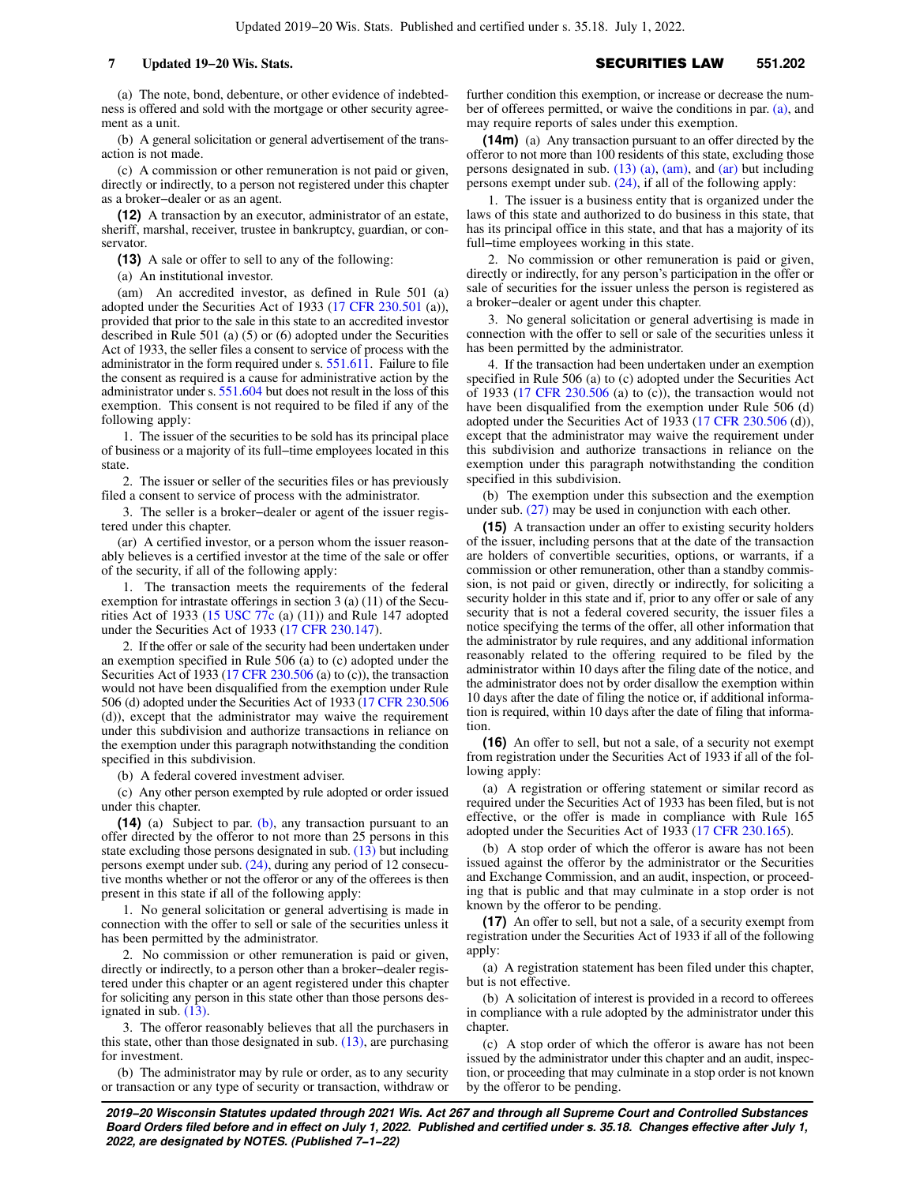(a) The note, bond, debenture, or other evidence of indebtedness is offered and sold with the mortgage or other security agreement as a unit.

(b) A general solicitation or general advertisement of the transaction is not made.

(c) A commission or other remuneration is not paid or given, directly or indirectly, to a person not registered under this chapter as a broker−dealer or as an agent.

**(12)** A transaction by an executor, administrator of an estate, sheriff, marshal, receiver, trustee in bankruptcy, guardian, or conservator.

**(13)** A sale or offer to sell to any of the following:

(a) An institutional investor.

(am) An accredited investor, as defined in Rule 501 (a) adopted under the Securities Act of 1933 (17 CFR 230.501 (a)), provided that prior to the sale in this state to an accredited investor described in Rule 501 (a) (5) or (6) adopted under the Securities Act of 1933, the seller files a consent to service of process with the administrator in the form required under s. 551.611. Failure to file the consent as required is a cause for administrative action by the administrator under s. 551.604 but does not result in the loss of this exemption. This consent is not required to be filed if any of the following apply:

1. The issuer of the securities to be sold has its principal place of business or a majority of its full−time employees located in this state.

2. The issuer or seller of the securities files or has previously filed a consent to service of process with the administrator.

3. The seller is a broker−dealer or agent of the issuer registered under this chapter.

(ar) A certified investor, or a person whom the issuer reasonably believes is a certified investor at the time of the sale or offer of the security, if all of the following apply:

1. The transaction meets the requirements of the federal exemption for intrastate offerings in section 3 (a) (11) of the Securities Act of 1933 (15 USC 77c (a) (11)) and Rule 147 adopted under the Securities Act of 1933 (17 CFR 230.147).

2. If the offer or sale of the security had been undertaken under an exemption specified in Rule 506 (a) to (c) adopted under the Securities Act of 1933 (17 CFR 230.506 (a) to (c)), the transaction would not have been disqualified from the exemption under Rule 506 (d) adopted under the Securities Act of 1933 (17 CFR 230.506 (d)), except that the administrator may waive the requirement under this subdivision and authorize transactions in reliance on the exemption under this paragraph notwithstanding the condition specified in this subdivision.

(b) A federal covered investment adviser.

(c) Any other person exempted by rule adopted or order issued under this chapter.

**(14)** (a) Subject to par. (b), any transaction pursuant to an offer directed by the offeror to not more than 25 persons in this state excluding those persons designated in sub. (13) but including persons exempt under sub. (24), during any period of 12 consecutive months whether or not the offeror or any of the offerees is then present in this state if all of the following apply:

1. No general solicitation or general advertising is made in connection with the offer to sell or sale of the securities unless it has been permitted by the administrator.

2. No commission or other remuneration is paid or given, directly or indirectly, to a person other than a broker−dealer registered under this chapter or an agent registered under this chapter for soliciting any person in this state other than those persons designated in sub. (13).

3. The offeror reasonably believes that all the purchasers in this state, other than those designated in sub. (13), are purchasing for investment.

(b) The administrator may by rule or order, as to any security or transaction or any type of security or transaction, withdraw or further condition this exemption, or increase or decrease the number of offerees permitted, or waive the conditions in par. (a), and may require reports of sales under this exemption.

**(14m)** (a) Any transaction pursuant to an offer directed by the offeror to not more than 100 residents of this state, excluding those persons designated in sub. (13) (a), (am), and (ar) but including persons exempt under sub. (24), if all of the following apply:

1. The issuer is a business entity that is organized under the laws of this state and authorized to do business in this state, that has its principal office in this state, and that has a majority of its full−time employees working in this state.

2. No commission or other remuneration is paid or given, directly or indirectly, for any person's participation in the offer or sale of securities for the issuer unless the person is registered as a broker−dealer or agent under this chapter.

3. No general solicitation or general advertising is made in connection with the offer to sell or sale of the securities unless it has been permitted by the administrator.

4. If the transaction had been undertaken under an exemption specified in Rule 506 (a) to (c) adopted under the Securities Act of 1933 (17 CFR 230.506 (a) to (c)), the transaction would not have been disqualified from the exemption under Rule 506 (d) adopted under the Securities Act of 1933 (17 CFR 230.506 (d)), except that the administrator may waive the requirement under this subdivision and authorize transactions in reliance on the exemption under this paragraph notwithstanding the condition specified in this subdivision.

(b) The exemption under this subsection and the exemption under sub. (27) may be used in conjunction with each other.

**(15)** A transaction under an offer to existing security holders of the issuer, including persons that at the date of the transaction are holders of convertible securities, options, or warrants, if a commission or other remuneration, other than a standby commission, is not paid or given, directly or indirectly, for soliciting a security holder in this state and if, prior to any offer or sale of any security that is not a federal covered security, the issuer files a notice specifying the terms of the offer, all other information that the administrator by rule requires, and any additional information reasonably related to the offering required to be filed by the administrator within 10 days after the filing date of the notice, and the administrator does not by order disallow the exemption within 10 days after the date of filing the notice or, if additional information is required, within 10 days after the date of filing that information.

**(16)** An offer to sell, but not a sale, of a security not exempt from registration under the Securities Act of 1933 if all of the following apply:

(a) A registration or offering statement or similar record as required under the Securities Act of 1933 has been filed, but is not effective, or the offer is made in compliance with Rule 165 adopted under the Securities Act of 1933 (17 CFR 230.165).

(b) A stop order of which the offeror is aware has not been issued against the offeror by the administrator or the Securities and Exchange Commission, and an audit, inspection, or proceeding that is public and that may culminate in a stop order is not known by the offeror to be pending.

**(17)** An offer to sell, but not a sale, of a security exempt from registration under the Securities Act of 1933 if all of the following apply:

(a) A registration statement has been filed under this chapter, but is not effective.

(b) A solicitation of interest is provided in a record to offerees in compliance with a rule adopted by the administrator under this chapter.

(c) A stop order of which the offeror is aware has not been issued by the administrator under this chapter and an audit, inspection, or proceeding that may culminate in a stop order is not known by the offeror to be pending.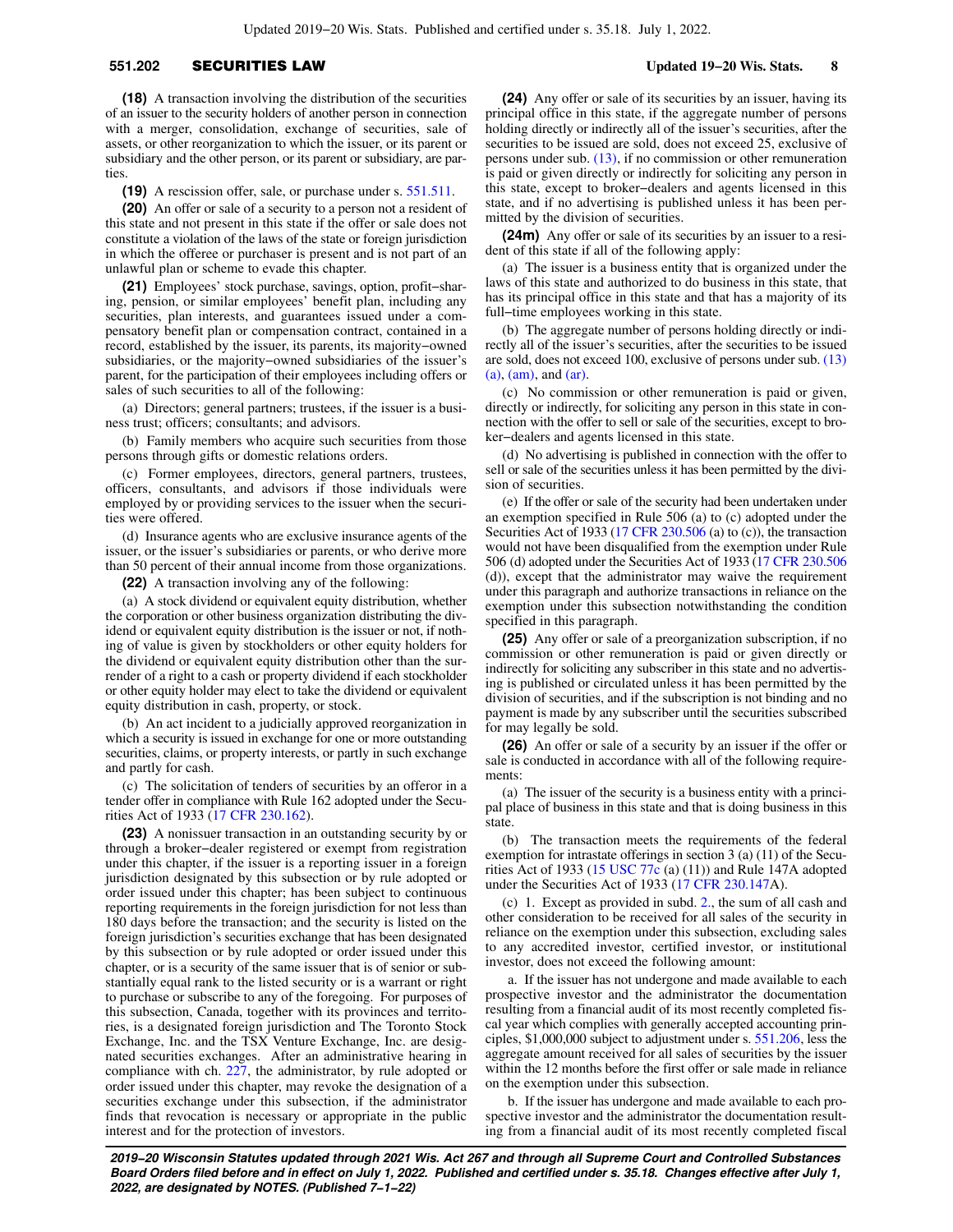**(18)** A transaction involving the distribution of the securities of an issuer to the security holders of another person in connection with a merger, consolidation, exchange of securities, sale of assets, or other reorganization to which the issuer, or its parent or subsidiary and the other person, or its parent or subsidiary, are parties.

**(19)** A rescission offer, sale, or purchase under s. 551.511.

**(20)** An offer or sale of a security to a person not a resident of this state and not present in this state if the offer or sale does not constitute a violation of the laws of the state or foreign jurisdiction in which the offeree or purchaser is present and is not part of an unlawful plan or scheme to evade this chapter.

**(21)** Employees' stock purchase, savings, option, profit−sharing, pension, or similar employees' benefit plan, including any securities, plan interests, and guarantees issued under a compensatory benefit plan or compensation contract, contained in a record, established by the issuer, its parents, its majority−owned subsidiaries, or the majority−owned subsidiaries of the issuer's parent, for the participation of their employees including offers or sales of such securities to all of the following:

(a) Directors; general partners; trustees, if the issuer is a business trust; officers; consultants; and advisors.

(b) Family members who acquire such securities from those persons through gifts or domestic relations orders.

(c) Former employees, directors, general partners, trustees, officers, consultants, and advisors if those individuals were employed by or providing services to the issuer when the securities were offered.

(d) Insurance agents who are exclusive insurance agents of the issuer, or the issuer's subsidiaries or parents, or who derive more than 50 percent of their annual income from those organizations.

**(22)** A transaction involving any of the following:

(a) A stock dividend or equivalent equity distribution, whether the corporation or other business organization distributing the dividend or equivalent equity distribution is the issuer or not, if nothing of value is given by stockholders or other equity holders for the dividend or equivalent equity distribution other than the surrender of a right to a cash or property dividend if each stockholder or other equity holder may elect to take the dividend or equivalent equity distribution in cash, property, or stock.

(b) An act incident to a judicially approved reorganization in which a security is issued in exchange for one or more outstanding securities, claims, or property interests, or partly in such exchange and partly for cash.

(c) The solicitation of tenders of securities by an offeror in a tender offer in compliance with Rule 162 adopted under the Securities Act of 1933 (17 CFR 230.162).

**(23)** A nonissuer transaction in an outstanding security by or through a broker−dealer registered or exempt from registration under this chapter, if the issuer is a reporting issuer in a foreign jurisdiction designated by this subsection or by rule adopted or order issued under this chapter; has been subject to continuous reporting requirements in the foreign jurisdiction for not less than 180 days before the transaction; and the security is listed on the foreign jurisdiction's securities exchange that has been designated by this subsection or by rule adopted or order issued under this chapter, or is a security of the same issuer that is of senior or substantially equal rank to the listed security or is a warrant or right to purchase or subscribe to any of the foregoing. For purposes of this subsection, Canada, together with its provinces and territories, is a designated foreign jurisdiction and The Toronto Stock Exchange, Inc. and the TSX Venture Exchange, Inc. are designated securities exchanges. After an administrative hearing in compliance with ch. 227, the administrator, by rule adopted or order issued under this chapter, may revoke the designation of a securities exchange under this subsection, if the administrator finds that revocation is necessary or appropriate in the public interest and for the protection of investors.

**(24)** Any offer or sale of its securities by an issuer, having its principal office in this state, if the aggregate number of persons holding directly or indirectly all of the issuer's securities, after the securities to be issued are sold, does not exceed 25, exclusive of persons under sub. (13), if no commission or other remuneration is paid or given directly or indirectly for soliciting any person in this state, except to broker−dealers and agents licensed in this state, and if no advertising is published unless it has been permitted by the division of securities.

**(24m)** Any offer or sale of its securities by an issuer to a resident of this state if all of the following apply:

(a) The issuer is a business entity that is organized under the laws of this state and authorized to do business in this state, that has its principal office in this state and that has a majority of its full−time employees working in this state.

(b) The aggregate number of persons holding directly or indirectly all of the issuer's securities, after the securities to be issued are sold, does not exceed 100, exclusive of persons under sub. (13) (a), (am), and (ar).

(c) No commission or other remuneration is paid or given, directly or indirectly, for soliciting any person in this state in connection with the offer to sell or sale of the securities, except to broker−dealers and agents licensed in this state.

(d) No advertising is published in connection with the offer to sell or sale of the securities unless it has been permitted by the division of securities.

(e) If the offer or sale of the security had been undertaken under an exemption specified in Rule 506 (a) to (c) adopted under the Securities Act of 1933 (17 CFR 230.506 (a) to (c)), the transaction would not have been disqualified from the exemption under Rule 506 (d) adopted under the Securities Act of 1933 (17 CFR 230.506 (d)), except that the administrator may waive the requirement under this paragraph and authorize transactions in reliance on the exemption under this subsection notwithstanding the condition specified in this paragraph.

**(25)** Any offer or sale of a preorganization subscription, if no commission or other remuneration is paid or given directly or indirectly for soliciting any subscriber in this state and no advertising is published or circulated unless it has been permitted by the division of securities, and if the subscription is not binding and no payment is made by any subscriber until the securities subscribed for may legally be sold.

**(26)** An offer or sale of a security by an issuer if the offer or sale is conducted in accordance with all of the following requirements:

(a) The issuer of the security is a business entity with a principal place of business in this state and that is doing business in this state.

(b) The transaction meets the requirements of the federal exemption for intrastate offerings in section 3 (a) (11) of the Securities Act of 1933 (15 USC 77c (a) (11)) and Rule 147A adopted under the Securities Act of 1933 (17 CFR 230.147A).

(c) 1. Except as provided in subd. 2., the sum of all cash and other consideration to be received for all sales of the security in reliance on the exemption under this subsection, excluding sales to any accredited investor, certified investor, or institutional investor, does not exceed the following amount:

a. If the issuer has not undergone and made available to each prospective investor and the administrator the documentation resulting from a financial audit of its most recently completed fiscal year which complies with generally accepted accounting principles, $1,000,000 subject to adjustment under s. 551.206, less the aggregate amount received for all sales of securities by the issuer within the 12 months before the first offer or sale made in reliance on the exemption under this subsection.

b. If the issuer has undergone and made available to each prospective investor and the administrator the documentation resulting from a financial audit of its most recently completed fiscal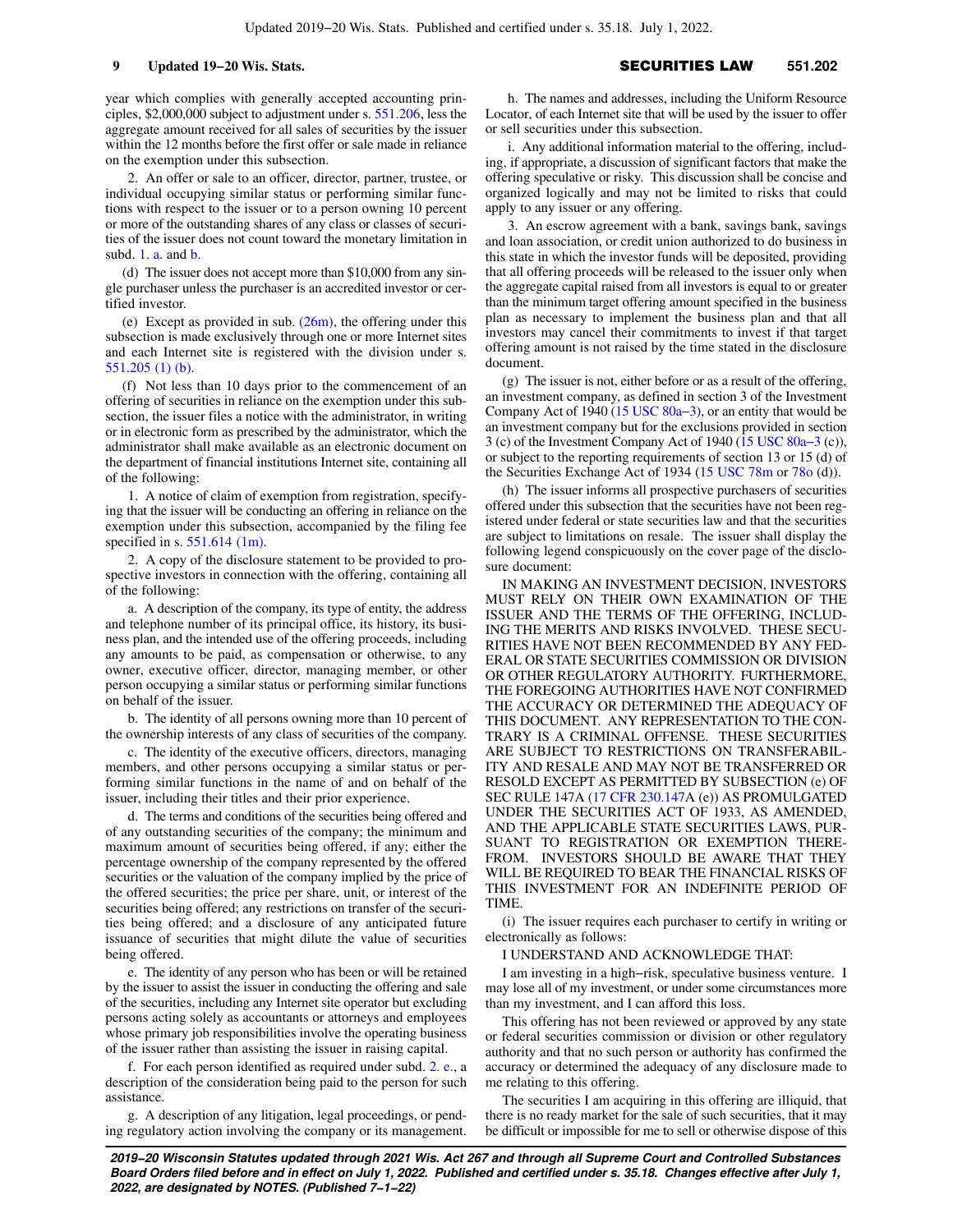year which complies with generally accepted accounting principles, $2,000,000 subject to adjustment under s. 551.206, less the aggregate amount received for all sales of securities by the issuer within the 12 months before the first offer or sale made in reliance on the exemption under this subsection.

2. An offer or sale to an officer, director, partner, trustee, or individual occupying similar status or performing similar functions with respect to the issuer or to a person owning 10 percent or more of the outstanding shares of any class or classes of securities of the issuer does not count toward the monetary limitation in subd. 1. a. and b.

(d) The issuer does not accept more than $10,000 from any single purchaser unless the purchaser is an accredited investor or certified investor.

(e) Except as provided in sub. (26m), the offering under this subsection is made exclusively through one or more Internet sites and each Internet site is registered with the division under s. 551.205 (1) (b).

(f) Not less than 10 days prior to the commencement of an offering of securities in reliance on the exemption under this subsection, the issuer files a notice with the administrator, in writing or in electronic form as prescribed by the administrator, which the administrator shall make available as an electronic document on the department of financial institutions Internet site, containing all of the following:

1. A notice of claim of exemption from registration, specifying that the issuer will be conducting an offering in reliance on the exemption under this subsection, accompanied by the filing fee specified in s. 551.614 (1m).

2. A copy of the disclosure statement to be provided to prospective investors in connection with the offering, containing all of the following:

a. A description of the company, its type of entity, the address and telephone number of its principal office, its history, its business plan, and the intended use of the offering proceeds, including any amounts to be paid, as compensation or otherwise, to any owner, executive officer, director, managing member, or other person occupying a similar status or performing similar functions on behalf of the issuer.

b. The identity of all persons owning more than 10 percent of the ownership interests of any class of securities of the company.

c. The identity of the executive officers, directors, managing members, and other persons occupying a similar status or performing similar functions in the name of and on behalf of the issuer, including their titles and their prior experience.

d. The terms and conditions of the securities being offered and of any outstanding securities of the company; the minimum and maximum amount of securities being offered, if any; either the percentage ownership of the company represented by the offered securities or the valuation of the company implied by the price of the offered securities; the price per share, unit, or interest of the securities being offered; any restrictions on transfer of the securities being offered; and a disclosure of any anticipated future issuance of securities that might dilute the value of securities being offered.

e. The identity of any person who has been or will be retained by the issuer to assist the issuer in conducting the offering and sale of the securities, including any Internet site operator but excluding persons acting solely as accountants or attorneys and employees whose primary job responsibilities involve the operating business of the issuer rather than assisting the issuer in raising capital.

f. For each person identified as required under subd. 2. e., a description of the consideration being paid to the person for such assistance.

g. A description of any litigation, legal proceedings, or pending regulatory action involving the company or its management.

h. The names and addresses, including the Uniform Resource Locator, of each Internet site that will be used by the issuer to offer or sell securities under this subsection.

i. Any additional information material to the offering, including, if appropriate, a discussion of significant factors that make the offering speculative or risky. This discussion shall be concise and organized logically and may not be limited to risks that could apply to any issuer or any offering.

3. An escrow agreement with a bank, savings bank, savings and loan association, or credit union authorized to do business in this state in which the investor funds will be deposited, providing that all offering proceeds will be released to the issuer only when the aggregate capital raised from all investors is equal to or greater than the minimum target offering amount specified in the business plan as necessary to implement the business plan and that all investors may cancel their commitments to invest if that target offering amount is not raised by the time stated in the disclosure document.

(g) The issuer is not, either before or as a result of the offering, an investment company, as defined in section 3 of the Investment Company Act of 1940 (15 USC 80a–3), or an entity that would be an investment company but for the exclusions provided in section 3 (c) of the Investment Company Act of 1940 (15 USC 80a–3 (c)), or subject to the reporting requirements of section 13 or 15 (d) of the Securities Exchange Act of 1934 (15 USC 78m or 78o (d)).

(h) The issuer informs all prospective purchasers of securities offered under this subsection that the securities have not been registered under federal or state securities law and that the securities are subject to limitations on resale. The issuer shall display the following legend conspicuously on the cover page of the disclosure document:

IN MAKING AN INVESTMENT DECISION, INVESTORS MUST RELY ON THEIR OWN EXAMINATION OF THE ISSUER AND THE TERMS OF THE OFFERING, INCLUDING THE MERITS AND RISKS INVOLVED. THESE SECURITIES HAVE NOT BEEN RECOMMENDED BY ANY FEDERAL OR STATE SECURITIES COMMISSION OR DIVISION OR OTHER REGULATORY AUTHORITY. FURTHERMORE, THE FOREGOING AUTHORITIES HAVE NOT CONFIRMED THE ACCURACY OR DETERMINED THE ADEQUACY OF THIS DOCUMENT. ANY REPRESENTATION TO THE CONTRARY IS A CRIMINAL OFFENSE. THESE SECURITIES ARE SUBJECT TO RESTRICTIONS ON TRANSFERABILITY AND RESALE AND MAY NOT BE TRANSFERRED OR RESOLD EXCEPT AS PERMITTED BY SUBSECTION (e) OF SEC RULE 147A (17 CFR 230.147A (e)) AS PROMULGATED UNDER THE SECURITIES ACT OF 1933, AS AMENDED, AND THE APPLICABLE STATE SECURITIES LAWS, PURSUANT TO REGISTRATION OR EXEMPTION THEREFROM. INVESTORS SHOULD BE AWARE THAT THEY WILL BE REQUIRED TO BEAR THE FINANCIAL RISKS OF THIS INVESTMENT FOR AN INDEFINITE PERIOD OF TIME.

(i) The issuer requires each purchaser to certify in writing or electronically as follows:

I UNDERSTAND AND ACKNOWLEDGE THAT:

I am investing in a high–risk, speculative business venture. I may lose all of my investment, or under some circumstances more than my investment, and I can afford this loss.

This offering has not been reviewed or approved by any state or federal securities commission or division or other regulatory authority and that no such person or authority has confirmed the accuracy or determined the adequacy of any disclosure made to me relating to this offering.

The securities I am acquiring in this offering are illiquid, that there is no ready market for the sale of such securities, that it may be difficult or impossible for me to sell or otherwise dispose of this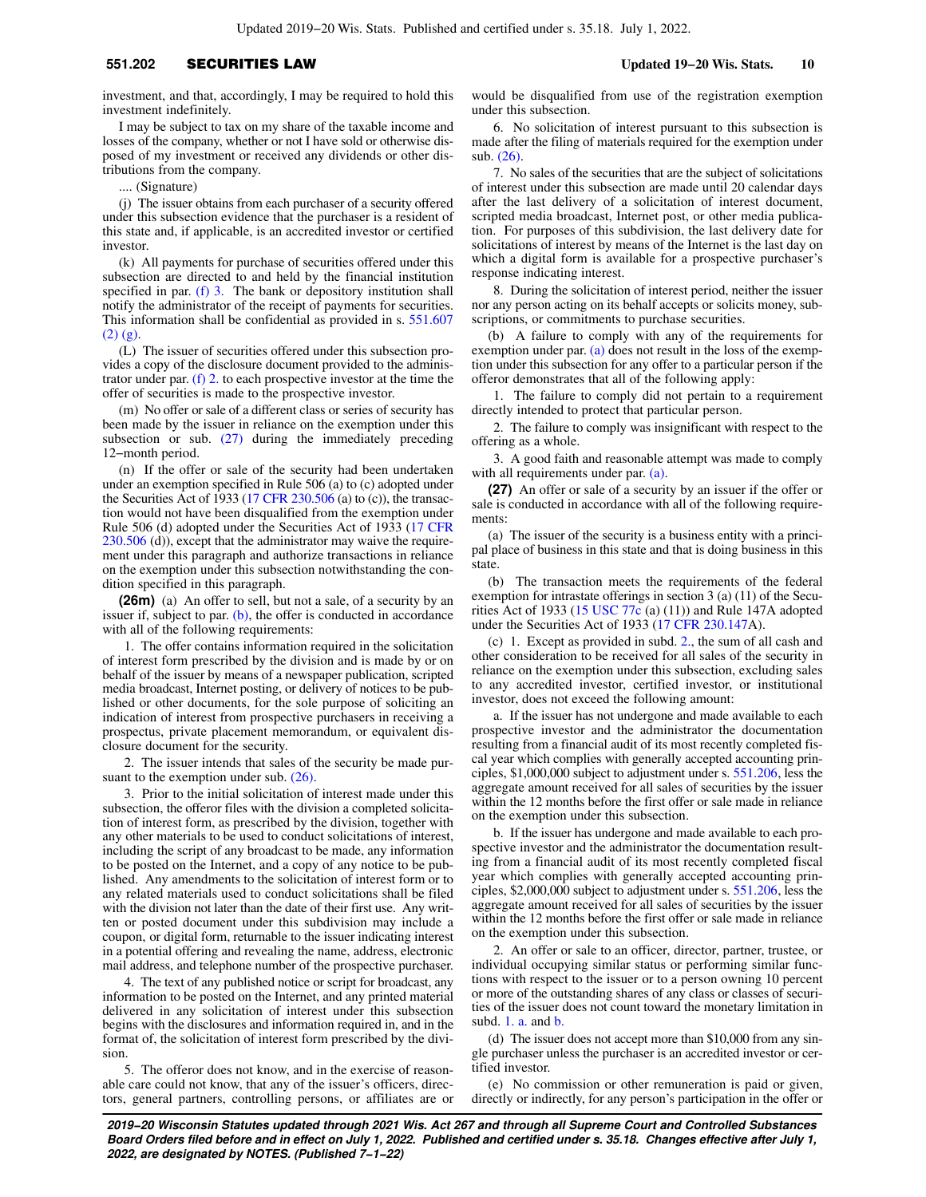investment, and that, accordingly, I may be required to hold this investment indefinitely.

I may be subject to tax on my share of the taxable income and losses of the company, whether or not I have sold or otherwise disposed of my investment or received any dividends or other distributions from the company.

.... (Signature)

(j) The issuer obtains from each purchaser of a security offered under this subsection evidence that the purchaser is a resident of this state and, if applicable, is an accredited investor or certified investor.

(k) All payments for purchase of securities offered under this subsection are directed to and held by the financial institution specified in par. (f) 3. The bank or depository institution shall notify the administrator of the receipt of payments for securities. This information shall be confidential as provided in s. 551.607 (2) (g).

(L) The issuer of securities offered under this subsection provides a copy of the disclosure document provided to the administrator under par. (f) 2. to each prospective investor at the time the offer of securities is made to the prospective investor.

(m) No offer or sale of a different class or series of security has been made by the issuer in reliance on the exemption under this subsection or sub. (27) during the immediately preceding 12−month period.

(n) If the offer or sale of the security had been undertaken under an exemption specified in Rule 506 (a) to (c) adopted under the Securities Act of 1933 (17 CFR 230.506 (a) to (c)), the transaction would not have been disqualified from the exemption under Rule 506 (d) adopted under the Securities Act of 1933 (17 CFR 230.506 (d)), except that the administrator may waive the requirement under this paragraph and authorize transactions in reliance on the exemption under this subsection notwithstanding the condition specified in this paragraph.

**(26m)** (a) An offer to sell, but not a sale, of a security by an issuer if, subject to par. (b), the offer is conducted in accordance with all of the following requirements:

1. The offer contains information required in the solicitation of interest form prescribed by the division and is made by or on behalf of the issuer by means of a newspaper publication, scripted media broadcast, Internet posting, or delivery of notices to be published or other documents, for the sole purpose of soliciting an indication of interest from prospective purchasers in receiving a prospectus, private placement memorandum, or equivalent disclosure document for the security.

2. The issuer intends that sales of the security be made pursuant to the exemption under sub. (26).

3. Prior to the initial solicitation of interest made under this subsection, the offeror files with the division a completed solicitation of interest form, as prescribed by the division, together with any other materials to be used to conduct solicitations of interest, including the script of any broadcast to be made, any information to be posted on the Internet, and a copy of any notice to be published. Any amendments to the solicitation of interest form or to any related materials used to conduct solicitations shall be filed with the division not later than the date of their first use. Any written or posted document under this subdivision may include a coupon, or digital form, returnable to the issuer indicating interest in a potential offering and revealing the name, address, electronic mail address, and telephone number of the prospective purchaser.

4. The text of any published notice or script for broadcast, any information to be posted on the Internet, and any printed material delivered in any solicitation of interest under this subsection begins with the disclosures and information required in, and in the format of, the solicitation of interest form prescribed by the division.

5. The offeror does not know, and in the exercise of reasonable care could not know, that any of the issuer's officers, directors, general partners, controlling persons, or affiliates are or would be disqualified from use of the registration exemption under this subsection.

6. No solicitation of interest pursuant to this subsection is made after the filing of materials required for the exemption under sub. (26).

7. No sales of the securities that are the subject of solicitations of interest under this subsection are made until 20 calendar days after the last delivery of a solicitation of interest document, scripted media broadcast, Internet post, or other media publication. For purposes of this subdivision, the last delivery date for solicitations of interest by means of the Internet is the last day on which a digital form is available for a prospective purchaser's response indicating interest.

8. During the solicitation of interest period, neither the issuer nor any person acting on its behalf accepts or solicits money, subscriptions, or commitments to purchase securities.

(b) A failure to comply with any of the requirements for exemption under par. (a) does not result in the loss of the exemption under this subsection for any offer to a particular person if the offeror demonstrates that all of the following apply:

1. The failure to comply did not pertain to a requirement directly intended to protect that particular person.

2. The failure to comply was insignificant with respect to the offering as a whole.

3. A good faith and reasonable attempt was made to comply with all requirements under par. (a).

**(27)** An offer or sale of a security by an issuer if the offer or sale is conducted in accordance with all of the following requirements:

(a) The issuer of the security is a business entity with a principal place of business in this state and that is doing business in this state.

(b) The transaction meets the requirements of the federal exemption for intrastate offerings in section 3 (a) (11) of the Securities Act of 1933 (15 USC 77c (a) (11)) and Rule 147A adopted under the Securities Act of 1933 (17 CFR 230.147A).

(c) 1. Except as provided in subd. 2., the sum of all cash and other consideration to be received for all sales of the security in reliance on the exemption under this subsection, excluding sales to any accredited investor, certified investor, or institutional investor, does not exceed the following amount:

a. If the issuer has not undergone and made available to each prospective investor and the administrator the documentation resulting from a financial audit of its most recently completed fiscal year which complies with generally accepted accounting principles, $1,000,000 subject to adjustment under s. 551.206, less the aggregate amount received for all sales of securities by the issuer within the 12 months before the first offer or sale made in reliance on the exemption under this subsection.

b. If the issuer has undergone and made available to each prospective investor and the administrator the documentation resulting from a financial audit of its most recently completed fiscal year which complies with generally accepted accounting principles, $2,000,000 subject to adjustment under s. 551.206, less the aggregate amount received for all sales of securities by the issuer within the 12 months before the first offer or sale made in reliance on the exemption under this subsection.

2. An offer or sale to an officer, director, partner, trustee, or individual occupying similar status or performing similar functions with respect to the issuer or to a person owning 10 percent or more of the outstanding shares of any class or classes of securities of the issuer does not count toward the monetary limitation in subd. 1. a. and b.

(d) The issuer does not accept more than $10,000 from any single purchaser unless the purchaser is an accredited investor or certified investor.

(e) No commission or other remuneration is paid or given, directly or indirectly, for any person's participation in the offer or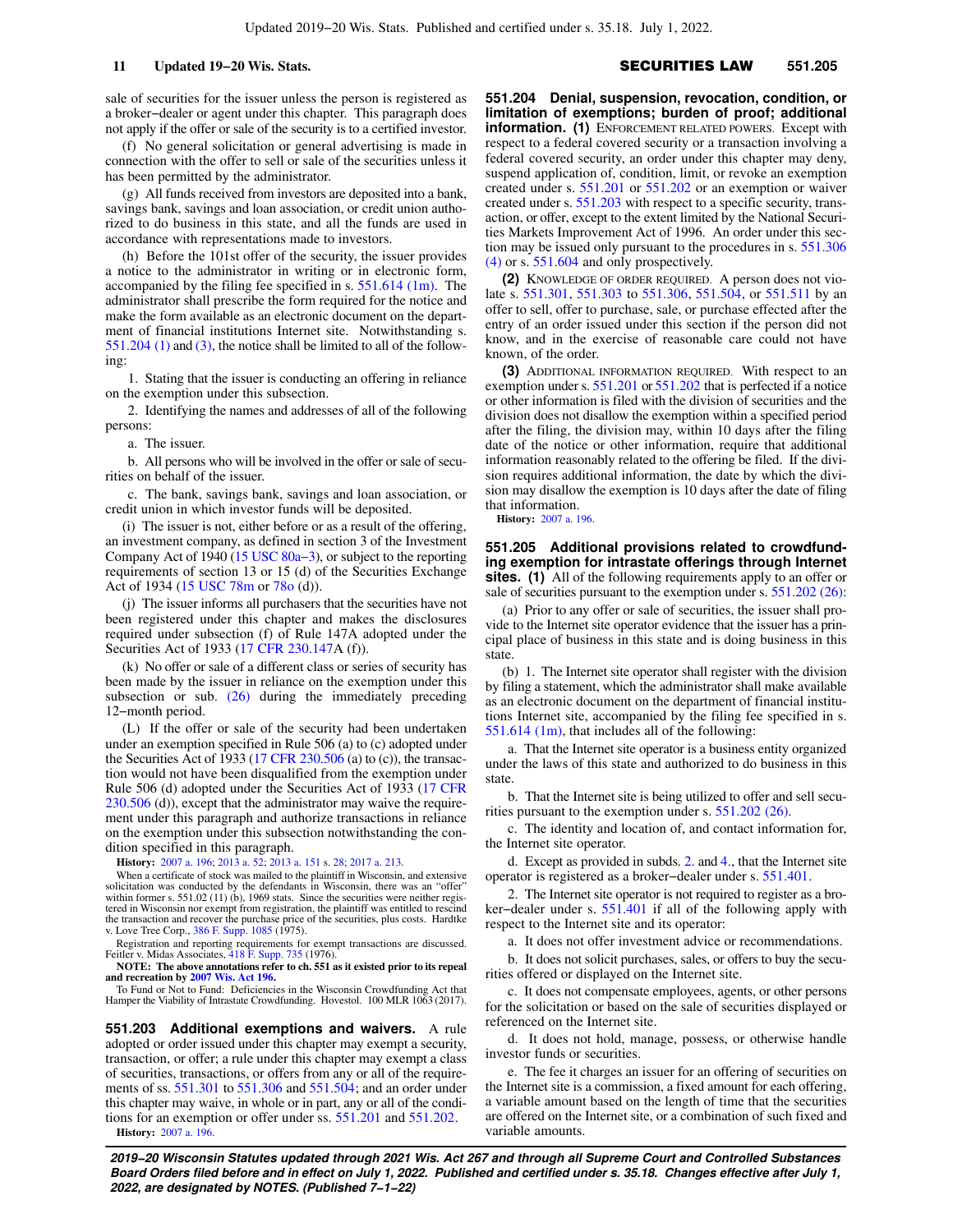sale of securities for the issuer unless the person is registered as a broker−dealer or agent under this chapter. This paragraph does not apply if the offer or sale of the security is to a certified investor.

(f) No general solicitation or general advertising is made in connection with the offer to sell or sale of the securities unless it has been permitted by the administrator.

(g) All funds received from investors are deposited into a bank, savings bank, savings and loan association, or credit union authorized to do business in this state, and all the funds are used in accordance with representations made to investors.

(h) Before the 101st offer of the security, the issuer provides a notice to the administrator in writing or in electronic form, accompanied by the filing fee specified in s. 551.614 (1m). The administrator shall prescribe the form required for the notice and make the form available as an electronic document on the department of financial institutions Internet site. Notwithstanding s. 551.204 (1) and (3), the notice shall be limited to all of the following:

1. Stating that the issuer is conducting an offering in reliance on the exemption under this subsection.

2. Identifying the names and addresses of all of the following persons:

a. The issuer.

b. All persons who will be involved in the offer or sale of securities on behalf of the issuer.

c. The bank, savings bank, savings and loan association, or credit union in which investor funds will be deposited.

(i) The issuer is not, either before or as a result of the offering, an investment company, as defined in section 3 of the Investment Company Act of 1940 (15 USC 80a−3), or subject to the reporting requirements of section 13 or 15 (d) of the Securities Exchange Act of 1934 (15 USC 78m or 78o (d)).

(j) The issuer informs all purchasers that the securities have not been registered under this chapter and makes the disclosures required under subsection (f) of Rule 147A adopted under the Securities Act of 1933 (17 CFR 230.147A (f)).

(k) No offer or sale of a different class or series of security has been made by the issuer in reliance on the exemption under this subsection or sub. (26) during the immediately preceding 12−month period.

(L) If the offer or sale of the security had been undertaken under an exemption specified in Rule 506 (a) to (c) adopted under the Securities Act of 1933 (17 CFR 230.506 (a) to (c)), the transaction would not have been disqualified from the exemption under Rule 506 (d) adopted under the Securities Act of 1933 (17 CFR 230.506 (d)), except that the administrator may waive the requirement under this paragraph and authorize transactions in reliance on the exemption under this subsection notwithstanding the condition specified in this paragraph.

**History:** 2007 a. 196; 2013 a. 52; 2013 a. 151 s. 28; 2017 a. 213.

When a certificate of stock was mailed to the plaintiff in Wisconsin, and extensive solicitation was conducted by the defendants in Wisconsin, there was an "offer" within former s. 551.02 (11) (b), 1969 stats. Since the securities were neither registered in Wisconsin nor exempt from registration, the plaintiff was entitled to rescind the transaction and recover the purchase price of the securities, plus costs. Hardtke v. Love Tree Corp., 386 F. Supp. 1085 (1975).

Registration and reporting requirements for exempt transactions are discussed. Feitler v. Midas Associates, 418 F. Supp. 735 (1976).

**NOTE: The above annotations refer to ch. 551 as it existed prior to its repeal and recreation by 2007 Wis. Act 196.**

To Fund or Not to Fund: Deficiencies in the Wisconsin Crowdfunding Act that Hamper the Viability of Intrastate Crowdfunding. Hovestol. 100 MLR 1063 (2017).

**551.203 Additional exemptions and waivers.** A rule adopted or order issued under this chapter may exempt a security, transaction, or offer; a rule under this chapter may exempt a class of securities, transactions, or offers from any or all of the requirements of ss. 551.301 to 551.306 and 551.504; and an order under this chapter may waive, in whole or in part, any or all of the conditions for an exemption or offer under ss. 551.201 and 551.202.

**History:** 2007 a. 196.

**551.204 Denial, suspension, revocation, condition, or limitation of exemptions; burden of proof; additional information. (1)** ENFORCEMENT RELATED POWERS. Except with respect to a federal covered security or a transaction involving a federal covered security, an order under this chapter may deny, suspend application of, condition, limit, or revoke an exemption created under s. 551.201 or 551.202 or an exemption or waiver created under s. 551.203 with respect to a specific security, transaction, or offer, except to the extent limited by the National Securities Markets Improvement Act of 1996. An order under this section may be issued only pursuant to the procedures in s. 551.306 (4) or s. 551.604 and only prospectively.

**(2)** KNOWLEDGE OF ORDER REQUIRED. A person does not violate s. 551.301, 551.303 to 551.306, 551.504, or 551.511 by an offer to sell, offer to purchase, sale, or purchase effected after the entry of an order issued under this section if the person did not know, and in the exercise of reasonable care could not have known, of the order.

**(3)** ADDITIONAL INFORMATION REQUIRED. With respect to an exemption under s. 551.201 or 551.202 that is perfected if a notice or other information is filed with the division of securities and the division does not disallow the exemption within a specified period after the filing, the division may, within 10 days after the filing date of the notice or other information, require that additional information reasonably related to the offering be filed. If the division requires additional information, the date by which the division may disallow the exemption is 10 days after the date of filing that information.

**History:** 2007 a. 196.

**551.205 Additional provisions related to crowdfunding exemption for intrastate offerings through Internet sites. (1)** All of the following requirements apply to an offer or sale of securities pursuant to the exemption under s. 551.202 (26):

(a) Prior to any offer or sale of securities, the issuer shall provide to the Internet site operator evidence that the issuer has a principal place of business in this state and is doing business in this state.

(b) 1. The Internet site operator shall register with the division by filing a statement, which the administrator shall make available as an electronic document on the department of financial institutions Internet site, accompanied by the filing fee specified in s. 551.614 (1m), that includes all of the following:

a. That the Internet site operator is a business entity organized under the laws of this state and authorized to do business in this state.

b. That the Internet site is being utilized to offer and sell securities pursuant to the exemption under s. 551.202 (26).

c. The identity and location of, and contact information for, the Internet site operator.

d. Except as provided in subds. 2. and 4., that the Internet site operator is registered as a broker−dealer under s. 551.401.

2. The Internet site operator is not required to register as a broker−dealer under s. 551.401 if all of the following apply with respect to the Internet site and its operator:

a. It does not offer investment advice or recommendations.

b. It does not solicit purchases, sales, or offers to buy the securities offered or displayed on the Internet site.

c. It does not compensate employees, agents, or other persons for the solicitation or based on the sale of securities displayed or referenced on the Internet site.

d. It does not hold, manage, possess, or otherwise handle investor funds or securities.

e. The fee it charges an issuer for an offering of securities on the Internet site is a commission, a fixed amount for each offering, a variable amount based on the length of time that the securities are offered on the Internet site, or a combination of such fixed and variable amounts.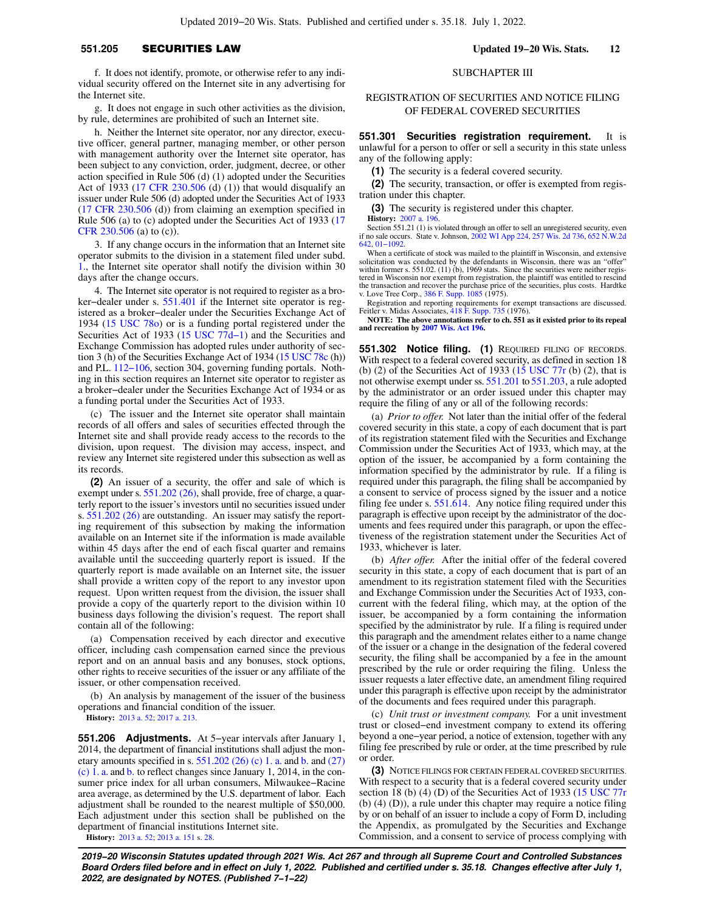f. It does not identify, promote, or otherwise refer to any individual security offered on the Internet site in any advertising for the Internet site.

g. It does not engage in such other activities as the division, by rule, determines are prohibited of such an Internet site.

h. Neither the Internet site operator, nor any director, executive officer, general partner, managing member, or other person with management authority over the Internet site operator, has been subject to any conviction, order, judgment, decree, or other action specified in Rule 506 (d) (1) adopted under the Securities Act of 1933 (17 CFR 230.506 (d) (1)) that would disqualify an issuer under Rule 506 (d) adopted under the Securities Act of 1933 (17 CFR 230.506 (d)) from claiming an exemption specified in Rule 506 (a) to (c) adopted under the Securities Act of 1933 (17 CFR 230.506 (a) to (c)).

3. If any change occurs in the information that an Internet site operator submits to the division in a statement filed under subd. 1., the Internet site operator shall notify the division within 30 days after the change occurs.

4. The Internet site operator is not required to register as a broker−dealer under s. 551.401 if the Internet site operator is registered as a broker−dealer under the Securities Exchange Act of 1934 (15 USC 78o) or is a funding portal registered under the Securities Act of 1933 (15 USC 77d−1) and the Securities and Exchange Commission has adopted rules under authority of section 3 (h) of the Securities Exchange Act of 1934 (15 USC 78c (h)) and P.L. 112−106, section 304, governing funding portals. Nothing in this section requires an Internet site operator to register as a broker−dealer under the Securities Exchange Act of 1934 or as a funding portal under the Securities Act of 1933.

(c) The issuer and the Internet site operator shall maintain records of all offers and sales of securities effected through the Internet site and shall provide ready access to the records to the division, upon request. The division may access, inspect, and review any Internet site registered under this subsection as well as its records.

**(2)** An issuer of a security, the offer and sale of which is exempt under s. 551.202 (26), shall provide, free of charge, a quarterly report to the issuer's investors until no securities issued under s. 551.202 (26) are outstanding. An issuer may satisfy the reporting requirement of this subsection by making the information available on an Internet site if the information is made available within 45 days after the end of each fiscal quarter and remains available until the succeeding quarterly report is issued. If the quarterly report is made available on an Internet site, the issuer shall provide a written copy of the report to any investor upon request. Upon written request from the division, the issuer shall provide a copy of the quarterly report to the division within 10 business days following the division's request. The report shall contain all of the following:

(a) Compensation received by each director and executive officer, including cash compensation earned since the previous report and on an annual basis and any bonuses, stock options, other rights to receive securities of the issuer or any affiliate of the issuer, or other compensation received.

(b) An analysis by management of the issuer of the business operations and financial condition of the issuer.

**History:** 2013 a. 52; 2017 a. 213.

**551.206 Adjustments.** At 5−year intervals after January 1, 2014, the department of financial institutions shall adjust the monetary amounts specified in s. 551.202 (26) (c) 1. a. and b. and (27) (c) 1. a. and b. to reflect changes since January 1, 2014, in the consumer price index for all urban consumers, Milwaukee−Racine area average, as determined by the U.S. department of labor. Each adjustment shall be rounded to the nearest multiple of $50,000. Each adjustment under this section shall be published on the department of financial institutions Internet site.

**History:** 2013 a. 52; 2013 a. 151 s. 28.

## SUBCHAPTER III

## REGISTRATION OF SECURITIES AND NOTICE FILING OF FEDERAL COVERED SECURITIES

**551.301 Securities registration requirement.** It is unlawful for a person to offer or sell a security in this state unless any of the following apply:

**(1)** The security is a federal covered security.

**(2)** The security, transaction, or offer is exempted from registration under this chapter.

**(3)** The security is registered under this chapter.

**History:** 2007 a. 196.

Section 551.21 (1) is violated through an offer to sell an unregistered security, even if no sale occurs. State v. Johnson, 2002 WI App 224, 257 Wis. 2d 736, 652 N.W.2d 642, 01−1092.

When a certificate of stock was mailed to the plaintiff in Wisconsin, and extensive solicitation was conducted by the defendants in Wisconsin, there was an "offer" within former s. 551.02. (1) (b), 1969 stats. Since the securities were neither registered in Wisconsin nor exempt from registration, the plaintiff was entitled to rescind the transaction and recover the purchase price of the securities, plus costs. Hardtke v. Love Tree Corp., 386 F. Supp. 1085 (1975).

Registration and reporting requirements for exempt transactions are discussed. Feitler v. Midas Associates, 418 F. Supp. 735 (1976).

**NOTE: The above annotations refer to ch. 551 as it existed prior to its repeal and recreation by 2007 Wis. Act 196.**

**551.302 Notice filing. (1)** REQUIRED FILING OF RECORDS. With respect to a federal covered security, as defined in section 18 (b) (2) of the Securities Act of 1933 (15 USC 77r (b) (2), that is not otherwise exempt under ss. 551.201 to 551.203, a rule adopted by the administrator or an order issued under this chapter may require the filing of any or all of the following records:

(a) *Prior to offer.* Not later than the initial offer of the federal covered security in this state, a copy of each document that is part of its registration statement filed with the Securities and Exchange Commission under the Securities Act of 1933, which may, at the option of the issuer, be accompanied by a form containing the information specified by the administrator by rule. If a filing is required under this paragraph, the filing shall be accompanied by a consent to service of process signed by the issuer and a notice filing fee under s. 551.614. Any notice filing required under this paragraph is effective upon receipt by the administrator of the documents and fees required under this paragraph, or upon the effectiveness of the registration statement under the Securities Act of 1933, whichever is later.

(b) *After offer.* After the initial offer of the federal covered security in this state, a copy of each document that is part of an amendment to its registration statement filed with the Securities and Exchange Commission under the Securities Act of 1933, concurrent with the federal filing, which may, at the option of the issuer, be accompanied by a form containing the information specified by the administrator by rule. If a filing is required under this paragraph and the amendment relates either to a name change of the issuer or a change in the designation of the federal covered security, the filing shall be accompanied by a fee in the amount prescribed by the rule or order requiring the filing. Unless the issuer requests a later effective date, an amendment filing required under this paragraph is effective upon receipt by the administrator of the documents and fees required under this paragraph.

(c) *Unit trust or investment company.* For a unit investment trust or closed−end investment company to extend its offering beyond a one−year period, a notice of extension, together with any filing fee prescribed by rule or order, at the time prescribed by rule or order.

**(3)** NOTICE FILINGS FOR CERTAIN FEDERAL COVERED SECURITIES. With respect to a security that is a federal covered security under section 18 (b) (4) (D) of the Securities Act of 1933 (15 USC 77r (b) (4) (D)), a rule under this chapter may require a notice filing by or on behalf of an issuer to include a copy of Form D, including the Appendix, as promulgated by the Securities and Exchange Commission, and a consent to service of process complying with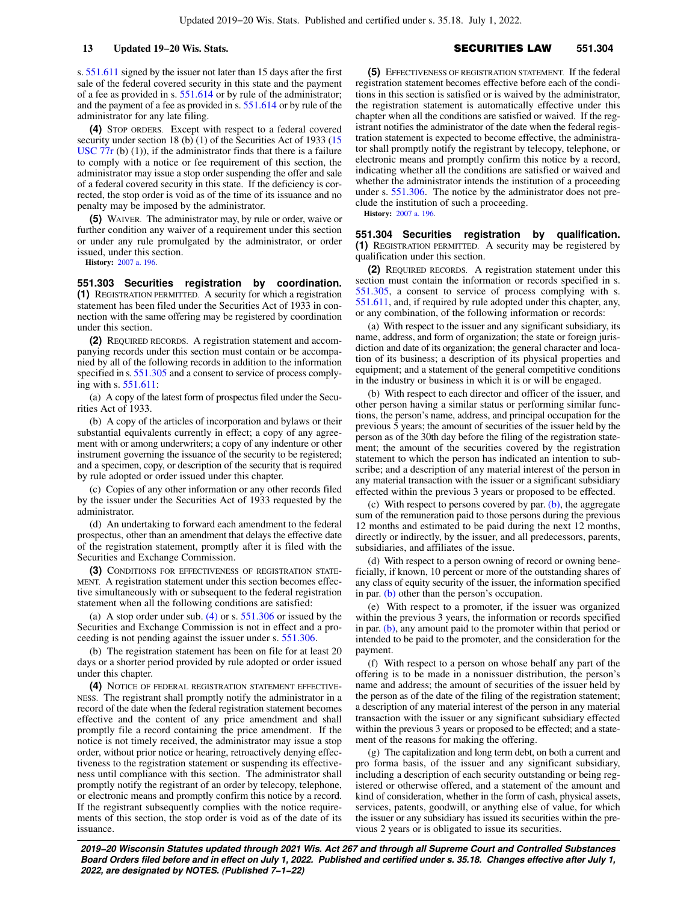s. 551.611 signed by the issuer not later than 15 days after the first sale of the federal covered security in this state and the payment of a fee as provided in s. 551.614 or by rule of the administrator; and the payment of a fee as provided in s. 551.614 or by rule of the administrator for any late filing.

**(4)** STOP ORDERS. Except with respect to a federal covered security under section 18 (b) (1) of the Securities Act of 1933 (15 USC 77r (b) (1)), if the administrator finds that there is a failure to comply with a notice or fee requirement of this section, the administrator may issue a stop order suspending the offer and sale of a federal covered security in this state. If the deficiency is corrected, the stop order is void as of the time of its issuance and no penalty may be imposed by the administrator.

**(5)** WAIVER. The administrator may, by rule or order, waive or further condition any waiver of a requirement under this section or under any rule promulgated by the administrator, or order issued, under this section.

**History:** 2007 a. 196.

**551.303 Securities registration by coordination.** **(1)** REGISTRATION PERMITTED. A security for which a registration statement has been filed under the Securities Act of 1933 in connection with the same offering may be registered by coordination under this section.

**(2)** REQUIRED RECORDS. A registration statement and accompanying records under this section must contain or be accompanied by all of the following records in addition to the information specified in s. 551.305 and a consent to service of process complying with s. 551.611:

(a) A copy of the latest form of prospectus filed under the Securities Act of 1933.

(b) A copy of the articles of incorporation and bylaws or their substantial equivalents currently in effect; a copy of any agreement with or among underwriters; a copy of any indenture or other instrument governing the issuance of the security to be registered; and a specimen, copy, or description of the security that is required by rule adopted or order issued under this chapter.

(c) Copies of any other information or any other records filed by the issuer under the Securities Act of 1933 requested by the administrator.

(d) An undertaking to forward each amendment to the federal prospectus, other than an amendment that delays the effective date of the registration statement, promptly after it is filed with the Securities and Exchange Commission.

**(3)** CONDITIONS FOR EFFECTIVENESS OF REGISTRATION STATEMENT. A registration statement under this section becomes effective simultaneously with or subsequent to the federal registration statement when all the following conditions are satisfied:

(a) A stop order under sub. (4) or s. 551.306 or issued by the Securities and Exchange Commission is not in effect and a proceeding is not pending against the issuer under s. 551.306.

(b) The registration statement has been on file for at least 20 days or a shorter period provided by rule adopted or order issued under this chapter.

**(4)** NOTICE OF FEDERAL REGISTRATION STATEMENT EFFECTIVENESS. The registrant shall promptly notify the administrator in a record of the date when the federal registration statement becomes effective and the content of any price amendment and shall promptly file a record containing the price amendment. If the notice is not timely received, the administrator may issue a stop order, without prior notice or hearing, retroactively denying effectiveness to the registration statement or suspending its effectiveness until compliance with this section. The administrator shall promptly notify the registrant of an order by telecopy, telephone, or electronic means and promptly confirm this notice by a record. If the registrant subsequently complies with the notice requirements of this section, the stop order is void as of the date of its issuance.

**(5)** EFFECTIVENESS OF REGISTRATION STATEMENT. If the federal registration statement becomes effective before each of the conditions in this section is satisfied or is waived by the administrator, the registration statement is automatically effective under this chapter when all the conditions are satisfied or waived. If the registrant notifies the administrator of the date when the federal registration statement is expected to become effective, the administrator shall promptly notify the registrant by telecopy, telephone, or electronic means and promptly confirm this notice by a record, indicating whether all the conditions are satisfied or waived and whether the administrator intends the institution of a proceeding under s. 551.306. The notice by the administrator does not preclude the institution of such a proceeding.

**History:** 2007 a. 196.

**551.304 Securities registration by qualification.** **(1)** REGISTRATION PERMITTED. A security may be registered by qualification under this section.

**(2)** REQUIRED RECORDS. A registration statement under this section must contain the information or records specified in s. 551.305, a consent to service of process complying with s. 551.611, and, if required by rule adopted under this chapter, any, or any combination, of the following information or records:

(a) With respect to the issuer and any significant subsidiary, its name, address, and form of organization; the state or foreign jurisdiction and date of its organization; the general character and location of its business; a description of its physical properties and equipment; and a statement of the general competitive conditions in the industry or business in which it is or will be engaged.

(b) With respect to each director and officer of the issuer, and other person having a similar status or performing similar functions, the person's name, address, and principal occupation for the previous 5 years; the amount of securities of the issuer held by the person as of the 30th day before the filing of the registration statement; the amount of the securities covered by the registration statement to which the person has indicated an intention to subscribe; and a description of any material interest of the person in any material transaction with the issuer or a significant subsidiary effected within the previous 3 years or proposed to be effected.

(c) With respect to persons covered by par. (b), the aggregate sum of the remuneration paid to those persons during the previous 12 months and estimated to be paid during the next 12 months, directly or indirectly, by the issuer, and all predecessors, parents, subsidiaries, and affiliates of the issue.

(d) With respect to a person owning of record or owning beneficially, if known, 10 percent or more of the outstanding shares of any class of equity security of the issuer, the information specified in par. (b) other than the person's occupation.

(e) With respect to a promoter, if the issuer was organized within the previous 3 years, the information or records specified in par. (b), any amount paid to the promoter within that period or intended to be paid to the promoter, and the consideration for the payment.

(f) With respect to a person on whose behalf any part of the offering is to be made in a nonissuer distribution, the person's name and address; the amount of securities of the issuer held by the person as of the date of the filing of the registration statement; a description of any material interest of the person in any material transaction with the issuer or any significant subsidiary effected within the previous 3 years or proposed to be effected; and a statement of the reasons for making the offering.

(g) The capitalization and long term debt, on both a current and pro forma basis, of the issuer and any significant subsidiary, including a description of each security outstanding or being registered or otherwise offered, and a statement of the amount and kind of consideration, whether in the form of cash, physical assets, services, patents, goodwill, or anything else of value, for which the issuer or any subsidiary has issued its securities within the previous 2 years or is obligated to issue its securities.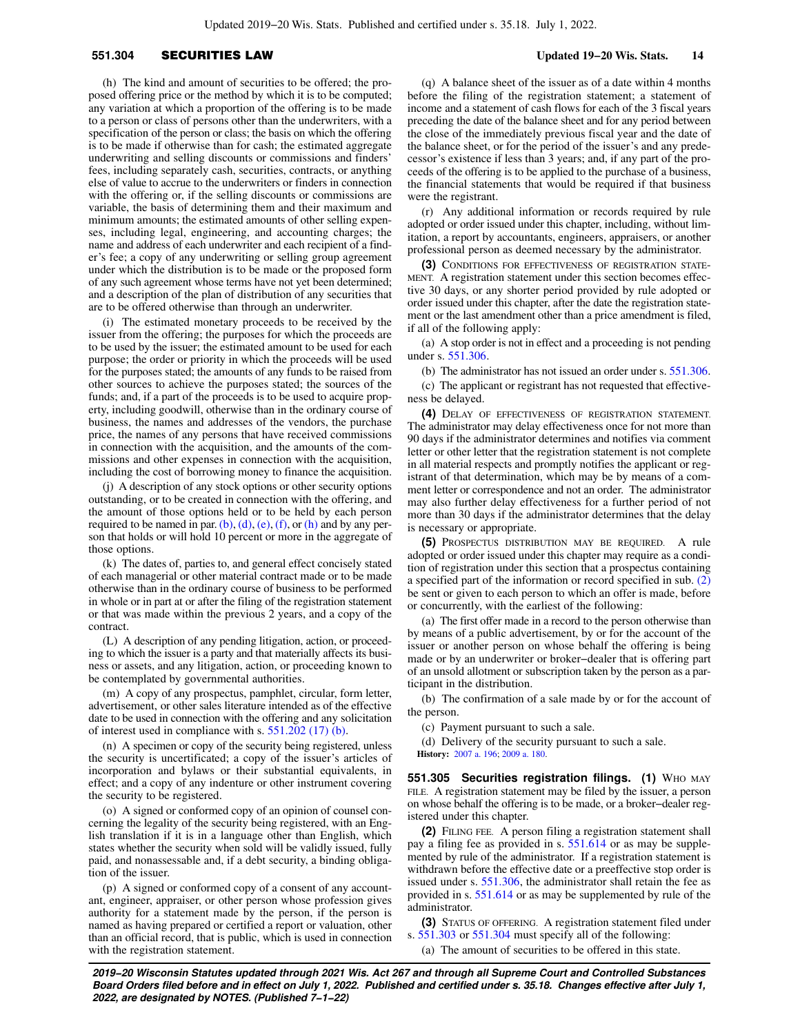(h) The kind and amount of securities to be offered; the proposed offering price or the method by which it is to be computed; any variation at which a proportion of the offering is to be made to a person or class of persons other than the underwriters, with a specification of the person or class; the basis on which the offering is to be made if otherwise than for cash; the estimated aggregate underwriting and selling discounts or commissions and finders' fees, including separately cash, securities, contracts, or anything else of value to accrue to the underwriters or finders in connection with the offering or, if the selling discounts or commissions are variable, the basis of determining them and their maximum and minimum amounts; the estimated amounts of other selling expenses, including legal, engineering, and accounting charges; the name and address of each underwriter and each recipient of a finder's fee; a copy of any underwriting or selling group agreement under which the distribution is to be made or the proposed form of any such agreement whose terms have not yet been determined; and a description of the plan of distribution of any securities that are to be offered otherwise than through an underwriter.

(i) The estimated monetary proceeds to be received by the issuer from the offering; the purposes for which the proceeds are to be used by the issuer; the estimated amount to be used for each purpose; the order or priority in which the proceeds will be used for the purposes stated; the amounts of any funds to be raised from other sources to achieve the purposes stated; the sources of the funds; and, if a part of the proceeds is to be used to acquire property, including goodwill, otherwise than in the ordinary course of business, the names and addresses of the vendors, the purchase price, the names of any persons that have received commissions in connection with the acquisition, and the amounts of the commissions and other expenses in connection with the acquisition, including the cost of borrowing money to finance the acquisition.

(j) A description of any stock options or other security options outstanding, or to be created in connection with the offering, and the amount of those options held or to be held by each person required to be named in par. (b), (d), (e), (f), or (h) and by any person that holds or will hold 10 percent or more in the aggregate of those options.

(k) The dates of, parties to, and general effect concisely stated of each managerial or other material contract made or to be made otherwise than in the ordinary course of business to be performed in whole or in part at or after the filing of the registration statement or that was made within the previous 2 years, and a copy of the contract.

(L) A description of any pending litigation, action, or proceeding to which the issuer is a party and that materially affects its business or assets, and any litigation, action, or proceeding known to be contemplated by governmental authorities.

(m) A copy of any prospectus, pamphlet, circular, form letter, advertisement, or other sales literature intended as of the effective date to be used in connection with the offering and any solicitation of interest used in compliance with s. 551.202 (17) (b).

(n) A specimen or copy of the security being registered, unless the security is uncertificated; a copy of the issuer's articles of incorporation and bylaws or their substantial equivalents, in effect; and a copy of any indenture or other instrument covering the security to be registered.

(o) A signed or conformed copy of an opinion of counsel concerning the legality of the security being registered, with an English translation if it is in a language other than English, which states whether the security when sold will be validly issued, fully paid, and nonassessable and, if a debt security, a binding obligation of the issuer.

(p) A signed or conformed copy of a consent of any accountant, engineer, appraiser, or other person whose profession gives authority for a statement made by the person, if the person is named as having prepared or certified a report or valuation, other than an official record, that is public, which is used in connection with the registration statement.

(q) A balance sheet of the issuer as of a date within 4 months before the filing of the registration statement; a statement of income and a statement of cash flows for each of the 3 fiscal years preceding the date of the balance sheet and for any period between the close of the immediately previous fiscal year and the date of the balance sheet, or for the period of the issuer's and any predecessor's existence if less than 3 years; and, if any part of the proceeds of the offering is to be applied to the purchase of a business, the financial statements that would be required if that business were the registrant.

(r) Any additional information or records required by rule adopted or order issued under this chapter, including, without limitation, a report by accountants, engineers, appraisers, or another professional person as deemed necessary by the administrator.

**(3)** CONDITIONS FOR EFFECTIVENESS OF REGISTRATION STATEMENT. A registration statement under this section becomes effective 30 days, or any shorter period provided by rule adopted or order issued under this chapter, after the date the registration statement or the last amendment other than a price amendment is filed, if all of the following apply:

(a) A stop order is not in effect and a proceeding is not pending under s. 551.306.

(b) The administrator has not issued an order under s. 551.306.

(c) The applicant or registrant has not requested that effectiveness be delayed.

**(4)** DELAY OF EFFECTIVENESS OF REGISTRATION STATEMENT. The administrator may delay effectiveness once for not more than 90 days if the administrator determines and notifies via comment letter or other letter that the registration statement is not complete in all material respects and promptly notifies the applicant or registrant of that determination, which may be by means of a comment letter or correspondence and not an order. The administrator may also further delay effectiveness for a further period of not more than 30 days if the administrator determines that the delay is necessary or appropriate.

**(5)** PROSPECTUS DISTRIBUTION MAY BE REQUIRED. A rule adopted or order issued under this chapter may require as a condition of registration under this section that a prospectus containing a specified part of the information or record specified in sub. (2) be sent or given to each person to which an offer is made, before or concurrently, with the earliest of the following:

(a) The first offer made in a record to the person otherwise than by means of a public advertisement, by or for the account of the issuer or another person on whose behalf the offering is being made or by an underwriter or broker−dealer that is offering part of an unsold allotment or subscription taken by the person as a participant in the distribution.

(b) The confirmation of a sale made by or for the account of the person.

(c) Payment pursuant to such a sale.

(d) Delivery of the security pursuant to such a sale.

**History:** 2007 a. 196; 2009 a. 180.

**551.305 Securities registration filings. (1)** WHO MAY FILE. A registration statement may be filed by the issuer, a person on whose behalf the offering is to be made, or a broker−dealer registered under this chapter.

**(2)** FILING FEE. A person filing a registration statement shall pay a filing fee as provided in s. 551.614 or as may be supplemented by rule of the administrator. If a registration statement is withdrawn before the effective date or a preeffective stop order is issued under s. 551.306, the administrator shall retain the fee as provided in s. 551.614 or as may be supplemented by rule of the administrator.

**(3)** STATUS OF OFFERING. A registration statement filed under s. 551.303 or 551.304 must specify all of the following:

(a) The amount of securities to be offered in this state.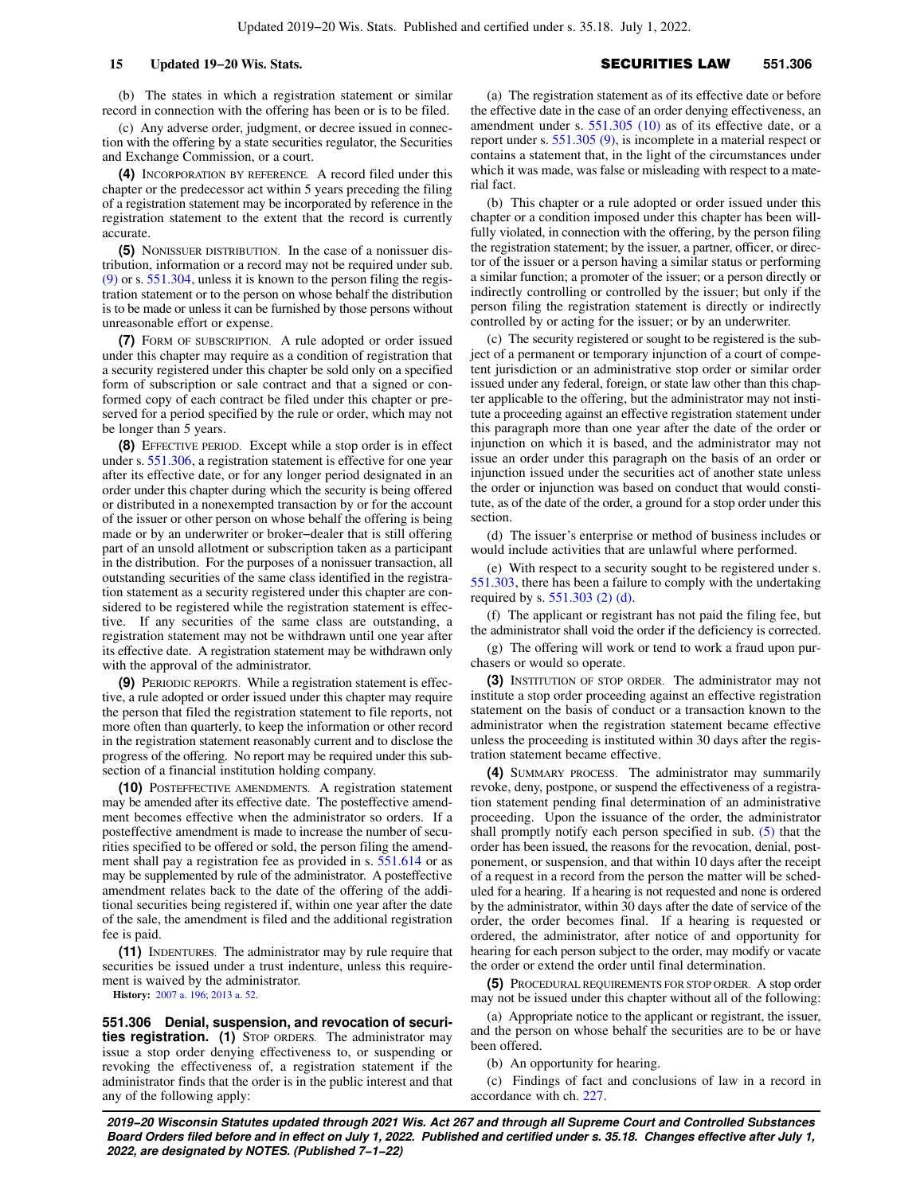(b) The states in which a registration statement or similar record in connection with the offering has been or is to be filed.

(c) Any adverse order, judgment, or decree issued in connection with the offering by a state securities regulator, the Securities and Exchange Commission, or a court.

**(4)** INCORPORATION BY REFERENCE. A record filed under this chapter or the predecessor act within 5 years preceding the filing of a registration statement may be incorporated by reference in the registration statement to the extent that the record is currently accurate.

**(5)** NONISSUER DISTRIBUTION. In the case of a nonissuer distribution, information or a record may not be required under sub. (9) or s. 551.304, unless it is known to the person filing the registration statement or to the person on whose behalf the distribution is to be made or unless it can be furnished by those persons without unreasonable effort or expense.

**(7)** FORM OF SUBSCRIPTION. A rule adopted or order issued under this chapter may require as a condition of registration that a security registered under this chapter be sold only on a specified form of subscription or sale contract and that a signed or conformed copy of each contract be filed under this chapter or preserved for a period specified by the rule or order, which may not be longer than 5 years.

**(8)** EFFECTIVE PERIOD. Except while a stop order is in effect under s. 551.306, a registration statement is effective for one year after its effective date, or for any longer period designated in an order under this chapter during which the security is being offered or distributed in a nonexempted transaction by or for the account of the issuer or other person on whose behalf the offering is being made or by an underwriter or broker−dealer that is still offering part of an unsold allotment or subscription taken as a participant in the distribution. For the purposes of a nonissuer transaction, all outstanding securities of the same class identified in the registration statement as a security registered under this chapter are considered to be registered while the registration statement is effective. If any securities of the same class are outstanding, a registration statement may not be withdrawn until one year after its effective date. A registration statement may be withdrawn only with the approval of the administrator.

**(9)** PERIODIC REPORTS. While a registration statement is effective, a rule adopted or order issued under this chapter may require the person that filed the registration statement to file reports, not more often than quarterly, to keep the information or other record in the registration statement reasonably current and to disclose the progress of the offering. No report may be required under this subsection of a financial institution holding company.

**(10)** POSTEFFECTIVE AMENDMENTS. A registration statement may be amended after its effective date. The posteffective amendment becomes effective when the administrator so orders. If a posteffective amendment is made to increase the number of securities specified to be offered or sold, the person filing the amendment shall pay a registration fee as provided in s. 551.614 or as may be supplemented by rule of the administrator. A posteffective amendment relates back to the date of the offering of the additional securities being registered if, within one year after the date of the sale, the amendment is filed and the additional registration fee is paid.

**(11)** INDENTURES. The administrator may by rule require that securities be issued under a trust indenture, unless this requirement is waived by the administrator.

**History:** 2007 a. 196; 2013 a. 52.

**551.306 Denial, suspension, and revocation of securities registration.** **(1)** STOP ORDERS. The administrator may issue a stop order denying effectiveness to, or suspending or revoking the effectiveness of, a registration statement if the administrator finds that the order is in the public interest and that any of the following apply:

(a) The registration statement as of its effective date or before the effective date in the case of an order denying effectiveness, an amendment under s. 551.305 (10) as of its effective date, or a report under s. 551.305 (9), is incomplete in a material respect or contains a statement that, in the light of the circumstances under which it was made, was false or misleading with respect to a material fact.

(b) This chapter or a rule adopted or order issued under this chapter or a condition imposed under this chapter has been willfully violated, in connection with the offering, by the person filing the registration statement; by the issuer, a partner, officer, or director of the issuer or a person having a similar status or performing a similar function; a promoter of the issuer; or a person directly or indirectly controlling or controlled by the issuer; but only if the person filing the registration statement is directly or indirectly controlled by or acting for the issuer; or by an underwriter.

(c) The security registered or sought to be registered is the subject of a permanent or temporary injunction of a court of competent jurisdiction or an administrative stop order or similar order issued under any federal, foreign, or state law other than this chapter applicable to the offering, but the administrator may not institute a proceeding against an effective registration statement under this paragraph more than one year after the date of the order or injunction on which it is based, and the administrator may not issue an order under this paragraph on the basis of an order or injunction issued under the securities act of another state unless the order or injunction was based on conduct that would constitute, as of the date of the order, a ground for a stop order under this section.

(d) The issuer's enterprise or method of business includes or would include activities that are unlawful where performed.

(e) With respect to a security sought to be registered under s. 551.303, there has been a failure to comply with the undertaking required by s. 551.303 (2) (d).

(f) The applicant or registrant has not paid the filing fee, but the administrator shall void the order if the deficiency is corrected.

(g) The offering will work or tend to work a fraud upon purchasers or would so operate.

**(3)** INSTITUTION OF STOP ORDER. The administrator may not institute a stop order proceeding against an effective registration statement on the basis of conduct or a transaction known to the administrator when the registration statement became effective unless the proceeding is instituted within 30 days after the registration statement became effective.

**(4)** SUMMARY PROCESS. The administrator may summarily revoke, deny, postpone, or suspend the effectiveness of a registration statement pending final determination of an administrative proceeding. Upon the issuance of the order, the administrator shall promptly notify each person specified in sub. (5) that the order has been issued, the reasons for the revocation, denial, postponement, or suspension, and that within 10 days after the receipt of a request in a record from the person the matter will be scheduled for a hearing. If a hearing is not requested and none is ordered by the administrator, within 30 days after the date of service of the order, the order becomes final. If a hearing is requested or ordered, the administrator, after notice of and opportunity for hearing for each person subject to the order, may modify or vacate the order or extend the order until final determination.

**(5)** PROCEDURAL REQUIREMENTS FOR STOP ORDER. A stop order may not be issued under this chapter without all of the following:

(a) Appropriate notice to the applicant or registrant, the issuer, and the person on whose behalf the securities are to be or have been offered.

(b) An opportunity for hearing.

(c) Findings of fact and conclusions of law in a record in accordance with ch. 227.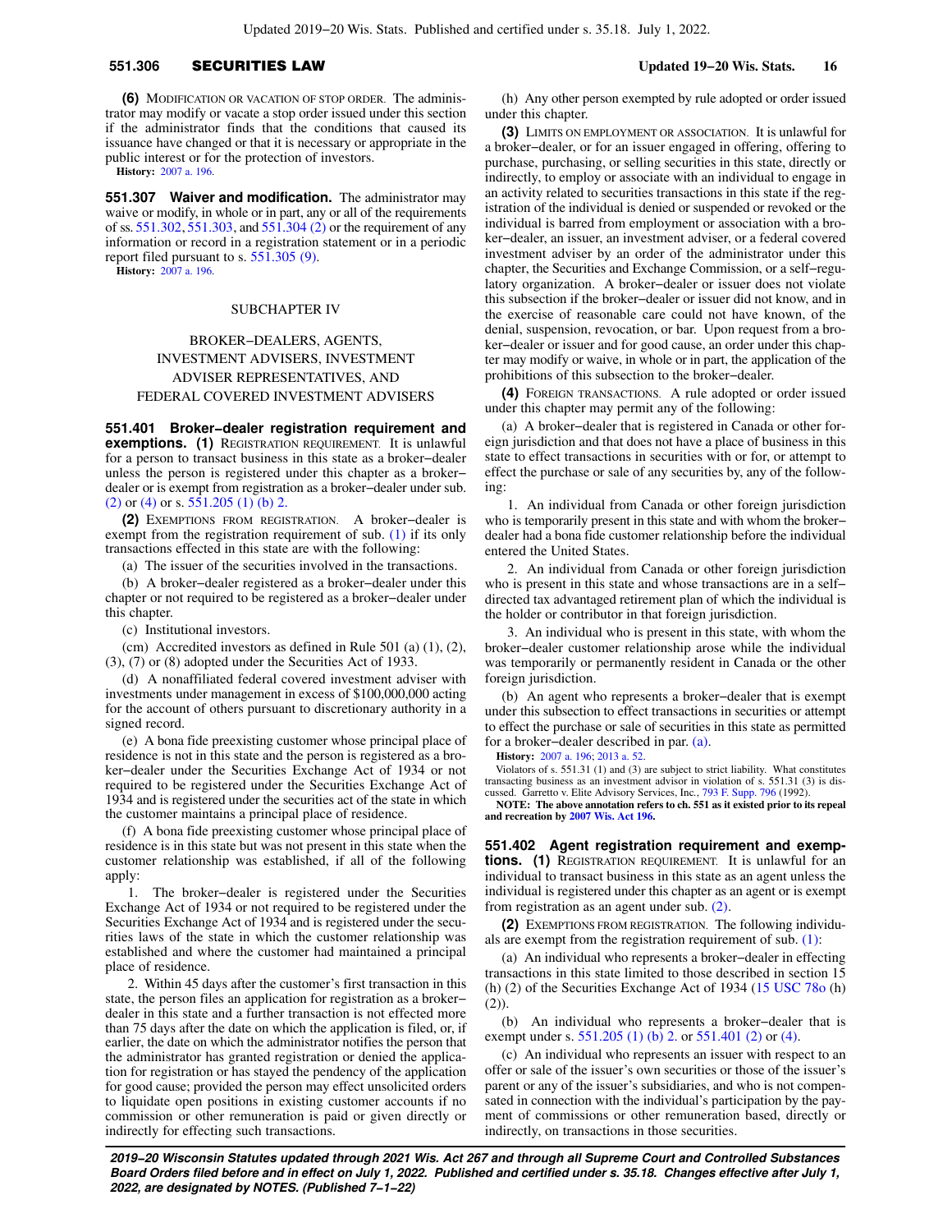**(6)** MODIFICATION OR VACATION OF STOP ORDER. The administrator may modify or vacate a stop order issued under this section if the administrator finds that the conditions that caused its issuance have changed or that it is necessary or appropriate in the public interest or for the protection of investors.

**History:** 2007 a. 196.

**551.307 Waiver and modification.** The administrator may waive or modify, in whole or in part, any or all of the requirements of ss. 551.302, 551.303, and 551.304 (2) or the requirement of any information or record in a registration statement or in a periodic report filed pursuant to s. 551.305 (9).

**History:** 2007 a. 196.

## SUBCHAPTER IV

## BROKER–DEALERS, AGENTS, INVESTMENT ADVISERS, INVESTMENT ADVISER REPRESENTATIVES, AND FEDERAL COVERED INVESTMENT ADVISERS

**551.401 Broker–dealer registration requirement and exemptions. (1)** REGISTRATION REQUIREMENT. It is unlawful for a person to transact business in this state as a broker–dealer unless the person is registered under this chapter as a broker–dealer or is exempt from registration as a broker–dealer under sub. (2) or (4) or s. 551.205 (1) (b) 2.

**(2)** EXEMPTIONS FROM REGISTRATION. A broker–dealer is exempt from the registration requirement of sub. (1) if its only transactions effected in this state are with the following:

(a) The issuer of the securities involved in the transactions.

(b) A broker–dealer registered as a broker–dealer under this chapter or not required to be registered as a broker–dealer under this chapter.

(c) Institutional investors.

(cm) Accredited investors as defined in Rule 501 (a) (1), (2), (3), (7) or (8) adopted under the Securities Act of 1933.

(d) A nonaffiliated federal covered investment adviser with investments under management in excess of $100,000,000 acting for the account of others pursuant to discretionary authority in a signed record.

(e) A bona fide preexisting customer whose principal place of residence is not in this state and the person is registered as a broker–dealer under the Securities Exchange Act of 1934 or not required to be registered under the Securities Exchange Act of 1934 and is registered under the securities act of the state in which the customer maintains a principal place of residence.

(f) A bona fide preexisting customer whose principal place of residence is in this state but was not present in this state when the customer relationship was established, if all of the following apply:

1. The broker–dealer is registered under the Securities Exchange Act of 1934 or not required to be registered under the Securities Exchange Act of 1934 and is registered under the securities laws of the state in which the customer relationship was established and where the customer had maintained a principal place of residence.

2. Within 45 days after the customer's first transaction in this state, the person files an application for registration as a broker–dealer in this state and a further transaction is not effected more than 75 days after the date on which the application is filed, or, if earlier, the date on which the administrator notifies the person that the administrator has granted registration or denied the application for registration or has stayed the pendency of the application for good cause; provided the person may effect unsolicited orders to liquidate open positions in existing customer accounts if no commission or other remuneration is paid or given directly or indirectly for effecting such transactions.

(h) Any other person exempted by rule adopted or order issued under this chapter.

**(3)** LIMITS ON EMPLOYMENT OR ASSOCIATION. It is unlawful for a broker–dealer, or for an issuer engaged in offering, offering to purchase, purchasing, or selling securities in this state, directly or indirectly, to employ or associate with an individual to engage in an activity related to securities transactions in this state if the registration of the individual is denied or suspended or revoked or the individual is barred from employment or association with a broker–dealer, an issuer, an investment adviser, or a federal covered investment adviser by an order of the administrator under this chapter, the Securities and Exchange Commission, or a self–regulatory organization. A broker–dealer or issuer does not violate this subsection if the broker–dealer or issuer did not know, and in the exercise of reasonable care could not have known, of the denial, suspension, revocation, or bar. Upon request from a broker–dealer or issuer and for good cause, an order under this chapter may modify or waive, in whole or in part, the application of the prohibitions of this subsection to the broker–dealer.

**(4)** FOREIGN TRANSACTIONS. A rule adopted or order issued under this chapter may permit any of the following:

(a) A broker–dealer that is registered in Canada or other foreign jurisdiction and that does not have a place of business in this state to effect transactions in securities with or for, or attempt to effect the purchase or sale of any securities by, any of the following:

1. An individual from Canada or other foreign jurisdiction who is temporarily present in this state and with whom the broker–dealer had a bona fide customer relationship before the individual entered the United States.

2. An individual from Canada or other foreign jurisdiction who is present in this state and whose transactions are in a self–directed tax advantaged retirement plan of which the individual is the holder or contributor in that foreign jurisdiction.

3. An individual who is present in this state, with whom the broker–dealer customer relationship arose while the individual was temporarily or permanently resident in Canada or the other foreign jurisdiction.

(b) An agent who represents a broker–dealer that is exempt under this subsection to effect transactions in securities or attempt to effect the purchase or sale of securities in this state as permitted for a broker–dealer described in par. (a).

**History:** 2007 a. 196; 2013 a. 52.

Violators of s. 551.31 (1) and (3) are subject to strict liability. What constitutes transacting business as an investment advisor in violation of s. 551.31 (3) is discussed. Garretto v. Elite Advisory Services, Inc., 793 F. Supp. 796 (1992).

**NOTE: The above annotation refers to ch. 551 as it existed prior to its repeal and recreation by 2007 Wis. Act 196.**

**551.402 Agent registration requirement and exemptions. (1)** REGISTRATION REQUIREMENT. It is unlawful for an individual to transact business in this state as an agent unless the individual is registered under this chapter as an agent or is exempt from registration as an agent under sub. (2).

**(2)** EXEMPTIONS FROM REGISTRATION. The following individuals are exempt from the registration requirement of sub. (1):

(a) An individual who represents a broker–dealer in effecting transactions in this state limited to those described in section 15 (h) (2) of the Securities Exchange Act of 1934 (15 USC 78o (h) (2)).

(b) An individual who represents a broker–dealer that is exempt under s. 551.205 (1) (b) 2. or 551.401 (2) or (4).

(c) An individual who represents an issuer with respect to an offer or sale of the issuer's own securities or those of the issuer's parent or any of the issuer's subsidiaries, and who is not compensated in connection with the individual's participation by the payment of commissions or other remuneration based, directly or indirectly, on transactions in those securities.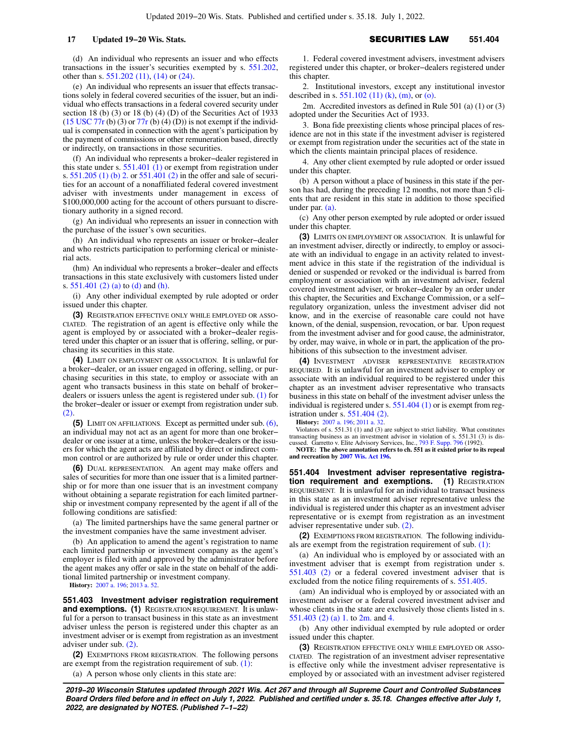(d) An individual who represents an issuer and who effects transactions in the issuer's securities exempted by s. 551.202, other than s. 551.202 (11), (14) or (24).

(e) An individual who represents an issuer that effects transactions solely in federal covered securities of the issuer, but an individual who effects transactions in a federal covered security under section 18 (b) (3) or 18 (b) (4) (D) of the Securities Act of 1933 (15 USC 77r (b) (3) or 77r (b) (4) (D)) is not exempt if the individual is compensated in connection with the agent's participation by the payment of commissions or other remuneration based, directly or indirectly, on transactions in those securities.

(f) An individual who represents a broker–dealer registered in this state under s. 551.401 (1) or exempt from registration under s. 551.205 (1) (b) 2. or 551.401 (2) in the offer and sale of securities for an account of a nonaffiliated federal covered investment adviser with investments under management in excess of $100,000,000 acting for the account of others pursuant to discretionary authority in a signed record.

(g) An individual who represents an issuer in connection with the purchase of the issuer's own securities.

(h) An individual who represents an issuer or broker–dealer and who restricts participation to performing clerical or ministerial acts.

(hm) An individual who represents a broker–dealer and effects transactions in this state exclusively with customers listed under s. 551.401 (2) (a) to (d) and (h).

(i) Any other individual exempted by rule adopted or order issued under this chapter.

**(3)** Registration effective only while employed or associated. The registration of an agent is effective only while the agent is employed by or associated with a broker–dealer registered under this chapter or an issuer that is offering, selling, or purchasing its securities in this state.

**(4)** Limit on employment or association. It is unlawful for a broker–dealer, or an issuer engaged in offering, selling, or purchasing securities in this state, to employ or associate with an agent who transacts business in this state on behalf of broker–dealers or issuers unless the agent is registered under sub. (1) for the broker–dealer or issuer or exempt from registration under sub. (2).

**(5)** Limit on affiliations. Except as permitted under sub. (6), an individual may not act as an agent for more than one broker–dealer or one issuer at a time, unless the broker–dealers or the issuers for which the agent acts are affiliated by direct or indirect common control or are authorized by rule or order under this chapter.

**(6)** Dual representation. An agent may make offers and sales of securities for more than one issuer that is a limited partnership or for more than one issuer that is an investment company without obtaining a separate registration for each limited partnership or investment company represented by the agent if all of the following conditions are satisfied:

(a) The limited partnerships have the same general partner or the investment companies have the same investment adviser.

(b) An application to amend the agent's registration to name each limited partnership or investment company as the agent's employer is filed with and approved by the administrator before the agent makes any offer or sale in the state on behalf of the additional limited partnership or investment company.

**History:** 2007 a. 196; 2013 a. 52.

**551.403 Investment adviser registration requirement and exemptions. (1)** Registration requirement. It is unlawful for a person to transact business in this state as an investment adviser unless the person is registered under this chapter as an investment adviser or is exempt from registration as an investment adviser under sub. (2).

**(2)** Exemptions from registration. The following persons are exempt from the registration requirement of sub. (1):

(a) A person whose only clients in this state are:

1. Federal covered investment advisers, investment advisers registered under this chapter, or broker–dealers registered under this chapter.

2. Institutional investors, except any institutional investor described in s. 551.102 (11) (k), (m), or (o).

2m. Accredited investors as defined in Rule 501 (a) (1) or (3) adopted under the Securities Act of 1933.

3. Bona fide preexisting clients whose principal places of residence are not in this state if the investment adviser is registered or exempt from registration under the securities act of the state in which the clients maintain principal places of residence.

4. Any other client exempted by rule adopted or order issued under this chapter.

(b) A person without a place of business in this state if the person has had, during the preceding 12 months, not more than 5 clients that are resident in this state in addition to those specified under par. (a).

(c) Any other person exempted by rule adopted or order issued under this chapter.

**(3)** Limits on employment or association. It is unlawful for an investment adviser, directly or indirectly, to employ or associate with an individual to engage in an activity related to investment advice in this state if the registration of the individual is denied or suspended or revoked or the individual is barred from employment or association with an investment adviser, federal covered investment adviser, or broker–dealer by an order under this chapter, the Securities and Exchange Commission, or a self–regulatory organization, unless the investment adviser did not know, and in the exercise of reasonable care could not have known, of the denial, suspension, revocation, or bar. Upon request from the investment adviser and for good cause, the administrator, by order, may waive, in whole or in part, the application of the prohibitions of this subsection to the investment adviser.

**(4)** Investment adviser representative registration required. It is unlawful for an investment adviser to employ or associate with an individual required to be registered under this chapter as an investment adviser representative who transacts business in this state on behalf of the investment adviser unless the individual is registered under s. 551.404 (1) or is exempt from registration under s. 551.404 (2).

**History:** 2007 a. 196; 2011 a. 32.

Violators of s. 551.31 (1) and (3) are subject to strict liability. What constitutes transacting business as an investment advisor in violation of s. 551.31 (3) is discussed. Garretto v. Elite Advisory Services, Inc., 793 F. Supp. 796 (1992).

**NOTE: The above annotation refers to ch. 551 as it existed prior to its repeal and recreation by 2007 Wis. Act 196.**

**551.404 Investment adviser representative registration requirement and exemptions. (1)** Registration requirement. It is unlawful for an individual to transact business in this state as an investment adviser representative unless the individual is registered under this chapter as an investment adviser representative or is exempt from registration as an investment adviser representative under sub. (2).

**(2)** Exemptions from registration. The following individuals are exempt from the registration requirement of sub. (1):

(a) An individual who is employed by or associated with an investment adviser that is exempt from registration under s. 551.403 (2) or a federal covered investment adviser that is excluded from the notice filing requirements of s. 551.405.

(am) An individual who is employed by or associated with an investment adviser or a federal covered investment adviser and whose clients in the state are exclusively those clients listed in s. 551.403 (2) (a) 1. to 2m. and 4.

(b) Any other individual exempted by rule adopted or order issued under this chapter.

**(3)** Registration effective only while employed or associated. The registration of an investment adviser representative is effective only while the investment adviser representative is employed by or associated with an investment adviser registered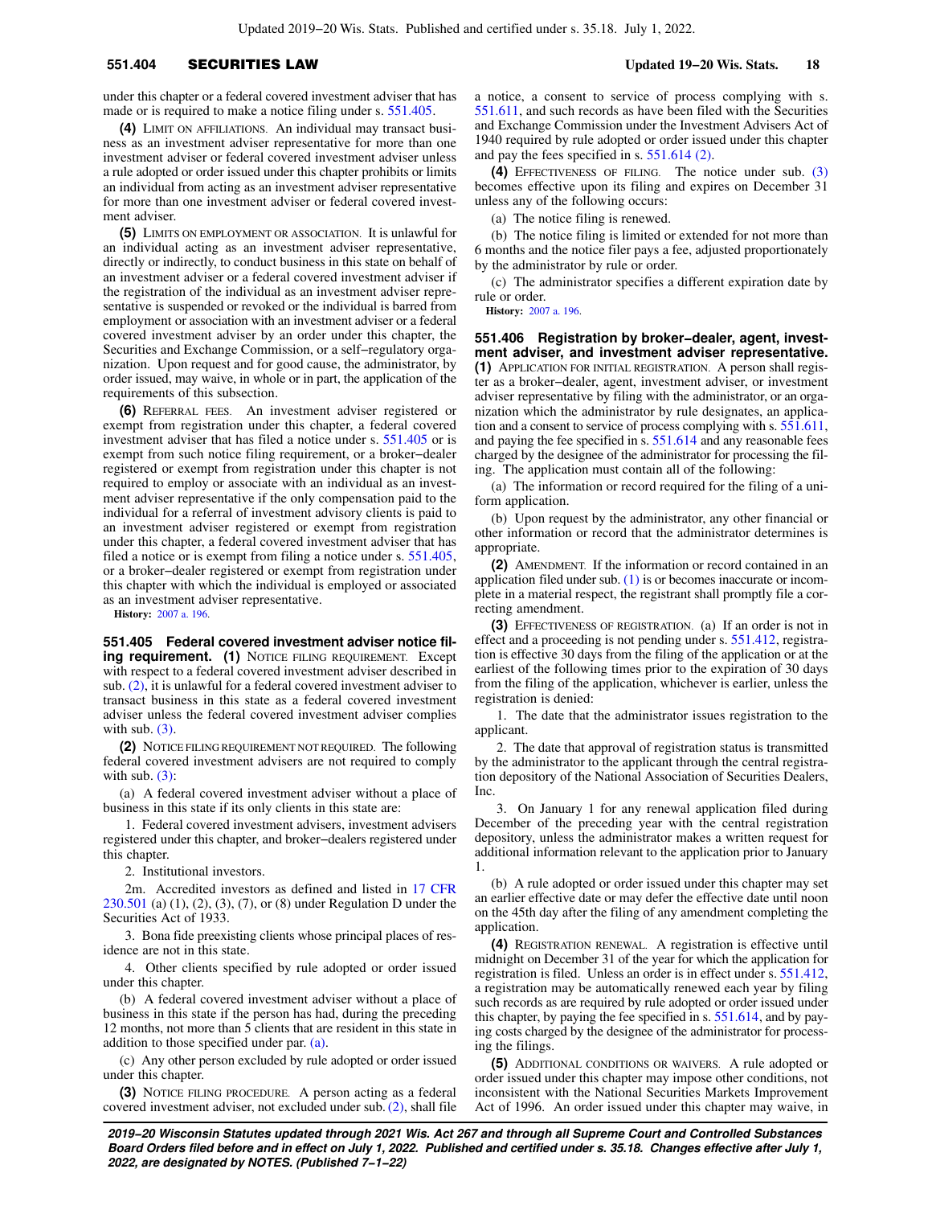under this chapter or a federal covered investment adviser that has made or is required to make a notice filing under s. 551.405.

**(4)** LIMIT ON AFFILIATIONS. An individual may transact business as an investment adviser representative for more than one investment adviser or federal covered investment adviser unless a rule adopted or order issued under this chapter prohibits or limits an individual from acting as an investment adviser representative for more than one investment adviser or federal covered investment adviser.

**(5)** LIMITS ON EMPLOYMENT OR ASSOCIATION. It is unlawful for an individual acting as an investment adviser representative, directly or indirectly, to conduct business in this state on behalf of an investment adviser or a federal covered investment adviser if the registration of the individual as an investment adviser representative is suspended or revoked or the individual is barred from employment or association with an investment adviser or a federal covered investment adviser by an order under this chapter, the Securities and Exchange Commission, or a self−regulatory organization. Upon request and for good cause, the administrator, by order issued, may waive, in whole or in part, the application of the requirements of this subsection.

**(6)** REFERRAL FEES. An investment adviser registered or exempt from registration under this chapter, a federal covered investment adviser that has filed a notice under s. 551.405 or is exempt from such notice filing requirement, or a broker−dealer registered or exempt from registration under this chapter is not required to employ or associate with an individual as an investment adviser representative if the only compensation paid to the individual for a referral of investment advisory clients is paid to an investment adviser registered or exempt from registration under this chapter, a federal covered investment adviser that has filed a notice or is exempt from filing a notice under s. 551.405, or a broker−dealer registered or exempt from registration under this chapter with which the individual is employed or associated as an investment adviser representative.

**History:** 2007 a. 196.

**551.405 Federal covered investment adviser notice filing requirement. (1)** NOTICE FILING REQUIREMENT. Except with respect to a federal covered investment adviser described in sub. (2), it is unlawful for a federal covered investment adviser to transact business in this state as a federal covered investment adviser unless the federal covered investment adviser complies with sub. (3).

**(2)** NOTICE FILING REQUIREMENT NOT REQUIRED. The following federal covered investment advisers are not required to comply with sub. (3):

(a) A federal covered investment adviser without a place of business in this state if its only clients in this state are:

1. Federal covered investment advisers, investment advisers registered under this chapter, and broker−dealers registered under this chapter.

2. Institutional investors.

2m. Accredited investors as defined and listed in 17 CFR 230.501 (a) (1), (2), (3), (7), or (8) under Regulation D under the Securities Act of 1933.

3. Bona fide preexisting clients whose principal places of residence are not in this state.

4. Other clients specified by rule adopted or order issued under this chapter.

(b) A federal covered investment adviser without a place of business in this state if the person has had, during the preceding 12 months, not more than 5 clients that are resident in this state in addition to those specified under par. (a).

(c) Any other person excluded by rule adopted or order issued under this chapter.

**(3)** NOTICE FILING PROCEDURE. A person acting as a federal covered investment adviser, not excluded under sub. (2), shall file a notice, a consent to service of process complying with s. 551.611, and such records as have been filed with the Securities and Exchange Commission under the Investment Advisers Act of 1940 required by rule adopted or order issued under this chapter and pay the fees specified in s. 551.614 (2).

**(4)** EFFECTIVENESS OF FILING. The notice under sub. (3) becomes effective upon its filing and expires on December 31 unless any of the following occurs:

(a) The notice filing is renewed.

(b) The notice filing is limited or extended for not more than 6 months and the notice filer pays a fee, adjusted proportionately by the administrator by rule or order.

(c) The administrator specifies a different expiration date by rule or order.

**History:** 2007 a. 196.

**551.406 Registration by broker−dealer, agent, investment adviser, and investment adviser representative. (1)** APPLICATION FOR INITIAL REGISTRATION. A person shall register as a broker−dealer, agent, investment adviser, or investment adviser representative by filing with the administrator, or an organization which the administrator by rule designates, an application and a consent to service of process complying with s. 551.611, and paying the fee specified in s. 551.614 and any reasonable fees charged by the designee of the administrator for processing the filing. The application must contain all of the following:

(a) The information or record required for the filing of a uniform application.

(b) Upon request by the administrator, any other financial or other information or record that the administrator determines is appropriate.

**(2)** AMENDMENT. If the information or record contained in an application filed under sub. (1) is or becomes inaccurate or incomplete in a material respect, the registrant shall promptly file a correcting amendment.

**(3)** EFFECTIVENESS OF REGISTRATION. (a) If an order is not in effect and a proceeding is not pending under s. 551.412, registration is effective 30 days from the filing of the application or at the earliest of the following times prior to the expiration of 30 days from the filing of the application, whichever is earlier, unless the registration is denied:

1. The date that the administrator issues registration to the applicant.

2. The date that approval of registration status is transmitted by the administrator to the applicant through the central registration depository of the National Association of Securities Dealers, Inc.

3. On January 1 for any renewal application filed during December of the preceding year with the central registration depository, unless the administrator makes a written request for additional information relevant to the application prior to January 1.

(b) A rule adopted or order issued under this chapter may set an earlier effective date or may defer the effective date until noon on the 45th day after the filing of any amendment completing the application.

**(4)** REGISTRATION RENEWAL. A registration is effective until midnight on December 31 of the year for which the application for registration is filed. Unless an order is in effect under s. 551.412, a registration may be automatically renewed each year by filing such records as are required by rule adopted or order issued under this chapter, by paying the fee specified in s. 551.614, and by paying costs charged by the designee of the administrator for processing the filings.

**(5)** ADDITIONAL CONDITIONS OR WAIVERS. A rule adopted or order issued under this chapter may impose other conditions, not inconsistent with the National Securities Markets Improvement Act of 1996. An order issued under this chapter may waive, in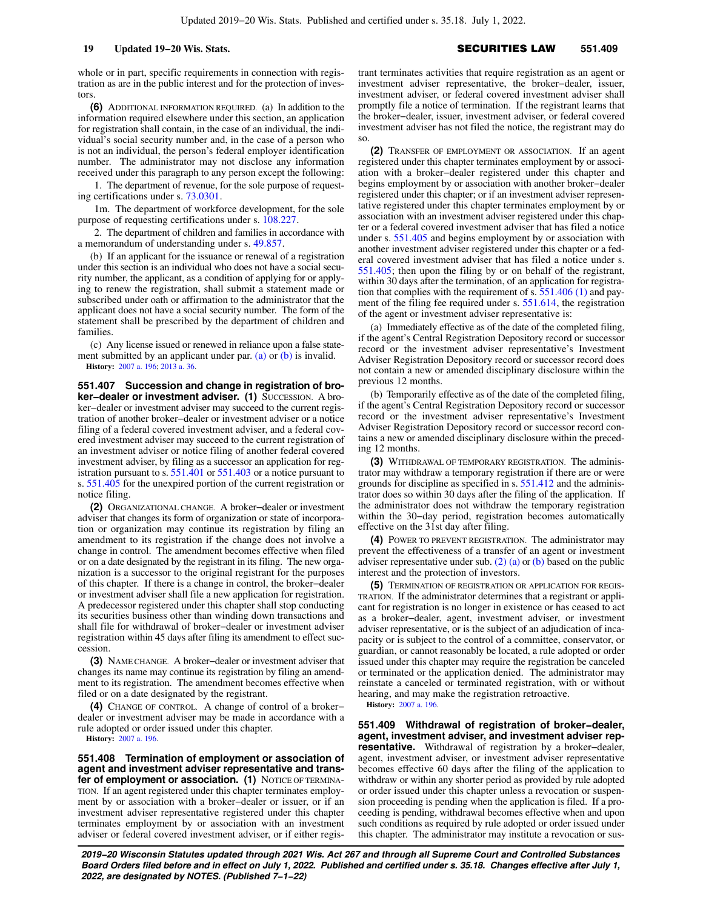whole or in part, specific requirements in connection with registration as are in the public interest and for the protection of investors.

**(6)** ADDITIONAL INFORMATION REQUIRED. (a) In addition to the information required elsewhere under this section, an application for registration shall contain, in the case of an individual, the individual's social security number and, in the case of a person who is not an individual, the person's federal employer identification number. The administrator may not disclose any information received under this paragraph to any person except the following:

1. The department of revenue, for the sole purpose of requesting certifications under s. 73.0301.

1m. The department of workforce development, for the sole purpose of requesting certifications under s. 108.227.

2. The department of children and families in accordance with a memorandum of understanding under s. 49.857.

(b) If an applicant for the issuance or renewal of a registration under this section is an individual who does not have a social security number, the applicant, as a condition of applying for or applying to renew the registration, shall submit a statement made or subscribed under oath or affirmation to the administrator that the applicant does not have a social security number. The form of the statement shall be prescribed by the department of children and families.

(c) Any license issued or renewed in reliance upon a false statement submitted by an applicant under par. (a) or (b) is invalid.

**History:** 2007 a. 196; 2013 a. 36.

**551.407 Succession and change in registration of broker−dealer or investment adviser. (1)** SUCCESSION. A broker−dealer or investment adviser may succeed to the current registration of another broker−dealer or investment adviser or a notice filing of a federal covered investment adviser, and a federal covered investment adviser may succeed to the current registration of an investment adviser or notice filing of another federal covered investment adviser, by filing as a successor an application for registration pursuant to s. 551.401 or 551.403 or a notice pursuant to s. 551.405 for the unexpired portion of the current registration or notice filing.

**(2)** ORGANIZATIONAL CHANGE. A broker−dealer or investment adviser that changes its form of organization or state of incorporation or organization may continue its registration by filing an amendment to its registration if the change does not involve a change in control. The amendment becomes effective when filed or on a date designated by the registrant in its filing. The new organization is a successor to the original registrant for the purposes of this chapter. If there is a change in control, the broker−dealer or investment adviser shall file a new application for registration. A predecessor registered under this chapter shall stop conducting its securities business other than winding down transactions and shall file for withdrawal of broker−dealer or investment adviser registration within 45 days after filing its amendment to effect succession.

**(3)** NAME CHANGE. A broker−dealer or investment adviser that changes its name may continue its registration by filing an amendment to its registration. The amendment becomes effective when filed or on a date designated by the registrant.

**(4)** CHANGE OF CONTROL. A change of control of a broker−dealer or investment adviser may be made in accordance with a rule adopted or order issued under this chapter.

**History:** 2007 a. 196.

**551.408 Termination of employment or association of agent and investment adviser representative and transfer of employment or association. (1)** NOTICE OF TERMINATION. If an agent registered under this chapter terminates employment by or association with a broker−dealer or issuer, or if an investment adviser representative registered under this chapter terminates employment by or association with an investment adviser or federal covered investment adviser, or if either registrant terminates activities that require registration as an agent or investment adviser representative, the broker−dealer, issuer, investment adviser, or federal covered investment adviser shall promptly file a notice of termination. If the registrant learns that the broker−dealer, issuer, investment adviser, or federal covered investment adviser has not filed the notice, the registrant may do so.

**(2)** TRANSFER OF EMPLOYMENT OR ASSOCIATION. If an agent registered under this chapter terminates employment by or association with a broker−dealer registered under this chapter and begins employment by or association with another broker−dealer registered under this chapter; or if an investment adviser representative registered under this chapter terminates employment by or association with an investment adviser registered under this chapter or a federal covered investment adviser that has filed a notice under s. 551.405 and begins employment by or association with another investment adviser registered under this chapter or a federal covered investment adviser that has filed a notice under s. 551.405; then upon the filing by or on behalf of the registrant, within 30 days after the termination, of an application for registration that complies with the requirement of s. 551.406 (1) and payment of the filing fee required under s. 551.614, the registration of the agent or investment adviser representative is:

(a) Immediately effective as of the date of the completed filing, if the agent's Central Registration Depository record or successor record or the investment adviser representative's Investment Adviser Registration Depository record or successor record does not contain a new or amended disciplinary disclosure within the previous 12 months.

(b) Temporarily effective as of the date of the completed filing, if the agent's Central Registration Depository record or successor record or the investment adviser representative's Investment Adviser Registration Depository record or successor record contains a new or amended disciplinary disclosure within the preceding 12 months.

**(3)** WITHDRAWAL OF TEMPORARY REGISTRATION. The administrator may withdraw a temporary registration if there are or were grounds for discipline as specified in s. 551.412 and the administrator does so within 30 days after the filing of the application. If the administrator does not withdraw the temporary registration within the 30−day period, registration becomes automatically effective on the 31st day after filing.

**(4)** POWER TO PREVENT REGISTRATION. The administrator may prevent the effectiveness of a transfer of an agent or investment adviser representative under sub. (2) (a) or (b) based on the public interest and the protection of investors.

**(5)** TERMINATION OF REGISTRATION OR APPLICATION FOR REGISTRATION. If the administrator determines that a registrant or applicant for registration is no longer in existence or has ceased to act as a broker−dealer, agent, investment adviser, or investment adviser representative, or is the subject of an adjudication of incapacity or is subject to the control of a committee, conservator, or guardian, or cannot reasonably be located, a rule adopted or order issued under this chapter may require the registration be canceled or terminated or the application denied. The administrator may reinstate a canceled or terminated registration, with or without hearing, and may make the registration retroactive.

**History:** 2007 a. 196.

**551.409 Withdrawal of registration of broker−dealer, agent, investment adviser, and investment adviser representative.** Withdrawal of registration by a broker−dealer, agent, investment adviser, or investment adviser representative becomes effective 60 days after the filing of the application to withdraw or within any shorter period as provided by rule adopted or order issued under this chapter unless a revocation or suspension proceeding is pending when the application is filed. If a proceeding is pending, withdrawal becomes effective when and upon such conditions as required by rule adopted or order issued under this chapter. The administrator may institute a revocation or sus-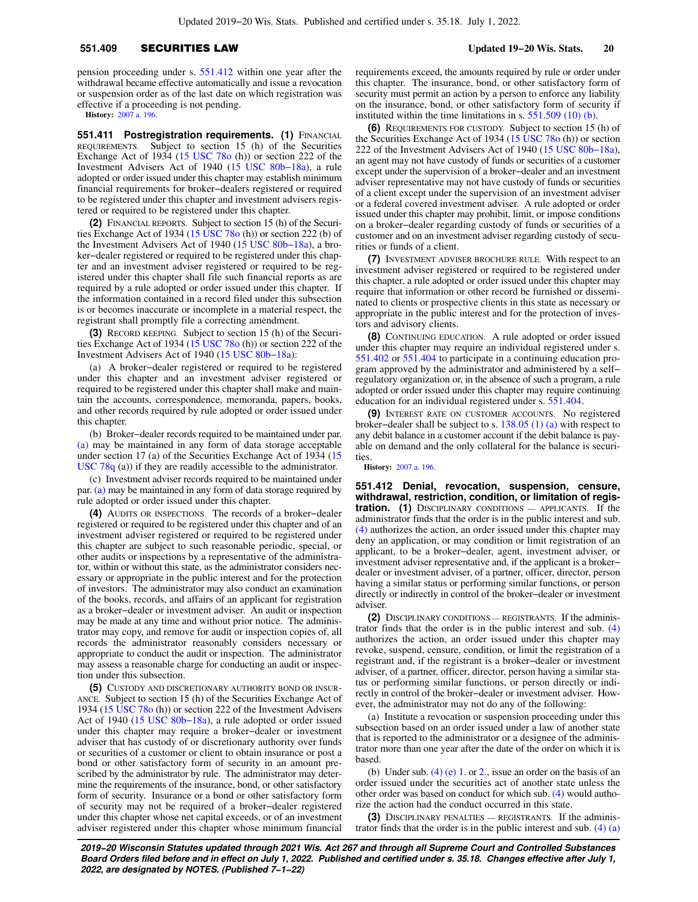pension proceeding under s. 551.412 within one year after the withdrawal became effective automatically and issue a revocation or suspension order as of the last date on which registration was effective if a proceeding is not pending.

**History:** 2007 a. 196.

**551.411 Postregistration requirements.** **(1)** FINANCIAL REQUIREMENTS. Subject to section 15 (h) of the Securities Exchange Act of 1934 (15 USC 78o (h)) or section 222 of the Investment Advisers Act of 1940 (15 USC 80b−18a), a rule adopted or order issued under this chapter may establish minimum financial requirements for broker−dealers registered or required to be registered under this chapter and investment advisers registered or required to be registered under this chapter.

**(2)** FINANCIAL REPORTS. Subject to section 15 (h) of the Securities Exchange Act of 1934 (15 USC 78o (h)) or section 222 (b) of the Investment Advisers Act of 1940 (15 USC 80b−18a), a broker−dealer registered or required to be registered under this chapter and an investment adviser registered or required to be registered under this chapter shall file such financial reports as are required by a rule adopted or order issued under this chapter. If the information contained in a record filed under this subsection is or becomes inaccurate or incomplete in a material respect, the registrant shall promptly file a correcting amendment.

**(3)** RECORD KEEPING. Subject to section 15 (h) of the Securities Exchange Act of 1934 (15 USC 78o (h)) or section 222 of the Investment Advisers Act of 1940 (15 USC 80b−18a):

(a) A broker−dealer registered or required to be registered under this chapter and an investment adviser registered or required to be registered under this chapter shall make and maintain the accounts, correspondence, memoranda, papers, books, and other records required by rule adopted or order issued under this chapter.

(b) Broker−dealer records required to be maintained under par. (a) may be maintained in any form of data storage acceptable under section 17 (a) of the Securities Exchange Act of 1934 (15 USC 78q (a)) if they are readily accessible to the administrator.

(c) Investment adviser records required to be maintained under par. (a) may be maintained in any form of data storage required by rule adopted or order issued under this chapter.

**(4)** AUDITS OR INSPECTIONS. The records of a broker−dealer registered or required to be registered under this chapter and of an investment adviser registered or required to be registered under this chapter are subject to such reasonable periodic, special, or other audits or inspections by a representative of the administrator, within or without this state, as the administrator considers necessary or appropriate in the public interest and for the protection of investors. The administrator may also conduct an examination of the books, records, and affairs of an applicant for registration as a broker−dealer or investment adviser. An audit or inspection may be made at any time and without prior notice. The administrator may copy, and remove for audit or inspection copies of, all records the administrator reasonably considers necessary or appropriate to conduct the audit or inspection. The administrator may assess a reasonable charge for conducting an audit or inspection under this subsection.

**(5)** CUSTODY AND DISCRETIONARY AUTHORITY BOND OR INSURANCE. Subject to section 15 (h) of the Securities Exchange Act of 1934 (15 USC 78o (h)) or section 222 of the Investment Advisers Act of 1940 (15 USC 80b−18a), a rule adopted or order issued under this chapter may require a broker−dealer or investment adviser that has custody of or discretionary authority over funds or securities of a customer or client to obtain insurance or post a bond or other satisfactory form of security in an amount prescribed by the administrator by rule. The administrator may determine the requirements of the insurance, bond, or other satisfactory form of security. Insurance or a bond or other satisfactory form of security may not be required of a broker−dealer registered under this chapter whose net capital exceeds, or of an investment adviser registered under this chapter whose minimum financial requirements exceed, the amounts required by rule or order under this chapter. The insurance, bond, or other satisfactory form of security must permit an action by a person to enforce any liability on the insurance, bond, or other satisfactory form of security if instituted within the time limitations in s. 551.509 (10) (b).

**(6)** REQUIREMENTS FOR CUSTODY. Subject to section 15 (h) of the Securities Exchange Act of 1934 (15 USC 78o (h)) or section 222 of the Investment Advisers Act of 1940 (15 USC 80b−18a), an agent may not have custody of funds or securities of a customer except under the supervision of a broker−dealer and an investment adviser representative may not have custody of funds or securities of a client except under the supervision of an investment adviser or a federal covered investment adviser. A rule adopted or order issued under this chapter may prohibit, limit, or impose conditions on a broker−dealer regarding custody of funds or securities of a customer and on an investment adviser regarding custody of securities or funds of a client.

**(7)** INVESTMENT ADVISER BROCHURE RULE. With respect to an investment adviser registered or required to be registered under this chapter, a rule adopted or order issued under this chapter may require that information or other record be furnished or disseminated to clients or prospective clients in this state as necessary or appropriate in the public interest and for the protection of investors and advisory clients.

**(8)** CONTINUING EDUCATION. A rule adopted or order issued under this chapter may require an individual registered under s. 551.402 or 551.404 to participate in a continuing education program approved by the administrator and administered by a self−regulatory organization or, in the absence of such a program, a rule adopted or order issued under this chapter may require continuing education for an individual registered under s. 551.404.

**(9)** INTEREST RATE ON CUSTOMER ACCOUNTS. No registered broker−dealer shall be subject to s. 138.05 (1) (a) with respect to any debit balance in a customer account if the debit balance is payable on demand and the only collateral for the balance is securities.

**History:** 2007 a. 196.

**551.412 Denial, revocation, suspension, censure, withdrawal, restriction, condition, or limitation of registration.** **(1)** DISCIPLINARY CONDITIONS — APPLICANTS. If the administrator finds that the order is in the public interest and sub. (4) authorizes the action, an order issued under this chapter may deny an application, or may condition or limit registration of an applicant, to be a broker−dealer, agent, investment adviser, or investment adviser representative and, if the applicant is a broker−dealer or investment adviser, of a partner, officer, director, person having a similar status or performing similar functions, or person directly or indirectly in control of the broker−dealer or investment adviser.

**(2)** DISCIPLINARY CONDITIONS — REGISTRANTS. If the administrator finds that the order is in the public interest and sub. (4) authorizes the action, an order issued under this chapter may revoke, suspend, censure, condition, or limit the registration of a registrant and, if the registrant is a broker−dealer or investment adviser, of a partner, officer, director, person having a similar status or performing similar functions, or person directly or indirectly in control of the broker−dealer or investment adviser. However, the administrator may not do any of the following:

(a) Institute a revocation or suspension proceeding under this subsection based on an order issued under a law of another state that is reported to the administrator or a designee of the administrator more than one year after the date of the order on which it is based.

(b) Under sub. (4) (e) 1. or 2., issue an order on the basis of an order issued under the securities act of another state unless the other order was based on conduct for which sub. (4) would authorize the action had the conduct occurred in this state.

**(3)** DISCIPLINARY PENALTIES — REGISTRANTS. If the administrator finds that the order is in the public interest and sub. (4) (a)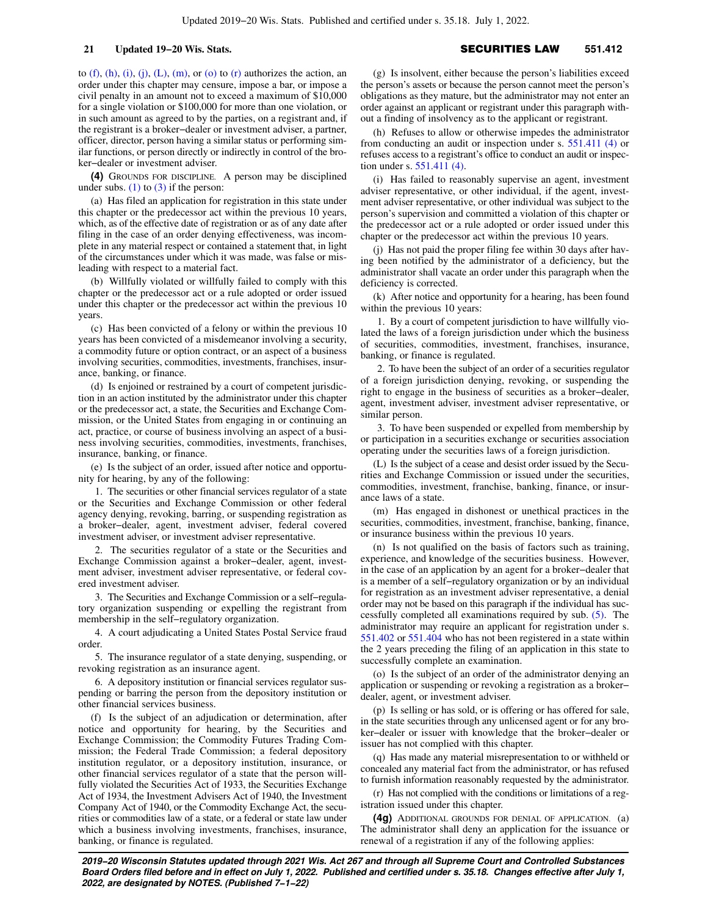to (f), (h), (i), (j), (L), (m), or (o) to (r) authorizes the action, an order under this chapter may censure, impose a bar, or impose a civil penalty in an amount not to exceed a maximum of $10,000 for a single violation or $100,000 for more than one violation, or in such amount as agreed to by the parties, on a registrant and, if the registrant is a broker−dealer or investment adviser, a partner, officer, director, person having a similar status or performing similar functions, or person directly or indirectly in control of the broker−dealer or investment adviser.

**(4)** GROUNDS FOR DISCIPLINE. A person may be disciplined under subs. (1) to (3) if the person:

(a) Has filed an application for registration in this state under this chapter or the predecessor act within the previous 10 years, which, as of the effective date of registration or as of any date after filing in the case of an order denying effectiveness, was incomplete in any material respect or contained a statement that, in light of the circumstances under which it was made, was false or misleading with respect to a material fact.

(b) Willfully violated or willfully failed to comply with this chapter or the predecessor act or a rule adopted or order issued under this chapter or the predecessor act within the previous 10 years.

(c) Has been convicted of a felony or within the previous 10 years has been convicted of a misdemeanor involving a security, a commodity future or option contract, or an aspect of a business involving securities, commodities, investments, franchises, insurance, banking, or finance.

(d) Is enjoined or restrained by a court of competent jurisdiction in an action instituted by the administrator under this chapter or the predecessor act, a state, the Securities and Exchange Commission, or the United States from engaging in or continuing an act, practice, or course of business involving an aspect of a business involving securities, commodities, investments, franchises, insurance, banking, or finance.

(e) Is the subject of an order, issued after notice and opportunity for hearing, by any of the following:

1. The securities or other financial services regulator of a state or the Securities and Exchange Commission or other federal agency denying, revoking, barring, or suspending registration as a broker−dealer, agent, investment adviser, federal covered investment adviser, or investment adviser representative.

2. The securities regulator of a state or the Securities and Exchange Commission against a broker−dealer, agent, investment adviser, investment adviser representative, or federal covered investment adviser.

3. The Securities and Exchange Commission or a self−regulatory organization suspending or expelling the registrant from membership in the self−regulatory organization.

4. A court adjudicating a United States Postal Service fraud order.

5. The insurance regulator of a state denying, suspending, or revoking registration as an insurance agent.

6. A depository institution or financial services regulator suspending or barring the person from the depository institution or other financial services business.

(f) Is the subject of an adjudication or determination, after notice and opportunity for hearing, by the Securities and Exchange Commission; the Commodity Futures Trading Commission; the Federal Trade Commission; a federal depository institution regulator, or a depository institution, insurance, or other financial services regulator of a state that the person willfully violated the Securities Act of 1933, the Securities Exchange Act of 1934, the Investment Advisers Act of 1940, the Investment Company Act of 1940, or the Commodity Exchange Act, the securities or commodities law of a state, or a federal or state law under which a business involving investments, franchises, insurance, banking, or finance is regulated.

(g) Is insolvent, either because the person's liabilities exceed the person's assets or because the person cannot meet the person's obligations as they mature, but the administrator may not enter an order against an applicant or registrant under this paragraph without a finding of insolvency as to the applicant or registrant.

(h) Refuses to allow or otherwise impedes the administrator from conducting an audit or inspection under s. 551.411 (4) or refuses access to a registrant's office to conduct an audit or inspection under s. 551.411 (4).

(i) Has failed to reasonably supervise an agent, investment adviser representative, or other individual, if the agent, investment adviser representative, or other individual was subject to the person's supervision and committed a violation of this chapter or the predecessor act or a rule adopted or order issued under this chapter or the predecessor act within the previous 10 years.

(j) Has not paid the proper filing fee within 30 days after having been notified by the administrator of a deficiency, but the administrator shall vacate an order under this paragraph when the deficiency is corrected.

(k) After notice and opportunity for a hearing, has been found within the previous 10 years:

1. By a court of competent jurisdiction to have willfully violated the laws of a foreign jurisdiction under which the business of securities, commodities, investment, franchises, insurance, banking, or finance is regulated.

2. To have been the subject of an order of a securities regulator of a foreign jurisdiction denying, revoking, or suspending the right to engage in the business of securities as a broker−dealer, agent, investment adviser, investment adviser representative, or similar person.

3. To have been suspended or expelled from membership by or participation in a securities exchange or securities association operating under the securities laws of a foreign jurisdiction.

(L) Is the subject of a cease and desist order issued by the Securities and Exchange Commission or issued under the securities, commodities, investment, franchise, banking, finance, or insurance laws of a state.

(m) Has engaged in dishonest or unethical practices in the securities, commodities, investment, franchise, banking, finance, or insurance business within the previous 10 years.

(n) Is not qualified on the basis of factors such as training, experience, and knowledge of the securities business. However, in the case of an application by an agent for a broker−dealer that is a member of a self−regulatory organization or by an individual for registration as an investment adviser representative, a denial order may not be based on this paragraph if the individual has successfully completed all examinations required by sub. (5). The administrator may require an applicant for registration under s. 551.402 or 551.404 who has not been registered in a state within the 2 years preceding the filing of an application in this state to successfully complete an examination.

(o) Is the subject of an order of the administrator denying an application or suspending or revoking a registration as a broker−dealer, agent, or investment adviser.

(p) Is selling or has sold, or is offering or has offered for sale, in the state securities through any unlicensed agent or for any broker−dealer or issuer with knowledge that the broker−dealer or issuer has not complied with this chapter.

(q) Has made any material misrepresentation to or withheld or concealed any material fact from the administrator, or has refused to furnish information reasonably requested by the administrator.

(r) Has not complied with the conditions or limitations of a registration issued under this chapter.

**(4g)** ADDITIONAL GROUNDS FOR DENIAL OF APPLICATION. (a) The administrator shall deny an application for the issuance or renewal of a registration if any of the following applies: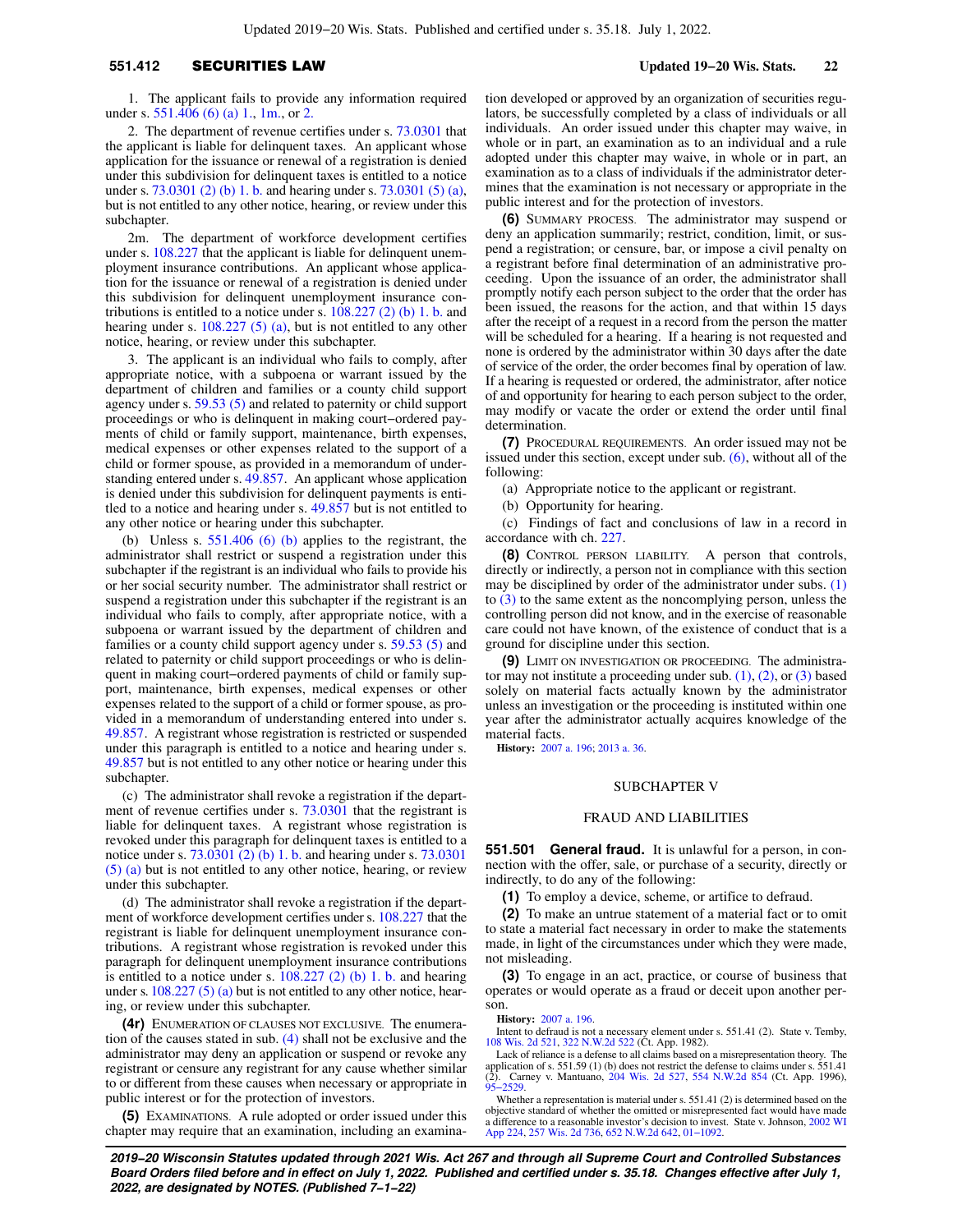1. The applicant fails to provide any information required under s. 551.406 (6) (a) 1., 1m., or 2.

2. The department of revenue certifies under s. 73.0301 that the applicant is liable for delinquent taxes. An applicant whose application for the issuance or renewal of a registration is denied under this subdivision for delinquent taxes is entitled to a notice under s. 73.0301 (2) (b) 1. b. and hearing under s. 73.0301 (5) (a), but is not entitled to any other notice, hearing, or review under this subchapter.

2m. The department of workforce development certifies under s. 108.227 that the applicant is liable for delinquent unemployment insurance contributions. An applicant whose application for the issuance or renewal of a registration is denied under this subdivision for delinquent unemployment insurance contributions is entitled to a notice under s. 108.227 (2) (b) 1. b. and hearing under s. 108.227 (5) (a), but is not entitled to any other notice, hearing, or review under this subchapter.

3. The applicant is an individual who fails to comply, after appropriate notice, with a subpoena or warrant issued by the department of children and families or a county child support agency under s. 59.53 (5) and related to paternity or child support proceedings or who is delinquent in making court−ordered payments of child or family support, maintenance, birth expenses, medical expenses or other expenses related to the support of a child or former spouse, as provided in a memorandum of understanding entered under s. 49.857. An applicant whose application is denied under this subdivision for delinquent payments is entitled to a notice and hearing under s. 49.857 but is not entitled to any other notice or hearing under this subchapter.

(b) Unless s. 551.406 (6) (b) applies to the registrant, the administrator shall restrict or suspend a registration under this subchapter if the registrant is an individual who fails to provide his or her social security number. The administrator shall restrict or suspend a registration under this subchapter if the registrant is an individual who fails to comply, after appropriate notice, with a subpoena or warrant issued by the department of children and families or a county child support agency under s. 59.53 (5) and related to paternity or child support proceedings or who is delinquent in making court−ordered payments of child or family support, maintenance, birth expenses, medical expenses or other expenses related to the support of a child or former spouse, as provided in a memorandum of understanding entered into under s. 49.857. A registrant whose registration is restricted or suspended under this paragraph is entitled to a notice and hearing under s. 49.857 but is not entitled to any other notice or hearing under this subchapter.

(c) The administrator shall revoke a registration if the department of revenue certifies under s. 73.0301 that the registrant is liable for delinquent taxes. A registrant whose registration is revoked under this paragraph for delinquent taxes is entitled to a notice under s. 73.0301 (2) (b) 1. b. and hearing under s. 73.0301 (5) (a) but is not entitled to any other notice, hearing, or review under this subchapter.

(d) The administrator shall revoke a registration if the department of workforce development certifies under s. 108.227 that the registrant is liable for delinquent unemployment insurance contributions. A registrant whose registration is revoked under this paragraph for delinquent unemployment insurance contributions is entitled to a notice under s. 108.227 (2) (b) 1. b. and hearing under s. 108.227 (5) (a) but is not entitled to any other notice, hearing, or review under this subchapter.

**(4r)** ENUMERATION OF CLAUSES NOT EXCLUSIVE. The enumeration of the causes stated in sub. (4) shall not be exclusive and the administrator may deny an application or suspend or revoke any registrant or censure any registrant for any cause whether similar to or different from these causes when necessary or appropriate in public interest or for the protection of investors.

**(5)** EXAMINATIONS. A rule adopted or order issued under this chapter may require that an examination, including an examination developed or approved by an organization of securities regulators, be successfully completed by a class of individuals or all individuals. An order issued under this chapter may waive, in whole or in part, an examination as to an individual and a rule adopted under this chapter may waive, in whole or in part, an examination as to a class of individuals if the administrator determines that the examination is not necessary or appropriate in the public interest and for the protection of investors.

**(6)** SUMMARY PROCESS. The administrator may suspend or deny an application summarily; restrict, condition, limit, or suspend a registration; or censure, bar, or impose a civil penalty on a registrant before final determination of an administrative proceeding. Upon the issuance of an order, the administrator shall promptly notify each person subject to the order that the order has been issued, the reasons for the action, and that within 15 days after the receipt of a request in a record from the person the matter will be scheduled for a hearing. If a hearing is not requested and none is ordered by the administrator within 30 days after the date of service of the order, the order becomes final by operation of law. If a hearing is requested or ordered, the administrator, after notice of and opportunity for hearing to each person subject to the order, may modify or vacate the order or extend the order until final determination.

**(7)** PROCEDURAL REQUIREMENTS. An order issued may not be issued under this section, except under sub. (6), without all of the following:

(a) Appropriate notice to the applicant or registrant.

(b) Opportunity for hearing.

(c) Findings of fact and conclusions of law in a record in accordance with ch. 227.

**(8)** CONTROL PERSON LIABILITY. A person that controls, directly or indirectly, a person not in compliance with this section may be disciplined by order of the administrator under subs. (1) to (3) to the same extent as the noncomplying person, unless the controlling person did not know, and in the exercise of reasonable care could not have known, of the existence of conduct that is a ground for discipline under this section.

**(9)** LIMIT ON INVESTIGATION OR PROCEEDING. The administrator may not institute a proceeding under sub. (1), (2), or (3) based solely on material facts actually known by the administrator unless an investigation or the proceeding is instituted within one year after the administrator actually acquires knowledge of the material facts.

**History:** 2007 a. 196; 2013 a. 36.

## SUBCHAPTER V

## FRAUD AND LIABILITIES

**551.501 General fraud.** It is unlawful for a person, in connection with the offer, sale, or purchase of a security, directly or indirectly, to do any of the following:

**(1)** To employ a device, scheme, or artifice to defraud.

**(2)** To make an untrue statement of a material fact or to omit to state a material fact necessary in order to make the statements made, in light of the circumstances under which they were made, not misleading.

**(3)** To engage in an act, practice, or course of business that operates or would operate as a fraud or deceit upon another person.

**History:** 2007 a. 196.

Intent to defraud is not a necessary element under s. 551.41 (2). State v. Temby, 108 Wis. 2d 521, 322 N.W.2d 522 (Ct. App. 1982).

Lack of reliance is a defense to all claims based on a misrepresentation theory. The application of s. 551.59 (1) (b) does not restrict the defense to claims under s. 551.41 (2). Carney v. Mantuano, 204 Wis. 2d 527, 554 N.W.2d 854 (Ct. App. 1996), 95−2529.

Whether a representation is material under s. 551.41 (2) is determined based on the objective standard of whether the omitted or misrepresented fact would have made a difference to a reasonable investor's decision to invest. State v. Johnson, 2002 WI App 224, 257 Wis. 2d 736, 652 N.W.2d 642, 01−1092.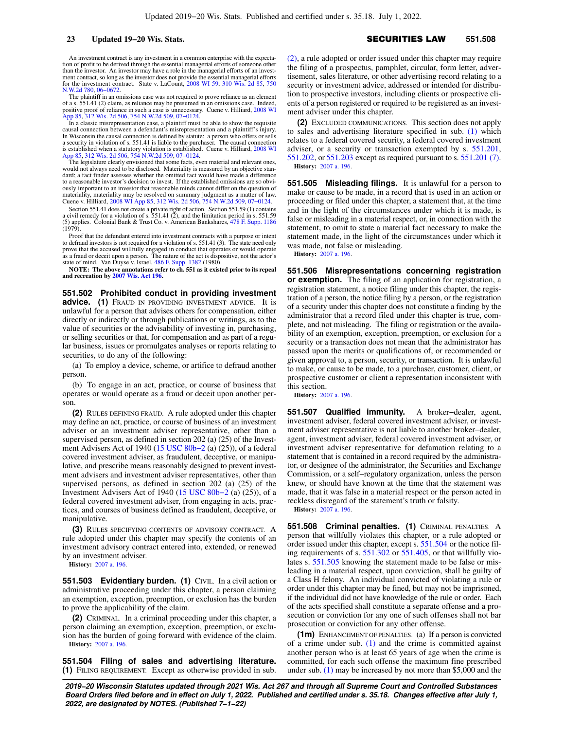An investment contract is any investment in a common enterprise with the expectation of profit to be derived through the essential managerial efforts of someone other than the investor. An investor may have a role in the managerial efforts of an investment contract, so long as the investor does not provide the essential managerial efforts for the investment contract. State v. LaCount, 2008 WI 59, 310 Wis. 2d 85, 750 N.W.2d 780, 06−0672.

The plaintiff in an omissions case was not required to prove reliance as an element of a s. 551.41 (2) claim, as reliance may be presumed in an omissions case. Indeed, positive proof of reliance in such a case is unnecessary. Cuene v. Hilliard, 2008 WI App 85, 312 Wis. 2d 506, 754 N.W.2d 509, 07−0124.

In a classic misrepresentation case, a plaintiff must be able to show the requisite causal connection between a defendant's misrepresentation and a plaintiff's injury. In Wisconsin the causal connection is defined by statute: a person who offers or sells a security in violation of s. 551.41 is liable to the purchaser. The causal connection is established when a statutory violation is established. Cuene v. Hilliard, 2008 WI App 85, 312 Wis. 2d 506, 754 N.W.2d 509, 07−0124.

The legislature clearly envisioned that some facts, even material and relevant ones, would not always need to be disclosed. Materiality is measured by an objective standard; a fact finder assesses whether the omitted fact would have made a difference to a reasonable investor's decision to invest. If the established omissions are so obviously important to an investor that reasonable minds cannot differ on the question of materiality, materiality may be resolved on summary judgment as a matter of law. Cuene v. Hilliard, 2008 WI App 85, 312 Wis. 2d 506, 754 N.W.2d 509, 07−0124.

Section 551.41 does not create a private right of action. Section 551.59 (1) contains a civil remedy for a violation of s. 551.41 (2), and the limitation period in s. 551.59 (5) applies. Colonial Bank & Trust Co. v. American Bankshares, 478 F. Supp. 1186 (1979).

Proof that the defendant entered into investment contracts with a purpose or intent to defraud investors is not required for a violation of s. 551.41 (3). The state need only prove that the accused willfully engaged in conduct that operates or would operate as a fraud or deceit upon a person. The nature of the act is dispositive, not the actor's state of mind. Van Duyse v. Israel, 486 F. Supp. 1382 (1980).

**NOTE: The above annotations refer to ch. 551 as it existed prior to its repeal and recreation by 2007 Wis. Act 196.**

**551.502 Prohibited conduct in providing investment advice. (1)** FRAUD IN PROVIDING INVESTMENT ADVICE. It is unlawful for a person that advises others for compensation, either directly or indirectly or through publications or writings, as to the value of securities or the advisability of investing in, purchasing, or selling securities or that, for compensation and as part of a regular business, issues or promulgates analyses or reports relating to securities, to do any of the following:

(a) To employ a device, scheme, or artifice to defraud another person.

(b) To engage in an act, practice, or course of business that operates or would operate as a fraud or deceit upon another person.

**(2)** RULES DEFINING FRAUD. A rule adopted under this chapter may define an act, practice, or course of business of an investment adviser or an investment adviser representative, other than a supervised person, as defined in section 202 (a) (25) of the Investment Advisers Act of 1940 (15 USC 80b−2 (a) (25)), of a federal covered investment adviser, as fraudulent, deceptive, or manipulative, and prescribe means reasonably designed to prevent investment advisers and investment adviser representatives, other than supervised persons, as defined in section 202 (a) (25) of the Investment Advisers Act of 1940 (15 USC 80b−2 (a) (25)), of a federal covered investment adviser, from engaging in acts, practices, and courses of business defined as fraudulent, deceptive, or manipulative.

**(3)** RULES SPECIFYING CONTENTS OF ADVISORY CONTRACT. A rule adopted under this chapter may specify the contents of an investment advisory contract entered into, extended, or renewed by an investment adviser.

**History:** 2007 a. 196.

**551.503 Evidentiary burden. (1)** CIVIL. In a civil action or administrative proceeding under this chapter, a person claiming an exemption, exception, preemption, or exclusion has the burden to prove the applicability of the claim.

**(2)** CRIMINAL. In a criminal proceeding under this chapter, a person claiming an exemption, exception, preemption, or exclusion has the burden of going forward with evidence of the claim.

**History:** 2007 a. 196.

**551.504 Filing of sales and advertising literature. (1)** FILING REQUIREMENT. Except as otherwise provided in sub. (2), a rule adopted or order issued under this chapter may require the filing of a prospectus, pamphlet, circular, form letter, advertisement, sales literature, or other advertising record relating to a security or investment advice, addressed or intended for distribution to prospective investors, including clients or prospective clients of a person registered or required to be registered as an investment adviser under this chapter.

**(2)** EXCLUDED COMMUNICATIONS. This section does not apply to sales and advertising literature specified in sub. (1) which relates to a federal covered security, a federal covered investment adviser, or a security or transaction exempted by s. 551.201, 551.202, or 551.203 except as required pursuant to s. 551.201 (7).

**History:** 2007 a. 196.

**551.505 Misleading filings.** It is unlawful for a person to make or cause to be made, in a record that is used in an action or proceeding or filed under this chapter, a statement that, at the time and in the light of the circumstances under which it is made, is false or misleading in a material respect, or, in connection with the statement, to omit to state a material fact necessary to make the statement made, in the light of the circumstances under which it was made, not false or misleading.

**History:** 2007 a. 196.

**551.506 Misrepresentations concerning registration or exemption.** The filing of an application for registration, a registration statement, a notice filing under this chapter, the registration of a person, the notice filing by a person, or the registration of a security under this chapter does not constitute a finding by the administrator that a record filed under this chapter is true, complete, and not misleading. The filing or registration or the availability of an exemption, exception, preemption, or exclusion for a security or a transaction does not mean that the administrator has passed upon the merits or qualifications of, or recommended or given approval to, a person, security, or transaction. It is unlawful to make, or cause to be made, to a purchaser, customer, client, or prospective customer or client a representation inconsistent with this section.

**History:** 2007 a. 196.

**551.507 Qualified immunity.** A broker−dealer, agent, investment adviser, federal covered investment adviser, or investment adviser representative is not liable to another broker−dealer, agent, investment adviser, federal covered investment adviser, or investment adviser representative for defamation relating to a statement that is contained in a record required by the administrator, or designee of the administrator, the Securities and Exchange Commission, or a self−regulatory organization, unless the person knew, or should have known at the time that the statement was made, that it was false in a material respect or the person acted in reckless disregard of the statement's truth or falsity.

**History:** 2007 a. 196.

**551.508 Criminal penalties. (1)** CRIMINAL PENALTIES. A person that willfully violates this chapter, or a rule adopted or order issued under this chapter, except s. 551.504 or the notice filing requirements of s. 551.302 or 551.405, or that willfully violates s. 551.505 knowing the statement made to be false or misleading in a material respect, upon conviction, shall be guilty of a Class H felony. An individual convicted of violating a rule or order under this chapter may be fined, but may not be imprisoned, if the individual did not have knowledge of the rule or order. Each of the acts specified shall constitute a separate offense and a prosecution or conviction for any one of such offenses shall not bar prosecution or conviction for any other offense.

**(1m)** ENHANCEMENT OF PENALTIES. (a) If a person is convicted of a crime under sub. (1) and the crime is committed against another person who is at least 65 years of age when the crime is committed, for each such offense the maximum fine prescribed under sub. (1) may be increased by not more than $5,000 and the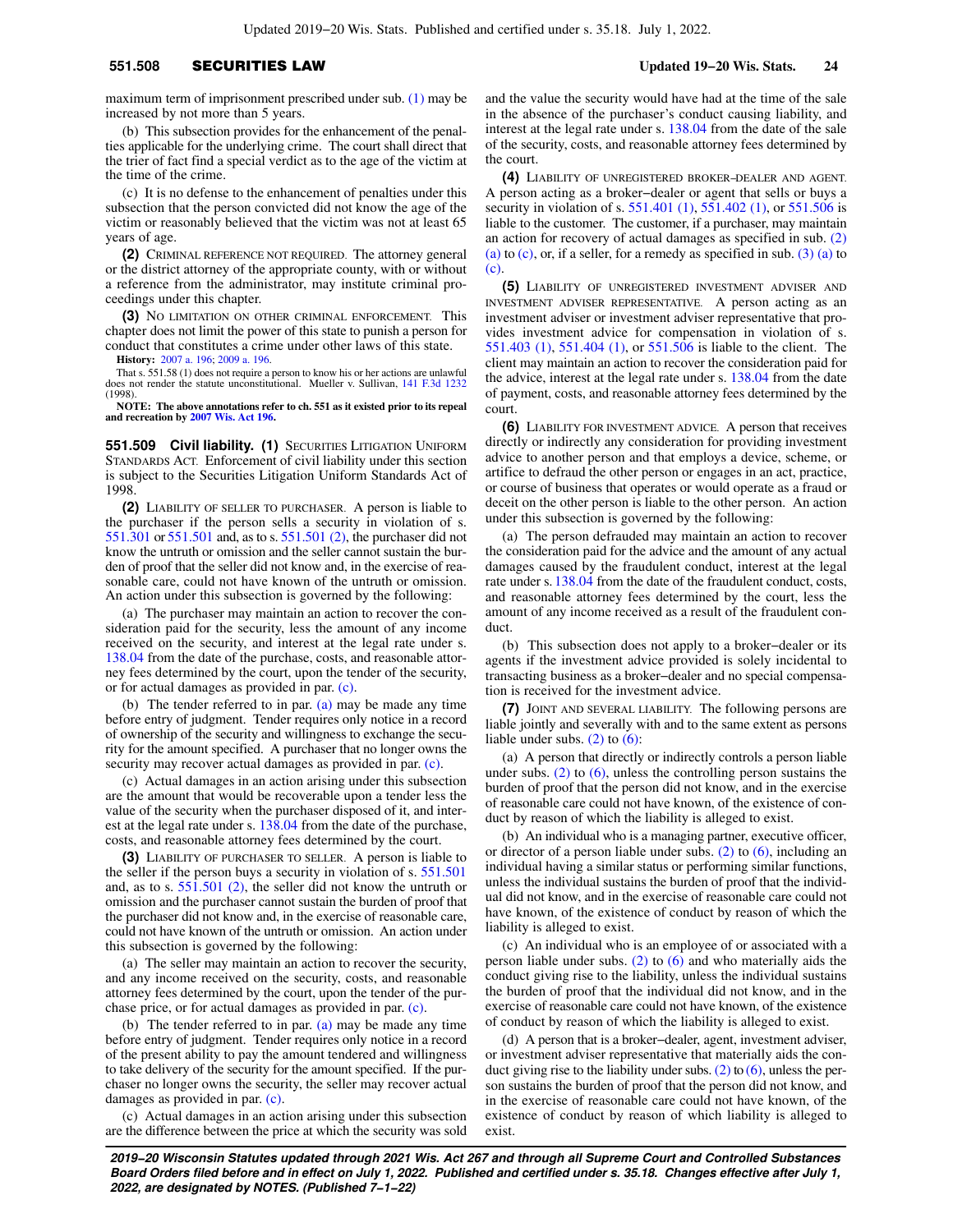maximum term of imprisonment prescribed under sub. (1) may be increased by not more than 5 years.

(b) This subsection provides for the enhancement of the penalties applicable for the underlying crime. The court shall direct that the trier of fact find a special verdict as to the age of the victim at the time of the crime.

(c) It is no defense to the enhancement of penalties under this subsection that the person convicted did not know the age of the victim or reasonably believed that the victim was not at least 65 years of age.

**(2)** CRIMINAL REFERENCE NOT REQUIRED. The attorney general or the district attorney of the appropriate county, with or without a reference from the administrator, may institute criminal proceedings under this chapter.

**(3)** NO LIMITATION ON OTHER CRIMINAL ENFORCEMENT. This chapter does not limit the power of this state to punish a person for conduct that constitutes a crime under other laws of this state.

**History:** 2007 a. 196; 2009 a. 196.

That s. 551.58 (1) does not require a person to know his or her actions are unlawful does not render the statute unconstitutional. Mueller v. Sullivan, 141 F.3d 1232 (1998).

**NOTE: The above annotations refer to ch. 551 as it existed prior to its repeal and recreation by 2007 Wis. Act 196.**

**551.509 Civil liability. (1)** SECURITIES LITIGATION UNIFORM STANDARDS ACT. Enforcement of civil liability under this section is subject to the Securities Litigation Uniform Standards Act of 1998.

**(2)** LIABILITY OF SELLER TO PURCHASER. A person is liable to the purchaser if the person sells a security in violation of s. 551.301 or 551.501 and, as to s. 551.501 (2), the purchaser did not know the untruth or omission and the seller cannot sustain the burden of proof that the seller did not know and, in the exercise of reasonable care, could not have known of the untruth or omission. An action under this subsection is governed by the following:

(a) The purchaser may maintain an action to recover the consideration paid for the security, less the amount of any income received on the security, and interest at the legal rate under s. 138.04 from the date of the purchase, costs, and reasonable attorney fees determined by the court, upon the tender of the security, or for actual damages as provided in par. (c).

(b) The tender referred to in par. (a) may be made any time before entry of judgment. Tender requires only notice in a record of ownership of the security and willingness to exchange the security for the amount specified. A purchaser that no longer owns the security may recover actual damages as provided in par. (c).

(c) Actual damages in an action arising under this subsection are the amount that would be recoverable upon a tender less the value of the security when the purchaser disposed of it, and interest at the legal rate under s. 138.04 from the date of the purchase, costs, and reasonable attorney fees determined by the court.

**(3)** LIABILITY OF PURCHASER TO SELLER. A person is liable to the seller if the person buys a security in violation of s. 551.501 and, as to s. 551.501 (2), the seller did not know the untruth or omission and the purchaser cannot sustain the burden of proof that the purchaser did not know and, in the exercise of reasonable care, could not have known of the untruth or omission. An action under this subsection is governed by the following:

(a) The seller may maintain an action to recover the security, and any income received on the security, costs, and reasonable attorney fees determined by the court, upon the tender of the purchase price, or for actual damages as provided in par. (c).

(b) The tender referred to in par. (a) may be made any time before entry of judgment. Tender requires only notice in a record of the present ability to pay the amount tendered and willingness to take delivery of the security for the amount specified. If the purchaser no longer owns the security, the seller may recover actual damages as provided in par. (c).

(c) Actual damages in an action arising under this subsection are the difference between the price at which the security was sold and the value the security would have had at the time of the sale in the absence of the purchaser's conduct causing liability, and interest at the legal rate under s. 138.04 from the date of the sale of the security, costs, and reasonable attorney fees determined by the court.

**(4)** LIABILITY OF UNREGISTERED BROKER−DEALER AND AGENT. A person acting as a broker−dealer or agent that sells or buys a security in violation of s. 551.401 (1), 551.402 (1), or 551.506 is liable to the customer. The customer, if a purchaser, may maintain an action for recovery of actual damages as specified in sub. (2) (a) to (c), or, if a seller, for a remedy as specified in sub. (3) (a) to (c).

**(5)** LIABILITY OF UNREGISTERED INVESTMENT ADVISER AND INVESTMENT ADVISER REPRESENTATIVE. A person acting as an investment adviser or investment adviser representative that provides investment advice for compensation in violation of s. 551.403 (1), 551.404 (1), or 551.506 is liable to the client. The client may maintain an action to recover the consideration paid for the advice, interest at the legal rate under s. 138.04 from the date of payment, costs, and reasonable attorney fees determined by the court.

**(6)** LIABILITY FOR INVESTMENT ADVICE. A person that receives directly or indirectly any consideration for providing investment advice to another person and that employs a device, scheme, or artifice to defraud the other person or engages in an act, practice, or course of business that operates or would operate as a fraud or deceit on the other person is liable to the other person. An action under this subsection is governed by the following:

(a) The person defrauded may maintain an action to recover the consideration paid for the advice and the amount of any actual damages caused by the fraudulent conduct, interest at the legal rate under s. 138.04 from the date of the fraudulent conduct, costs, and reasonable attorney fees determined by the court, less the amount of any income received as a result of the fraudulent conduct.

(b) This subsection does not apply to a broker−dealer or its agents if the investment advice provided is solely incidental to transacting business as a broker−dealer and no special compensation is received for the investment advice.

**(7)** JOINT AND SEVERAL LIABILITY. The following persons are liable jointly and severally with and to the same extent as persons liable under subs. (2) to (6):

(a) A person that directly or indirectly controls a person liable under subs. (2) to (6), unless the controlling person sustains the burden of proof that the person did not know, and in the exercise of reasonable care could not have known, of the existence of conduct by reason of which the liability is alleged to exist.

(b) An individual who is a managing partner, executive officer, or director of a person liable under subs. (2) to (6), including an individual having a similar status or performing similar functions, unless the individual sustains the burden of proof that the individual did not know, and in the exercise of reasonable care could not have known, of the existence of conduct by reason of which the liability is alleged to exist.

(c) An individual who is an employee of or associated with a person liable under subs. (2) to (6) and who materially aids the conduct giving rise to the liability, unless the individual sustains the burden of proof that the individual did not know, and in the exercise of reasonable care could not have known, of the existence of conduct by reason of which the liability is alleged to exist.

(d) A person that is a broker−dealer, agent, investment adviser, or investment adviser representative that materially aids the conduct giving rise to the liability under subs. (2) to (6), unless the person sustains the burden of proof that the person did not know, and in the exercise of reasonable care could not have known, of the existence of conduct by reason of which liability is alleged to exist.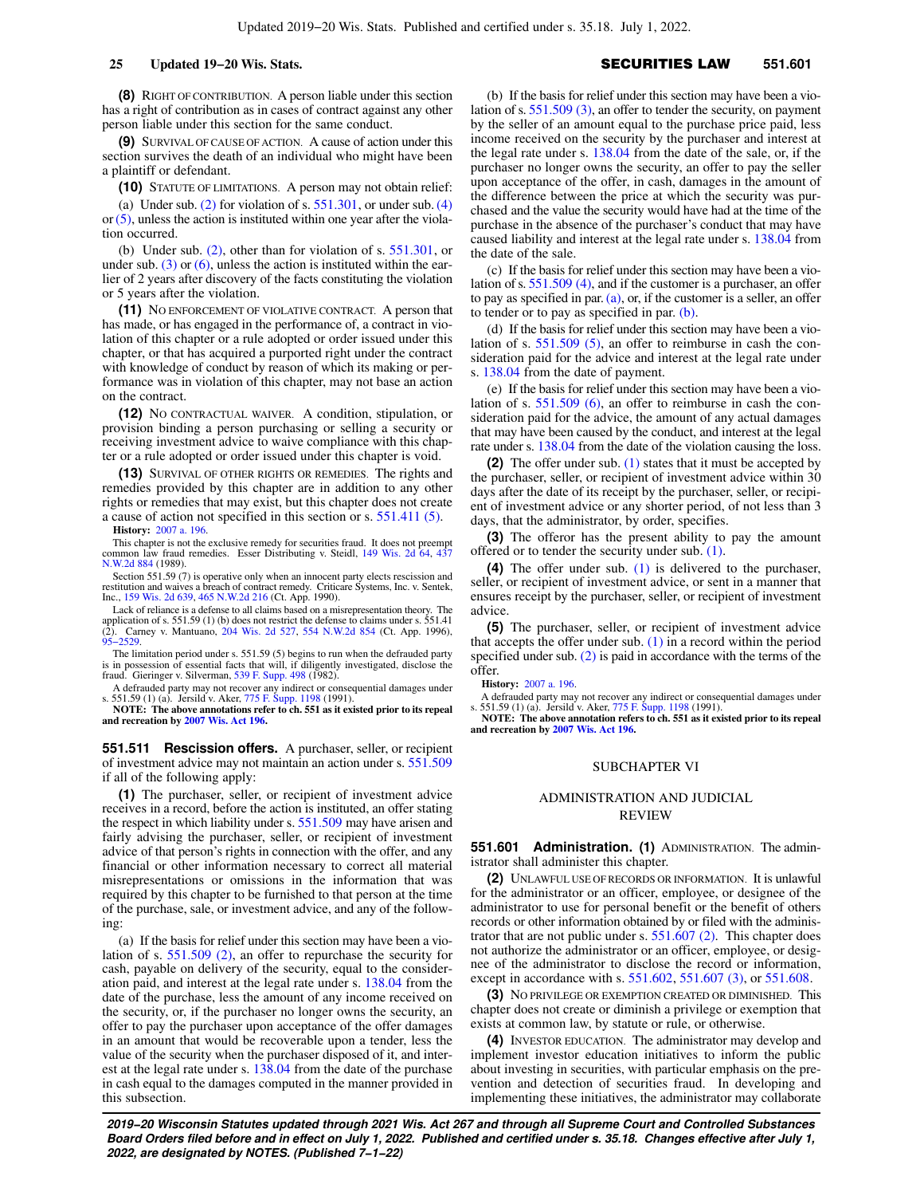**(8)** Right of contribution. A person liable under this section has a right of contribution as in cases of contract against any other person liable under this section for the same conduct.

**(9)** Survival of cause of action. A cause of action under this section survives the death of an individual who might have been a plaintiff or defendant.

**(10)** Statute of limitations. A person may not obtain relief:

(a) Under sub. (2) for violation of s. 551.301, or under sub. (4) or (5), unless the action is instituted within one year after the violation occurred.

(b) Under sub. (2), other than for violation of s. 551.301, or under sub. (3) or (6), unless the action is instituted within the earlier of 2 years after discovery of the facts constituting the violation or 5 years after the violation.

**(11)** No enforcement of violative contract. A person that has made, or has engaged in the performance of, a contract in violation of this chapter or a rule adopted or order issued under this chapter, or that has acquired a purported right under the contract with knowledge of conduct by reason of which its making or performance was in violation of this chapter, may not base an action on the contract.

**(12)** No contractual waiver. A condition, stipulation, or provision binding a person purchasing or selling a security or receiving investment advice to waive compliance with this chapter or a rule adopted or order issued under this chapter is void.

**(13)** Survival of other rights or remedies. The rights and remedies provided by this chapter are in addition to any other rights or remedies that may exist, but this chapter does not create a cause of action not specified in this section or s. 551.411 (5).

**History:** 2007 a. 196.

This chapter is not the exclusive remedy for securities fraud. It does not preempt common law fraud remedies. Esser Distributing v. Steidl, 149 Wis. 2d 64, 437 N.W.2d 884 (1989).

Section 551.59 (7) is operative only when an innocent party elects rescission and restitution and waives a breach of contract remedy. Criticare Systems, Inc. v. Sentek, Inc., 159 Wis. 2d 639, 465 N.W.2d 216 (Ct. App. 1990).

Lack of reliance is a defense to all claims based on a misrepresentation theory. The application of s. 551.59 (1) (b) does not restrict the defense to claims under s. 551.41 (2). Carney v. Mantuano, 204 Wis. 2d 527, 554 N.W.2d 854 (Ct. App. 1996), 95–2529.

The limitation period under s. 551.59 (5) begins to run when the defrauded party is in possession of essential facts that will, if diligently investigated, disclose the fraud. Gieringer v. Silverman, 539 F. Supp. 498 (1982).

A defrauded party may not recover any indirect or consequential damages under s. 551.59 (1) (a). Jersild v. Aker, 775 F. Supp. 1198 (1991).

**NOTE: The above annotations refer to ch. 551 as it existed prior to its repeal and recreation by 2007 Wis. Act 196.**

**551.511 Rescission offers.** A purchaser, seller, or recipient of investment advice may not maintain an action under s. 551.509 if all of the following apply:

**(1)** The purchaser, seller, or recipient of investment advice receives in a record, before the action is instituted, an offer stating the respect in which liability under s. 551.509 may have arisen and fairly advising the purchaser, seller, or recipient of investment advice of that person's rights in connection with the offer, and any financial or other information necessary to correct all material misrepresentations or omissions in the information that was required by this chapter to be furnished to that person at the time of the purchase, sale, or investment advice, and any of the following:

(a) If the basis for relief under this section may have been a violation of s. 551.509 (2), an offer to repurchase the security for cash, payable on delivery of the security, equal to the consideration paid, and interest at the legal rate under s. 138.04 from the date of the purchase, less the amount of any income received on the security, or, if the purchaser no longer owns the security, an offer to pay the purchaser upon acceptance of the offer damages in an amount that would be recoverable upon a tender, less the value of the security when the purchaser disposed of it, and interest at the legal rate under s. 138.04 from the date of the purchase in cash equal to the damages computed in the manner provided in this subsection.

(b) If the basis for relief under this section may have been a violation of s. 551.509 (3), an offer to tender the security, on payment by the seller of an amount equal to the purchase price paid, less income received on the security by the purchaser and interest at the legal rate under s. 138.04 from the date of the sale, or, if the purchaser no longer owns the security, an offer to pay the seller upon acceptance of the offer, in cash, damages in the amount of the difference between the price at which the security was purchased and the value the security would have had at the time of the purchase in the absence of the purchaser's conduct that may have caused liability and interest at the legal rate under s. 138.04 from the date of the sale.

(c) If the basis for relief under this section may have been a violation of s. 551.509 (4), and if the customer is a purchaser, an offer to pay as specified in par. (a), or, if the customer is a seller, an offer to tender or to pay as specified in par. (b).

(d) If the basis for relief under this section may have been a violation of s. 551.509 (5), an offer to reimburse in cash the consideration paid for the advice and interest at the legal rate under s. 138.04 from the date of payment.

(e) If the basis for relief under this section may have been a violation of s. 551.509 (6), an offer to reimburse in cash the consideration paid for the advice, the amount of any actual damages that may have been caused by the conduct, and interest at the legal rate under s. 138.04 from the date of the violation causing the loss.

**(2)** The offer under sub. (1) states that it must be accepted by the purchaser, seller, or recipient of investment advice within 30 days after the date of its receipt by the purchaser, seller, or recipient of investment advice or any shorter period, of not less than 3 days, that the administrator, by order, specifies.

**(3)** The offeror has the present ability to pay the amount offered or to tender the security under sub. (1).

**(4)** The offer under sub. (1) is delivered to the purchaser, seller, or recipient of investment advice, or sent in a manner that ensures receipt by the purchaser, seller, or recipient of investment advice.

**(5)** The purchaser, seller, or recipient of investment advice that accepts the offer under sub. (1) in a record within the period specified under sub. (2) is paid in accordance with the terms of the offer.

**History:** 2007 a. 196.

A defrauded party may not recover any indirect or consequential damages under s. 551.59 (1) (a). Jersild v. Aker, 775 F. Supp. 1198 (1991).

**NOTE: The above annotation refers to ch. 551 as it existed prior to its repeal and recreation by 2007 Wis. Act 196.**

## SUBCHAPTER VI

## ADMINISTRATION AND JUDICIAL REVIEW

**551.601 Administration. (1)** Administration. The administrator shall administer this chapter.

**(2)** Unlawful use of records or information. It is unlawful for the administrator or an officer, employee, or designee of the administrator to use for personal benefit or the benefit of others records or other information obtained by or filed with the administrator that are not public under s. 551.607 (2). This chapter does not authorize the administrator or an officer, employee, or designee of the administrator to disclose the record or information, except in accordance with s. 551.602, 551.607 (3), or 551.608.

**(3)** No privilege or exemption created or diminished. This chapter does not create or diminish a privilege or exemption that exists at common law, by statute or rule, or otherwise.

**(4)** Investor education. The administrator may develop and implement investor education initiatives to inform the public about investing in securities, with particular emphasis on the prevention and detection of securities fraud. In developing and implementing these initiatives, the administrator may collaborate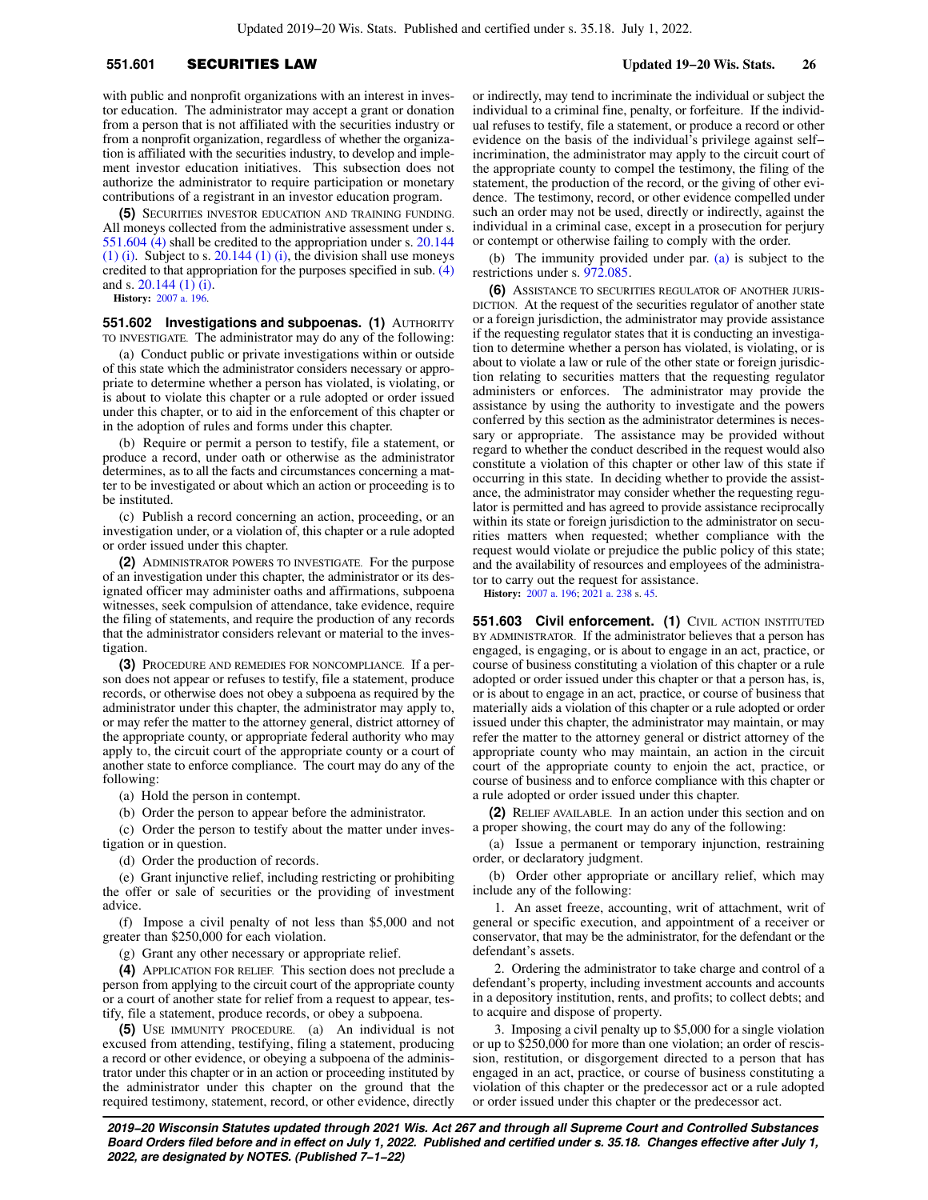with public and nonprofit organizations with an interest in investor education. The administrator may accept a grant or donation from a person that is not affiliated with the securities industry or from a nonprofit organization, regardless of whether the organization is affiliated with the securities industry, to develop and implement investor education initiatives. This subsection does not authorize the administrator to require participation or monetary contributions of a registrant in an investor education program.

**(5)** SECURITIES INVESTOR EDUCATION AND TRAINING FUNDING. All moneys collected from the administrative assessment under s. 551.604 (4) shall be credited to the appropriation under s. 20.144 (1) (i). Subject to s. 20.144 (1) (i), the division shall use moneys credited to that appropriation for the purposes specified in sub. (4) and s. 20.144 (1) (i).

**History:** 2007 a. 196.

**551.602 Investigations and subpoenas. (1)** AUTHORITY TO INVESTIGATE. The administrator may do any of the following:

(a) Conduct public or private investigations within or outside of this state which the administrator considers necessary or appropriate to determine whether a person has violated, is violating, or is about to violate this chapter or a rule adopted or order issued under this chapter, or to aid in the enforcement of this chapter or in the adoption of rules and forms under this chapter.

(b) Require or permit a person to testify, file a statement, or produce a record, under oath or otherwise as the administrator determines, as to all the facts and circumstances concerning a matter to be investigated or about which an action or proceeding is to be instituted.

(c) Publish a record concerning an action, proceeding, or an investigation under, or a violation of, this chapter or a rule adopted or order issued under this chapter.

**(2)** ADMINISTRATOR POWERS TO INVESTIGATE. For the purpose of an investigation under this chapter, the administrator or its designated officer may administer oaths and affirmations, subpoena witnesses, seek compulsion of attendance, take evidence, require the filing of statements, and require the production of any records that the administrator considers relevant or material to the investigation.

**(3)** PROCEDURE AND REMEDIES FOR NONCOMPLIANCE. If a person does not appear or refuses to testify, file a statement, produce records, or otherwise does not obey a subpoena as required by the administrator under this chapter, the administrator may apply to, or may refer the matter to the attorney general, district attorney of the appropriate county, or appropriate federal authority who may apply to, the circuit court of the appropriate county or a court of another state to enforce compliance. The court may do any of the following:

(a) Hold the person in contempt.

(b) Order the person to appear before the administrator.

(c) Order the person to testify about the matter under investigation or in question.

(d) Order the production of records.

(e) Grant injunctive relief, including restricting or prohibiting the offer or sale of securities or the providing of investment advice.

(f) Impose a civil penalty of not less than $5,000 and not greater than $250,000 for each violation.

(g) Grant any other necessary or appropriate relief.

**(4)** APPLICATION FOR RELIEF. This section does not preclude a person from applying to the circuit court of the appropriate county or a court of another state for relief from a request to appear, testify, file a statement, produce records, or obey a subpoena.

**(5)** USE IMMUNITY PROCEDURE. (a) An individual is not excused from attending, testifying, filing a statement, producing a record or other evidence, or obeying a subpoena of the administrator under this chapter or in an action or proceeding instituted by the administrator under this chapter on the ground that the required testimony, statement, record, or other evidence, directly or indirectly, may tend to incriminate the individual or subject the individual to a criminal fine, penalty, or forfeiture. If the individual refuses to testify, file a statement, or produce a record or other evidence on the basis of the individual's privilege against self–incrimination, the administrator may apply to the circuit court of the appropriate county to compel the testimony, the filing of the statement, the production of the record, or the giving of other evidence. The testimony, record, or other evidence compelled under such an order may not be used, directly or indirectly, against the individual in a criminal case, except in a prosecution for perjury or contempt or otherwise failing to comply with the order.

(b) The immunity provided under par. (a) is subject to the restrictions under s. 972.085.

**(6)** ASSISTANCE TO SECURITIES REGULATOR OF ANOTHER JURISDICTION. At the request of the securities regulator of another state or a foreign jurisdiction, the administrator may provide assistance if the requesting regulator states that it is conducting an investigation to determine whether a person has violated, is violating, or is about to violate a law or rule of the other state or foreign jurisdiction relating to securities matters that the requesting regulator administers or enforces. The administrator may provide the assistance by using the authority to investigate and the powers conferred by this section as the administrator determines is necessary or appropriate. The assistance may be provided without regard to whether the conduct described in the request would also constitute a violation of this chapter or other law of this state if occurring in this state. In deciding whether to provide the assistance, the administrator may consider whether the requesting regulator is permitted and has agreed to provide assistance reciprocally within its state or foreign jurisdiction to the administrator on securities matters when requested; whether compliance with the request would violate or prejudice the public policy of this state; and the availability of resources and employees of the administrator to carry out the request for assistance.

**History:** 2007 a. 196; 2021 a. 238 s. 45.

**551.603 Civil enforcement. (1)** CIVIL ACTION INSTITUTED BY ADMINISTRATOR. If the administrator believes that a person has engaged, is engaging, or is about to engage in an act, practice, or course of business constituting a violation of this chapter or a rule adopted or order issued under this chapter or that a person has, is, or is about to engage in an act, practice, or course of business that materially aids a violation of this chapter or a rule adopted or order issued under this chapter, the administrator may maintain, or may refer the matter to the attorney general or district attorney of the appropriate county who may maintain, an action in the circuit court of the appropriate county to enjoin the act, practice, or course of business and to enforce compliance with this chapter or a rule adopted or order issued under this chapter.

**(2)** RELIEF AVAILABLE. In an action under this section and on a proper showing, the court may do any of the following:

(a) Issue a permanent or temporary injunction, restraining order, or declaratory judgment.

(b) Order other appropriate or ancillary relief, which may include any of the following:

1. An asset freeze, accounting, writ of attachment, writ of general or specific execution, and appointment of a receiver or conservator, that may be the administrator, for the defendant or the defendant's assets.

2. Ordering the administrator to take charge and control of a defendant's property, including investment accounts and accounts in a depository institution, rents, and profits; to collect debts; and to acquire and dispose of property.

3. Imposing a civil penalty up to $5,000 for a single violation or up to $250,000 for more than one violation; an order of rescission, restitution, or disgorgement directed to a person that has engaged in an act, practice, or course of business constituting a violation of this chapter or the predecessor act or a rule adopted or order issued under this chapter or the predecessor act.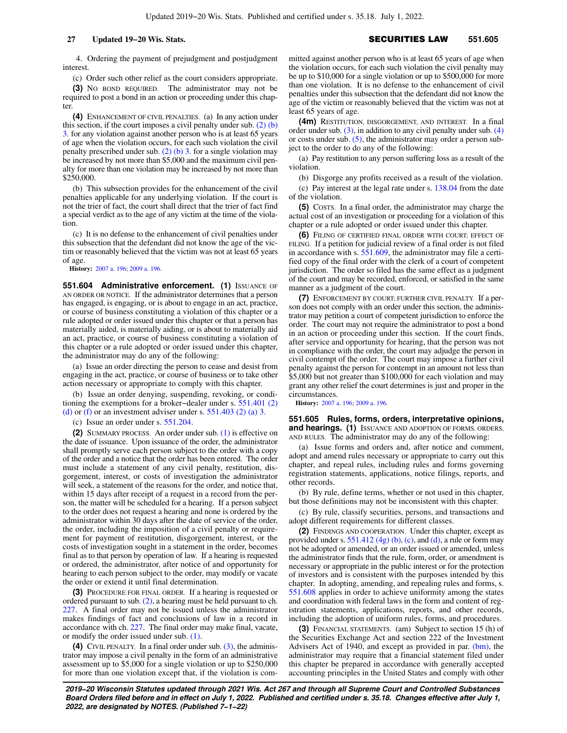4. Ordering the payment of prejudgment and postjudgment interest.

(c) Order such other relief as the court considers appropriate.

**(3)** NO BOND REQUIRED. The administrator may not be required to post a bond in an action or proceeding under this chapter.

**(4)** ENHANCEMENT OF CIVIL PENALTIES. (a) In any action under this section, if the court imposes a civil penalty under sub. (2) (b) 3. for any violation against another person who is at least 65 years of age when the violation occurs, for each such violation the civil penalty prescribed under sub. (2) (b) 3. for a single violation may be increased by not more than $5,000 and the maximum civil penalty for more than one violation may be increased by not more than $250,000.

(b) This subsection provides for the enhancement of the civil penalties applicable for any underlying violation. If the court is not the trier of fact, the court shall direct that the trier of fact find a special verdict as to the age of any victim at the time of the violation.

(c) It is no defense to the enhancement of civil penalties under this subsection that the defendant did not know the age of the victim or reasonably believed that the victim was not at least 65 years of age.

**History:** 2007 a. 196; 2009 a. 196.

**551.604 Administrative enforcement.** **(1)** ISSUANCE OF AN ORDER OR NOTICE. If the administrator determines that a person has engaged, is engaging, or is about to engage in an act, practice, or course of business constituting a violation of this chapter or a rule adopted or order issued under this chapter or that a person has materially aided, is materially aiding, or is about to materially aid an act, practice, or course of business constituting a violation of this chapter or a rule adopted or order issued under this chapter, the administrator may do any of the following:

(a) Issue an order directing the person to cease and desist from engaging in the act, practice, or course of business or to take other action necessary or appropriate to comply with this chapter.

(b) Issue an order denying, suspending, revoking, or conditioning the exemptions for a broker−dealer under s. 551.401 (2) (d) or (f) or an investment adviser under s. 551.403 (2) (a) 3.

(c) Issue an order under s. 551.204.

**(2)** SUMMARY PROCESS. An order under sub. (1) is effective on the date of issuance. Upon issuance of the order, the administrator shall promptly serve each person subject to the order with a copy of the order and a notice that the order has been entered. The order must include a statement of any civil penalty, restitution, disgorgement, interest, or costs of investigation the administrator will seek, a statement of the reasons for the order, and notice that, within 15 days after receipt of a request in a record from the person, the matter will be scheduled for a hearing. If a person subject to the order does not request a hearing and none is ordered by the administrator within 30 days after the date of service of the order, the order, including the imposition of a civil penalty or requirement for payment of restitution, disgorgement, interest, or the costs of investigation sought in a statement in the order, becomes final as to that person by operation of law. If a hearing is requested or ordered, the administrator, after notice of and opportunity for hearing to each person subject to the order, may modify or vacate the order or extend it until final determination.

**(3)** PROCEDURE FOR FINAL ORDER. If a hearing is requested or ordered pursuant to sub. (2), a hearing must be held pursuant to ch. 227. A final order may not be issued unless the administrator makes findings of fact and conclusions of law in a record in accordance with ch. 227. The final order may make final, vacate, or modify the order issued under sub. (1).

**(4)** CIVIL PENALTY. In a final order under sub. (3), the administrator may impose a civil penalty in the form of an administrative assessment up to $5,000 for a single violation or up to $250,000 for more than one violation except that, if the violation is committed against another person who is at least 65 years of age when the violation occurs, for each such violation the civil penalty may be up to $10,000 for a single violation or up to $500,000 for more than one violation. It is no defense to the enhancement of civil penalties under this subsection that the defendant did not know the age of the victim or reasonably believed that the victim was not at least 65 years of age.

**(4m)** RESTITUTION, DISGORGEMENT, AND INTEREST. In a final order under sub. (3), in addition to any civil penalty under sub. (4) or costs under sub. (5), the administrator may order a person subject to the order to do any of the following:

(a) Pay restitution to any person suffering loss as a result of the violation.

(b) Disgorge any profits received as a result of the violation.

(c) Pay interest at the legal rate under s. 138.04 from the date of the violation.

**(5)** COSTS. In a final order, the administrator may charge the actual cost of an investigation or proceeding for a violation of this chapter or a rule adopted or order issued under this chapter.

**(6)** FILING OF CERTIFIED FINAL ORDER WITH COURT; EFFECT OF FILING. If a petition for judicial review of a final order is not filed in accordance with s. 551.609, the administrator may file a certified copy of the final order with the clerk of a court of competent jurisdiction. The order so filed has the same effect as a judgment of the court and may be recorded, enforced, or satisfied in the same manner as a judgment of the court.

**(7)** ENFORCEMENT BY COURT; FURTHER CIVIL PENALTY. If a person does not comply with an order under this section, the administrator may petition a court of competent jurisdiction to enforce the order. The court may not require the administrator to post a bond in an action or proceeding under this section. If the court finds, after service and opportunity for hearing, that the person was not in compliance with the order, the court may adjudge the person in civil contempt of the order. The court may impose a further civil penalty against the person for contempt in an amount not less than $5,000 but not greater than $100,000 for each violation and may grant any other relief the court determines is just and proper in the circumstances.

**History:** 2007 a. 196; 2009 a. 196.

**551.605 Rules, forms, orders, interpretative opinions, and hearings.** **(1)** ISSUANCE AND ADOPTION OF FORMS, ORDERS, AND RULES. The administrator may do any of the following:

(a) Issue forms and orders and, after notice and comment, adopt and amend rules necessary or appropriate to carry out this chapter, and repeal rules, including rules and forms governing registration statements, applications, notice filings, reports, and other records.

(b) By rule, define terms, whether or not used in this chapter, but those definitions may not be inconsistent with this chapter.

(c) By rule, classify securities, persons, and transactions and adopt different requirements for different classes.

**(2)** FINDINGS AND COOPERATION. Under this chapter, except as provided under s. 551.412 (4g) (b), (c), and (d), a rule or form may not be adopted or amended, or an order issued or amended, unless the administrator finds that the rule, form, order, or amendment is necessary or appropriate in the public interest or for the protection of investors and is consistent with the purposes intended by this chapter. In adopting, amending, and repealing rules and forms, s. 551.608 applies in order to achieve uniformity among the states and coordination with federal laws in the form and content of registration statements, applications, reports, and other records, including the adoption of uniform rules, forms, and procedures.

**(3)** FINANCIAL STATEMENTS. (am) Subject to section 15 (h) of the Securities Exchange Act and section 222 of the Investment Advisers Act of 1940, and except as provided in par. (bm), the administrator may require that a financial statement filed under this chapter be prepared in accordance with generally accepted accounting principles in the United States and comply with other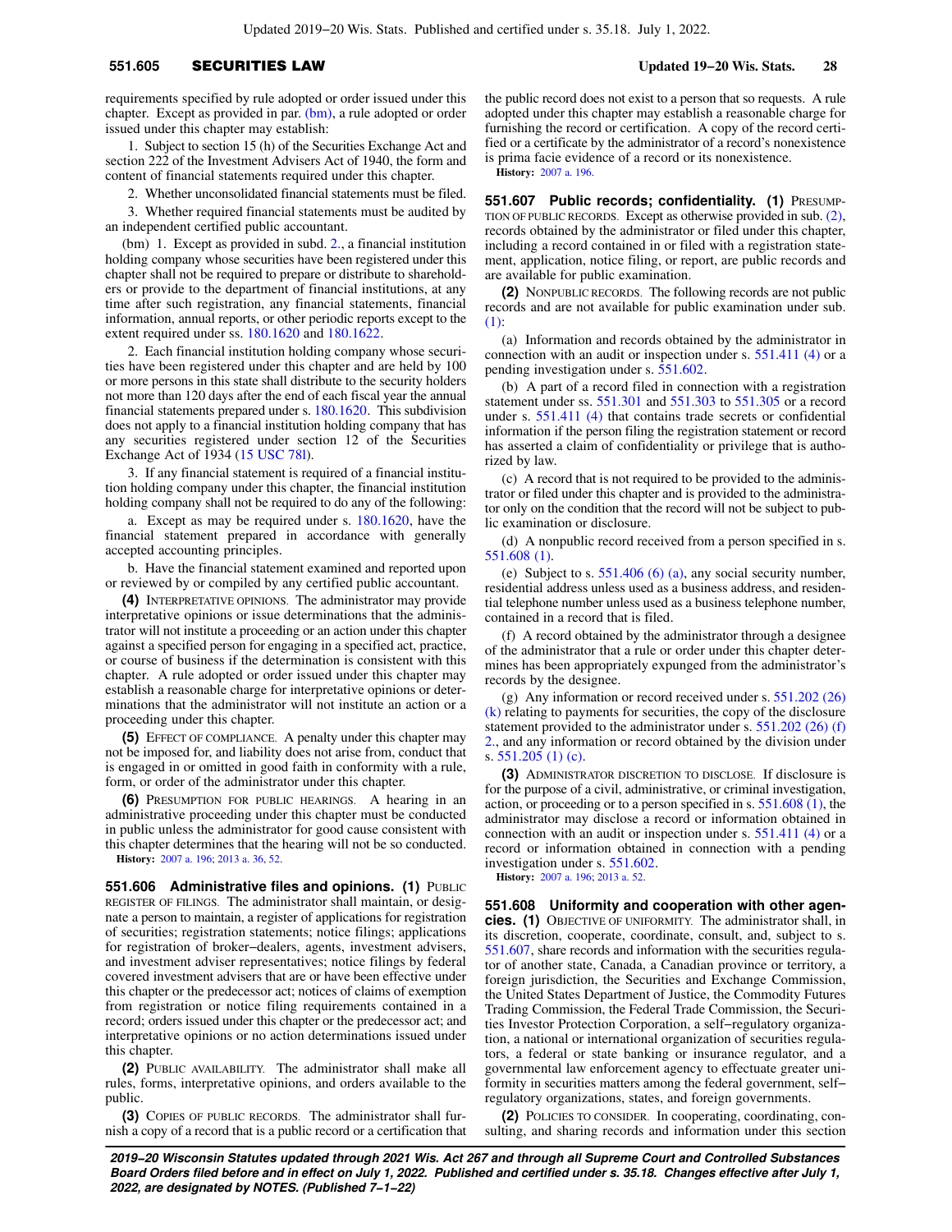requirements specified by rule adopted or order issued under this chapter. Except as provided in par. (bm), a rule adopted or order issued under this chapter may establish:

1. Subject to section 15 (h) of the Securities Exchange Act and section 222 of the Investment Advisers Act of 1940, the form and content of financial statements required under this chapter.

2. Whether unconsolidated financial statements must be filed.

3. Whether required financial statements must be audited by an independent certified public accountant.

(bm) 1. Except as provided in subd. 2., a financial institution holding company whose securities have been registered under this chapter shall not be required to prepare or distribute to shareholders or provide to the department of financial institutions, at any time after such registration, any financial statements, financial information, annual reports, or other periodic reports except to the extent required under ss. 180.1620 and 180.1622.

2. Each financial institution holding company whose securities have been registered under this chapter and are held by 100 or more persons in this state shall distribute to the security holders not more than 120 days after the end of each fiscal year the annual financial statements prepared under s. 180.1620. This subdivision does not apply to a financial institution holding company that has any securities registered under section 12 of the Securities Exchange Act of 1934 (15 USC 78l).

3. If any financial statement is required of a financial institution holding company under this chapter, the financial institution holding company shall not be required to do any of the following:

a. Except as may be required under s. 180.1620, have the financial statement prepared in accordance with generally accepted accounting principles.

b. Have the financial statement examined and reported upon or reviewed by or compiled by any certified public accountant.

**(4)** INTERPRETATIVE OPINIONS. The administrator may provide interpretative opinions or issue determinations that the administrator will not institute a proceeding or an action under this chapter against a specified person for engaging in a specified act, practice, or course of business if the determination is consistent with this chapter. A rule adopted or order issued under this chapter may establish a reasonable charge for interpretative opinions or determinations that the administrator will not institute an action or a proceeding under this chapter.

**(5)** EFFECT OF COMPLIANCE. A penalty under this chapter may not be imposed for, and liability does not arise from, conduct that is engaged in or omitted in good faith in conformity with a rule, form, or order of the administrator under this chapter.

**(6)** PRESUMPTION FOR PUBLIC HEARINGS. A hearing in an administrative proceeding under this chapter must be conducted in public unless the administrator for good cause consistent with this chapter determines that the hearing will not be so conducted.

**History:** 2007 a. 196; 2013 a. 36, 52.

**551.606 Administrative files and opinions. (1)** PUBLIC REGISTER OF FILINGS. The administrator shall maintain, or designate a person to maintain, a register of applications for registration of securities; registration statements; notice filings; applications for registration of broker–dealers, agents, investment advisers, and investment adviser representatives; notice filings by federal covered investment advisers that are or have been effective under this chapter or the predecessor act; notices of claims of exemption from registration or notice filing requirements contained in a record; orders issued under this chapter or the predecessor act; and interpretative opinions or no action determinations issued under this chapter.

**(2)** PUBLIC AVAILABILITY. The administrator shall make all rules, forms, interpretative opinions, and orders available to the public.

**(3)** COPIES OF PUBLIC RECORDS. The administrator shall furnish a copy of a record that is a public record or a certification that the public record does not exist to a person that so requests. A rule adopted under this chapter may establish a reasonable charge for furnishing the record or certification. A copy of the record certified or a certificate by the administrator of a record's nonexistence is prima facie evidence of a record or its nonexistence.

**History:** 2007 a. 196.

**551.607 Public records; confidentiality. (1)** PRESUMPTION OF PUBLIC RECORDS. Except as otherwise provided in sub. (2), records obtained by the administrator or filed under this chapter, including a record contained in or filed with a registration statement, application, notice filing, or report, are public records and are available for public examination.

**(2)** NONPUBLIC RECORDS. The following records are not public records and are not available for public examination under sub. (1):

(a) Information and records obtained by the administrator in connection with an audit or inspection under s. 551.411 (4) or a pending investigation under s. 551.602.

(b) A part of a record filed in connection with a registration statement under ss. 551.301 and 551.303 to 551.305 or a record under s. 551.411 (4) that contains trade secrets or confidential information if the person filing the registration statement or record has asserted a claim of confidentiality or privilege that is authorized by law.

(c) A record that is not required to be provided to the administrator or filed under this chapter and is provided to the administrator only on the condition that the record will not be subject to public examination or disclosure.

(d) A nonpublic record received from a person specified in s. 551.608 (1).

(e) Subject to s. 551.406 (6) (a), any social security number, residential address unless used as a business address, and residential telephone number unless used as a business telephone number, contained in a record that is filed.

(f) A record obtained by the administrator through a designee of the administrator that a rule or order under this chapter determines has been appropriately expunged from the administrator's records by the designee.

(g) Any information or record received under s. 551.202 (26) (k) relating to payments for securities, the copy of the disclosure statement provided to the administrator under s. 551.202 (26) (f) 2., and any information or record obtained by the division under s. 551.205 (1) (c).

**(3)** ADMINISTRATOR DISCRETION TO DISCLOSE. If disclosure is for the purpose of a civil, administrative, or criminal investigation, action, or proceeding or to a person specified in s. 551.608 (1), the administrator may disclose a record or information obtained in connection with an audit or inspection under s. 551.411 (4) or a record or information obtained in connection with a pending investigation under s. 551.602.

**History:** 2007 a. 196; 2013 a. 52.

**551.608 Uniformity and cooperation with other agencies. (1)** OBJECTIVE OF UNIFORMITY. The administrator shall, in its discretion, cooperate, coordinate, consult, and, subject to s. 551.607, share records and information with the securities regulator of another state, Canada, a Canadian province or territory, a foreign jurisdiction, the Securities and Exchange Commission, the United States Department of Justice, the Commodity Futures Trading Commission, the Federal Trade Commission, the Securities Investor Protection Corporation, a self–regulatory organization, a national or international organization of securities regulators, a federal or state banking or insurance regulator, and a governmental law enforcement agency to effectuate greater uniformity in securities matters among the federal government, self–regulatory organizations, states, and foreign governments.

**(2)** POLICIES TO CONSIDER. In cooperating, coordinating, consulting, and sharing records and information under this section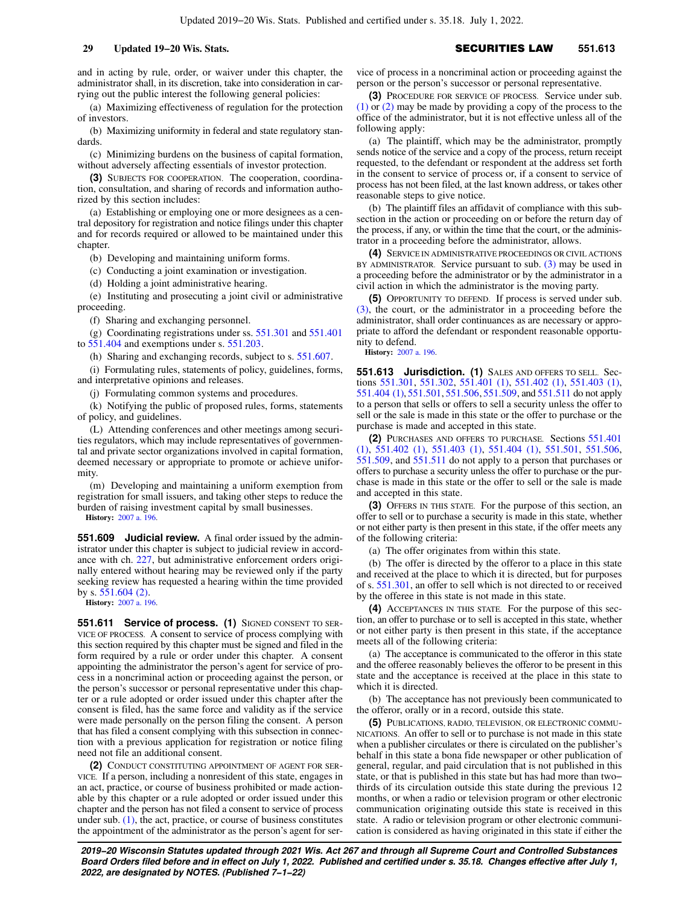and in acting by rule, order, or waiver under this chapter, the administrator shall, in its discretion, take into consideration in carrying out the public interest the following general policies:

(a) Maximizing effectiveness of regulation for the protection of investors.

(b) Maximizing uniformity in federal and state regulatory standards.

(c) Minimizing burdens on the business of capital formation, without adversely affecting essentials of investor protection.

**(3)** SUBJECTS FOR COOPERATION. The cooperation, coordination, consultation, and sharing of records and information authorized by this section includes:

(a) Establishing or employing one or more designees as a central depository for registration and notice filings under this chapter and for records required or allowed to be maintained under this chapter.

(b) Developing and maintaining uniform forms.

(c) Conducting a joint examination or investigation.

(d) Holding a joint administrative hearing.

(e) Instituting and prosecuting a joint civil or administrative proceeding.

(f) Sharing and exchanging personnel.

(g) Coordinating registrations under ss. 551.301 and 551.401 to 551.404 and exemptions under s. 551.203.

(h) Sharing and exchanging records, subject to s. 551.607.

(i) Formulating rules, statements of policy, guidelines, forms, and interpretative opinions and releases.

(j) Formulating common systems and procedures.

(k) Notifying the public of proposed rules, forms, statements of policy, and guidelines.

(L) Attending conferences and other meetings among securities regulators, which may include representatives of governmental and private sector organizations involved in capital formation, deemed necessary or appropriate to promote or achieve uniformity.

(m) Developing and maintaining a uniform exemption from registration for small issuers, and taking other steps to reduce the burden of raising investment capital by small businesses.

**History:** 2007 a. 196.

**551.609 Judicial review.** A final order issued by the administrator under this chapter is subject to judicial review in accordance with ch. 227, but administrative enforcement orders originally entered without hearing may be reviewed only if the party seeking review has requested a hearing within the time provided by s. 551.604 (2).

**History:** 2007 a. 196.

**551.611 Service of process. (1)** SIGNED CONSENT TO SERVICE OF PROCESS. A consent to service of process complying with this section required by this chapter must be signed and filed in the form required by a rule or order under this chapter. A consent appointing the administrator the person's agent for service of process in a noncriminal action or proceeding against the person, or the person's successor or personal representative under this chapter or a rule adopted or order issued under this chapter after the consent is filed, has the same force and validity as if the service were made personally on the person filing the consent. A person that has filed a consent complying with this subsection in connection with a previous application for registration or notice filing need not file an additional consent.

**(2)** CONDUCT CONSTITUTING APPOINTMENT OF AGENT FOR SERVICE. If a person, including a nonresident of this state, engages in an act, practice, or course of business prohibited or made actionable by this chapter or a rule adopted or order issued under this chapter and the person has not filed a consent to service of process under sub. (1), the act, practice, or course of business constitutes the appointment of the administrator as the person's agent for service of process in a noncriminal action or proceeding against the person or the person's successor or personal representative.

**(3)** PROCEDURE FOR SERVICE OF PROCESS. Service under sub. (1) or (2) may be made by providing a copy of the process to the office of the administrator, but it is not effective unless all of the following apply:

(a) The plaintiff, which may be the administrator, promptly sends notice of the service and a copy of the process, return receipt requested, to the defendant or respondent at the address set forth in the consent to service of process or, if a consent to service of process has not been filed, at the last known address, or takes other reasonable steps to give notice.

(b) The plaintiff files an affidavit of compliance with this subsection in the action or proceeding on or before the return day of the process, if any, or within the time that the court, or the administrator in a proceeding before the administrator, allows.

**(4)** SERVICE IN ADMINISTRATIVE PROCEEDINGS OR CIVIL ACTIONS BY ADMINISTRATOR. Service pursuant to sub. (3) may be used in a proceeding before the administrator or by the administrator in a civil action in which the administrator is the moving party.

**(5)** OPPORTUNITY TO DEFEND. If process is served under sub. (3), the court, or the administrator in a proceeding before the administrator, shall order continuances as are necessary or appropriate to afford the defendant or respondent reasonable opportunity to defend.

**History:** 2007 a. 196.

**551.613 Jurisdiction. (1)** SALES AND OFFERS TO SELL. Sections 551.301, 551.302, 551.401 (1), 551.402 (1), 551.403 (1), 551.404 (1), 551.501, 551.506, 551.509, and 551.511 do not apply to a person that sells or offers to sell a security unless the offer to sell or the sale is made in this state or the offer to purchase or the purchase is made and accepted in this state.

**(2)** PURCHASES AND OFFERS TO PURCHASE. Sections 551.401 (1), 551.402 (1), 551.403 (1), 551.404 (1), 551.501, 551.506, 551.509, and 551.511 do not apply to a person that purchases or offers to purchase a security unless the offer to purchase or the purchase is made in this state or the offer to sell or the sale is made and accepted in this state.

**(3)** OFFERS IN THIS STATE. For the purpose of this section, an offer to sell or to purchase a security is made in this state, whether or not either party is then present in this state, if the offer meets any of the following criteria:

(a) The offer originates from within this state.

(b) The offer is directed by the offeror to a place in this state and received at the place to which it is directed, but for purposes of s. 551.301, an offer to sell which is not directed to or received by the offeree in this state is not made in this state.

**(4)** ACCEPTANCES IN THIS STATE. For the purpose of this section, an offer to purchase or to sell is accepted in this state, whether or not either party is then present in this state, if the acceptance meets all of the following criteria:

(a) The acceptance is communicated to the offeror in this state and the offeree reasonably believes the offeror to be present in this state and the acceptance is received at the place in this state to which it is directed.

(b) The acceptance has not previously been communicated to the offeror, orally or in a record, outside this state.

**(5)** PUBLICATIONS, RADIO, TELEVISION, OR ELECTRONIC COMMUNICATIONS. An offer to sell or to purchase is not made in this state when a publisher circulates or there is circulated on the publisher's behalf in this state a bona fide newspaper or other publication of general, regular, and paid circulation that is not published in this state, or that is published in this state but has had more than two–thirds of its circulation outside this state during the previous 12 months, or when a radio or television program or other electronic communication originating outside this state is received in this state. A radio or television program or other electronic communication is considered as having originated in this state if either the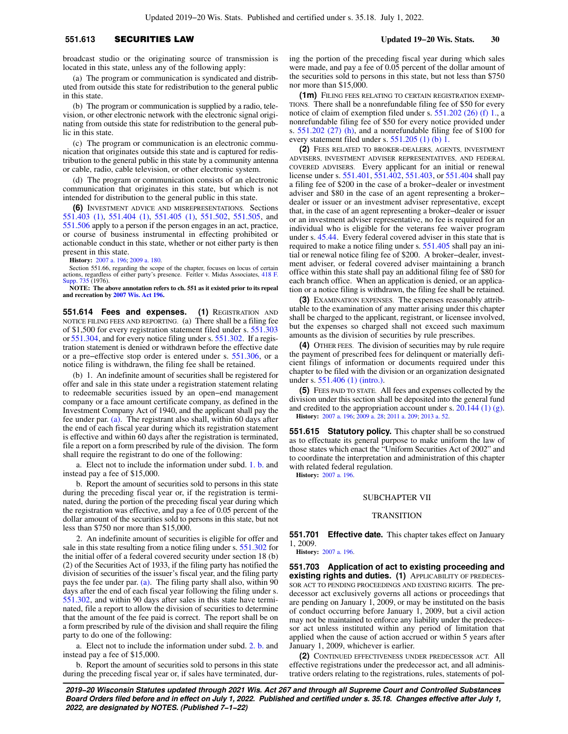broadcast studio or the originating source of transmission is located in this state, unless any of the following apply:

(a) The program or communication is syndicated and distributed from outside this state for redistribution to the general public in this state.

(b) The program or communication is supplied by a radio, television, or other electronic network with the electronic signal originating from outside this state for redistribution to the general public in this state.

(c) The program or communication is an electronic communication that originates outside this state and is captured for redistribution to the general public in this state by a community antenna or cable, radio, cable television, or other electronic system.

(d) The program or communication consists of an electronic communication that originates in this state, but which is not intended for distribution to the general public in this state.

**(6)** INVESTMENT ADVICE AND MISREPRESENTATIONS. Sections 551.403 (1), 551.404 (1), 551.405 (1), 551.502, 551.505, and 551.506 apply to a person if the person engages in an act, practice, or course of business instrumental in effecting prohibited or actionable conduct in this state, whether or not either party is then present in this state.

**History:** 2007 a. 196; 2009 a. 180.

Section 551.66, regarding the scope of the chapter, focuses on locus of certain actions, regardless of either party's presence. Feitler v. Midas Associates, 418 F. Supp. 735 (1976).

**NOTE: The above annotation refers to ch. 551 as it existed prior to its repeal and recreation by 2007 Wis. Act 196.**

**551.614 Fees and expenses. (1)** REGISTRATION AND NOTICE FILING FEES AND REPORTING. (a) There shall be a filing fee of $1,500 for every registration statement filed under s. 551.303 or 551.304, and for every notice filing under s. 551.302. If a registration statement is denied or withdrawn before the effective date or a pre–effective stop order is entered under s. 551.306, or a notice filing is withdrawn, the filing fee shall be retained.

(b) 1. An indefinite amount of securities shall be registered for offer and sale in this state under a registration statement relating to redeemable securities issued by an open–end management company or a face amount certificate company, as defined in the Investment Company Act of 1940, and the applicant shall pay the fee under par. (a). The registrant also shall, within 60 days after the end of each fiscal year during which its registration statement is effective and within 60 days after the registration is terminated, file a report on a form prescribed by rule of the division. The form shall require the registrant to do one of the following:

a. Elect not to include the information under subd. 1. b. and instead pay a fee of $15,000.

b. Report the amount of securities sold to persons in this state during the preceding fiscal year or, if the registration is terminated, during the portion of the preceding fiscal year during which the registration was effective, and pay a fee of 0.05 percent of the dollar amount of the securities sold to persons in this state, but not less than $750 nor more than $15,000.

2. An indefinite amount of securities is eligible for offer and sale in this state resulting from a notice filing under s. 551.302 for the initial offer of a federal covered security under section 18 (b) (2) of the Securities Act of 1933, if the filing party has notified the division of securities of the issuer's fiscal year, and the filing party pays the fee under par. (a). The filing party shall also, within 90 days after the end of each fiscal year following the filing under s. 551.302, and within 90 days after sales in this state have terminated, file a report to allow the division of securities to determine that the amount of the fee paid is correct. The report shall be on a form prescribed by rule of the division and shall require the filing party to do one of the following:

a. Elect not to include the information under subd. 2. b. and instead pay a fee of $15,000.

b. Report the amount of securities sold to persons in this state during the preceding fiscal year or, if sales have terminated, during the portion of the preceding fiscal year during which sales were made, and pay a fee of 0.05 percent of the dollar amount of the securities sold to persons in this state, but not less than $750 nor more than $15,000.

**(1m)** FILING FEES RELATING TO CERTAIN REGISTRATION EXEMPTIONS. There shall be a nonrefundable filing fee of $50 for every notice of claim of exemption filed under s. 551.202 (26) (f) 1., a nonrefundable filing fee of $50 for every notice provided under s. 551.202 (27) (h), and a nonrefundable filing fee of $100 for every statement filed under s. 551.205 (1) (b) 1.

**(2)** FEES RELATED TO BROKER–DEALERS, AGENTS, INVESTMENT ADVISERS, INVESTMENT ADVISER REPRESENTATIVES, AND FEDERAL COVERED ADVISERS. Every applicant for an initial or renewal license under s. 551.401, 551.402, 551.403, or 551.404 shall pay a filing fee of $200 in the case of a broker–dealer or investment adviser and $80 in the case of an agent representing a broker–dealer or issuer or an investment adviser representative, except that, in the case of an agent representing a broker–dealer or issuer or an investment adviser representative, no fee is required for an individual who is eligible for the veterans fee waiver program under s. 45.44. Every federal covered adviser in this state that is required to make a notice filing under s. 551.405 shall pay an initial or renewal notice filing fee of $200. A broker–dealer, investment adviser, or federal covered adviser maintaining a branch office within this state shall pay an additional filing fee of $80 for each branch office. When an application is denied, or an application or a notice filing is withdrawn, the filing fee shall be retained.

**(3)** EXAMINATION EXPENSES. The expenses reasonably attributable to the examination of any matter arising under this chapter shall be charged to the applicant, registrant, or licensee involved, but the expenses so charged shall not exceed such maximum amounts as the division of securities by rule prescribes.

**(4)** OTHER FEES. The division of securities may by rule require the payment of prescribed fees for delinquent or materially deficient filings of information or documents required under this chapter to be filed with the division or an organization designated under s. 551.406 (1) (intro.).

**(5)** FEES PAID TO STATE. All fees and expenses collected by the division under this section shall be deposited into the general fund and credited to the appropriation account under s. 20.144 (1) (g).

**History:** 2007 a. 196; 2009 a. 28; 2011 a. 209; 2013 a. 52.

**551.615 Statutory policy.** This chapter shall be so construed as to effectuate its general purpose to make uniform the law of those states which enact the "Uniform Securities Act of 2002" and to coordinate the interpretation and administration of this chapter with related federal regulation.

**History:** 2007 a. 196.

## SUBCHAPTER VII

## TRANSITION

**551.701 Effective date.** This chapter takes effect on January 1, 2009.

**History:** 2007 a. 196.

**551.703 Application of act to existing proceeding and existing rights and duties. (1)** APPLICABILITY OF PREDECESSOR ACT TO PENDING PROCEEDINGS AND EXISTING RIGHTS. The predecessor act exclusively governs all actions or proceedings that are pending on January 1, 2009, or may be instituted on the basis of conduct occurring before January 1, 2009, but a civil action may not be maintained to enforce any liability under the predecessor act unless instituted within any period of limitation that applied when the cause of action accrued or within 5 years after January 1, 2009, whichever is earlier.

**(2)** CONTINUED EFFECTIVENESS UNDER PREDECESSOR ACT. All effective registrations under the predecessor act, and all administrative orders relating to the registrations, rules, statements of pol-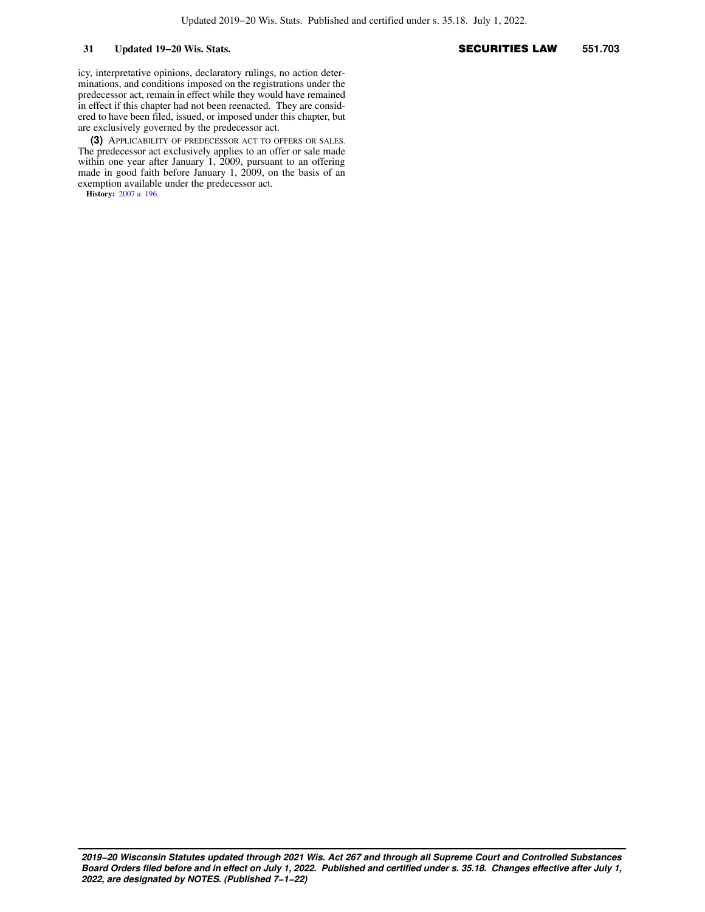icy, interpretative opinions, declaratory rulings, no action determinations, and conditions imposed on the registrations under the predecessor act, remain in effect while they would have remained in effect if this chapter had not been reenacted. They are considered to have been filed, issued, or imposed under this chapter, but are exclusively governed by the predecessor act.

**(3)** APPLICABILITY OF PREDECESSOR ACT TO OFFERS OR SALES. The predecessor act exclusively applies to an offer or sale made within one year after January 1, 2009, pursuant to an offering made in good faith before January 1, 2009, on the basis of an exemption available under the predecessor act.

**History:** 2007 a. 196.